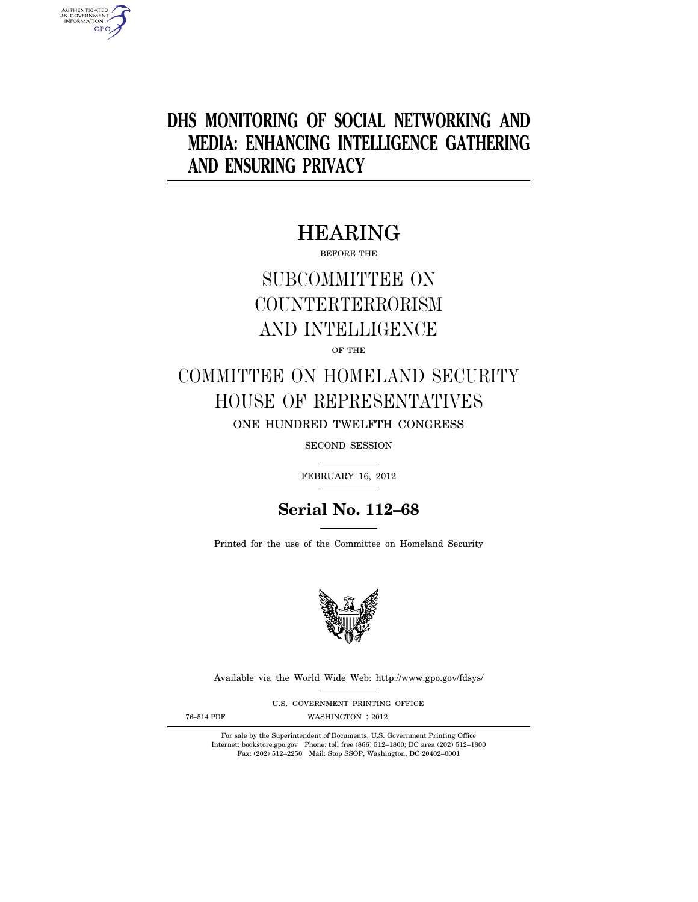# DHS MONITORING OF SOCIAL NETWORKING AND MEDIA: ENHANCING INTELLIGENCE GATHERING AND ENSURING PRIVACY

## HEARING

BEFORE THE

## SUBCOMMITTEE ON COUNTERTERRORISM AND INTELLIGENCE

OF THE

## COMMITTEE ON HOMELAND SECURITY HOUSE OF REPRESENTATIVES

ONE HUNDRED TWELFTH CONGRESS

SECOND SESSION

FEBRUARY 16, 2012

**Serial No. 112–68**

Printed for the use of the Committee on Homeland Security

Available via the World Wide Web: http://www.gpo.gov/fdsys/

U.S. GOVERNMENT PRINTING OFFICE

76–514 PDF WASHINGTON : 2012

For sale by the Superintendent of Documents, U.S. Government Printing Office
Internet: bookstore.gpo.gov Phone: toll free (866) 512–1800; DC area (202) 512–1800
Fax: (202) 512–2250 Mail: Stop SSOP, Washington, DC 20402–0001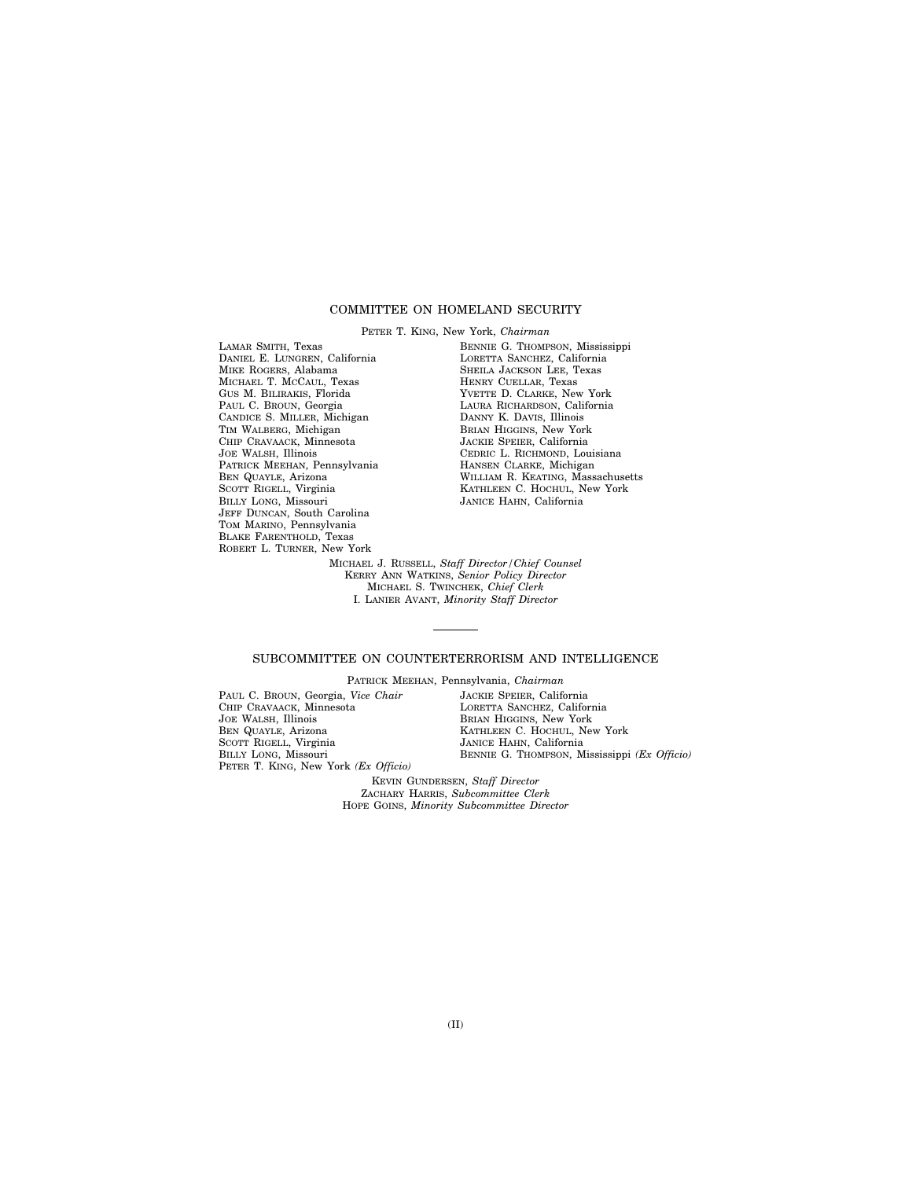## COMMITTEE ON HOMELAND SECURITY

PETER T. KING, New York, *Chairman*

LAMAR SMITH, Texas
DANIEL E. LUNGREN, California
MIKE ROGERS, Alabama
MICHAEL T. MCCAUL, Texas
GUS M. BILIRAKIS, Florida
PAUL C. BROUN, Georgia
CANDICE S. MILLER, Michigan
TIM WALBERG, Michigan
CHIP CRAVAACK, Minnesota
JOE WALSH, Illinois
PATRICK MEEHAN, Pennsylvania
BEN QUAYLE, Arizona
SCOTT RIGELL, Virginia
BILLY LONG, Missouri
JEFF DUNCAN, South Carolina
TOM MARINO, Pennsylvania
BLAKE FARENTHOLD, Texas
ROBERT L. TURNER, New York

BENNIE G. THOMPSON, Mississippi
LORETTA SANCHEZ, California
SHEILA JACKSON LEE, Texas
HENRY CUELLAR, Texas
YVETTE D. CLARKE, New York
LAURA RICHARDSON, California
DANNY K. DAVIS, Illinois
BRIAN HIGGINS, New York
JACKIE SPEIER, California
CEDRIC L. RICHMOND, Louisiana
HANSEN CLARKE, Michigan
WILLIAM R. KEATING, Massachusetts
KATHLEEN C. HOCHUL, New York
JANICE HAHN, California

MICHAEL J. RUSSELL, *Staff Director/Chief Counsel*
KERRY ANN WATKINS, *Senior Policy Director*
MICHAEL S. TWINCHEK, *Chief Clerk*
I. LANIER AVANT, *Minority Staff Director*

---

## SUBCOMMITTEE ON COUNTERTERRORISM AND INTELLIGENCE

PATRICK MEEHAN, Pennsylvania, *Chairman*

PAUL C. BROUN, Georgia, *Vice Chair*
CHIP CRAVAACK, Minnesota
JOE WALSH, Illinois
BEN QUAYLE, Arizona
SCOTT RIGELL, Virginia
BILLY LONG, Missouri
PETER T. KING, New York *(Ex Officio)*

JACKIE SPEIER, California
LORETTA SANCHEZ, California
BRIAN HIGGINS, New York
KATHLEEN C. HOCHUL, New York
JANICE HAHN, California
BENNIE G. THOMPSON, Mississippi *(Ex Officio)*

KEVIN GUNDERSEN, *Staff Director*
ZACHARY HARRIS, *Subcommittee Clerk*
HOPE GOINS, *Minority Subcommittee Director*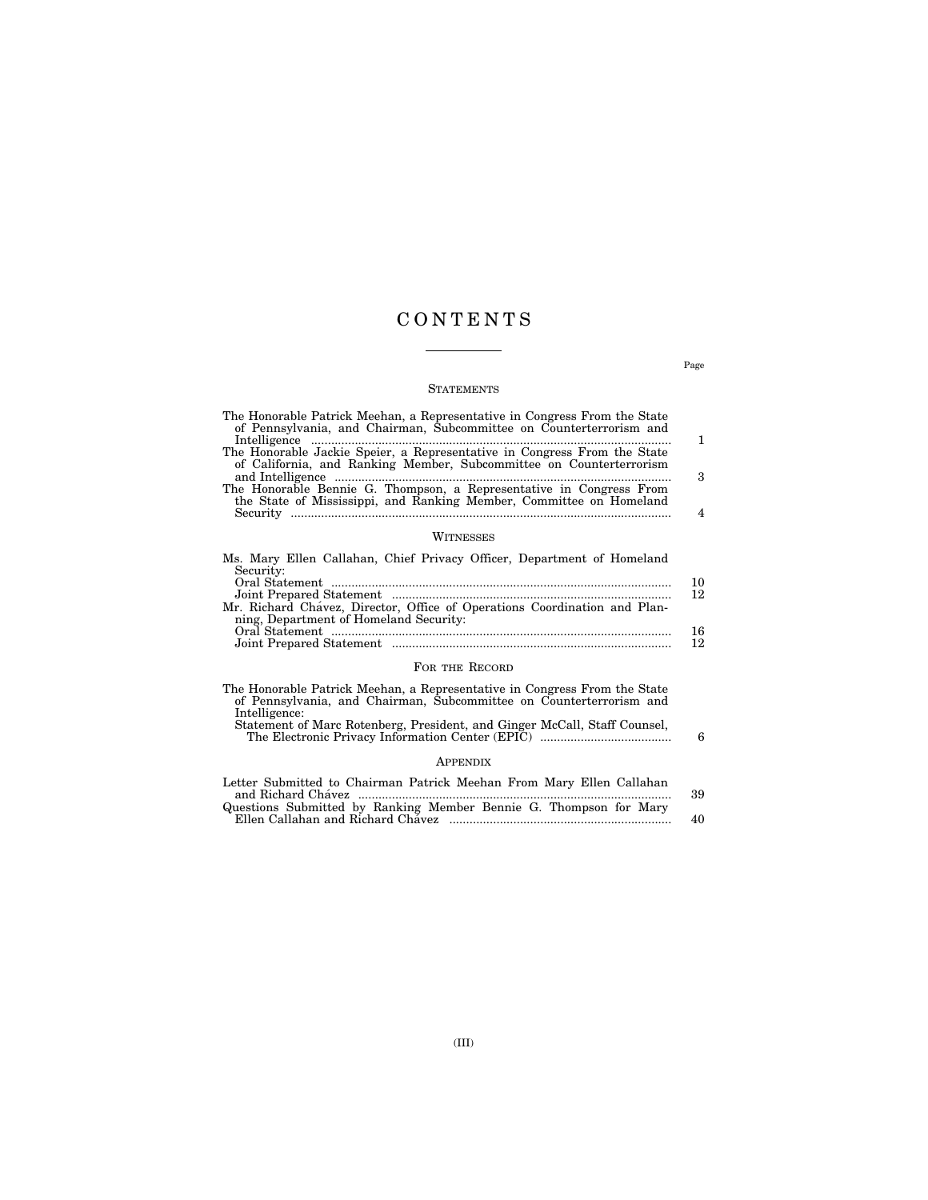# CONTENTS

Page

## STATEMENTS

The Honorable Patrick Meehan, a Representative in Congress From the State of Pennsylvania, and Chairman, Subcommittee on Counterterrorism and Intelligence ..... 1

The Honorable Jackie Speier, a Representative in Congress From the State of California, and Ranking Member, Subcommittee on Counterterrorism and Intelligence ..... 3

The Honorable Bennie G. Thompson, a Representative in Congress From the State of Mississippi, and Ranking Member, Committee on Homeland Security ..... 4

## WITNESSES

Ms. Mary Ellen Callahan, Chief Privacy Officer, Department of Homeland Security:

- Oral Statement ..... 10
- Joint Prepared Statement ..... 12

Mr. Richard Chávez, Director, Office of Operations Coordination and Planning, Department of Homeland Security:

- Oral Statement ..... 16
- Joint Prepared Statement ..... 12

## FOR THE RECORD

The Honorable Patrick Meehan, a Representative in Congress From the State of Pennsylvania, and Chairman, Subcommittee on Counterterrorism and Intelligence:

- Statement of Marc Rotenberg, President, and Ginger McCall, Staff Counsel, The Electronic Privacy Information Center (EPIC) ..... 6

## APPENDIX

Letter Submitted to Chairman Patrick Meehan From Mary Ellen Callahan and Richard Chávez ..... 39

Questions Submitted by Ranking Member Bennie G. Thompson for Mary Ellen Callahan and Richard Chávez ..... 40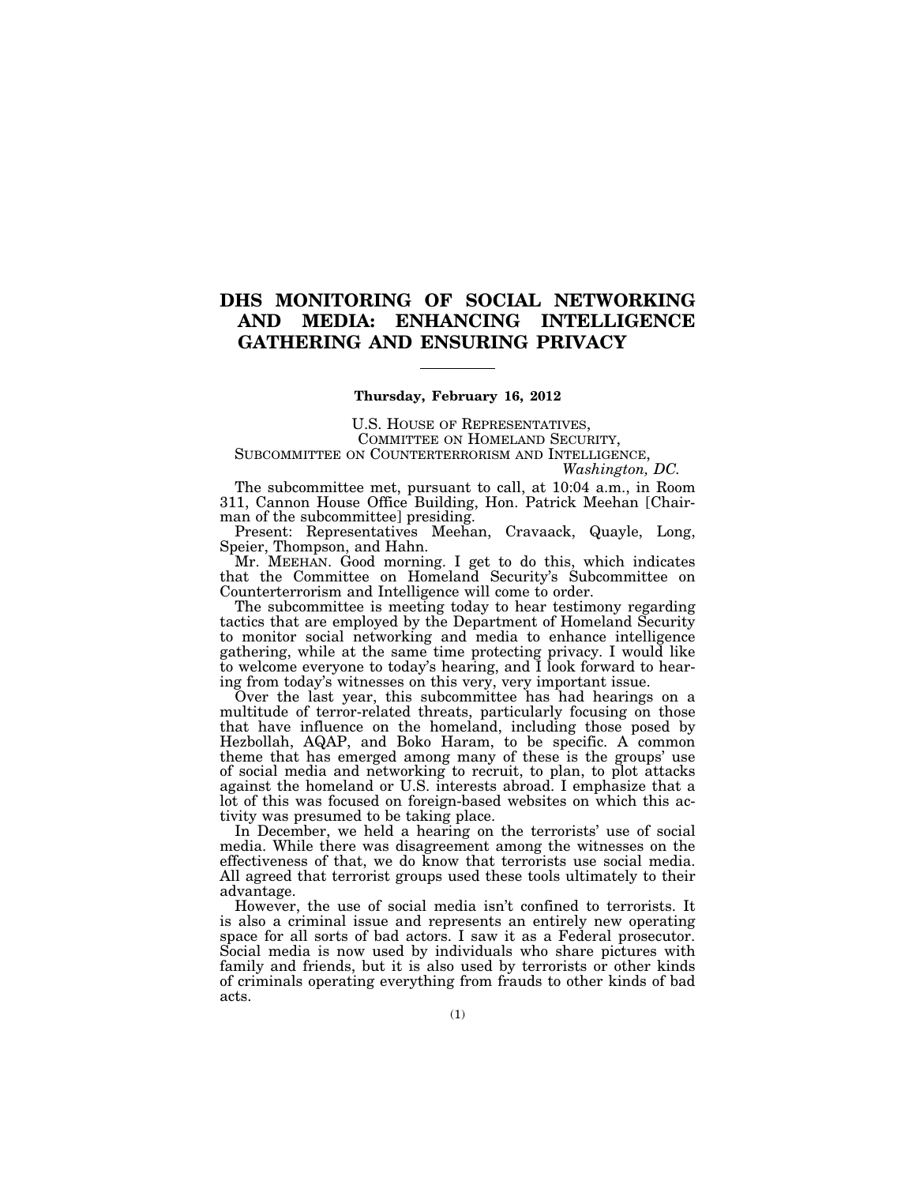# DHS MONITORING OF SOCIAL NETWORKING AND MEDIA: ENHANCING INTELLIGENCE GATHERING AND ENSURING PRIVACY

---

**Thursday, February 16, 2012**

U.S. HOUSE OF REPRESENTATIVES,
COMMITTEE ON HOMELAND SECURITY,
SUBCOMMITTEE ON COUNTERTERRORISM AND INTELLIGENCE,
*Washington, DC.*

The subcommittee met, pursuant to call, at 10:04 a.m., in Room 311, Cannon House Office Building, Hon. Patrick Meehan [Chairman of the subcommittee] presiding.

Present: Representatives Meehan, Cravaack, Quayle, Long, Speier, Thompson, and Hahn.

Mr. MEEHAN. Good morning. I get to do this, which indicates that the Committee on Homeland Security's Subcommittee on Counterterrorism and Intelligence will come to order.

The subcommittee is meeting today to hear testimony regarding tactics that are employed by the Department of Homeland Security to monitor social networking and media to enhance intelligence gathering, while at the same time protecting privacy. I would like to welcome everyone to today's hearing, and I look forward to hearing from today's witnesses on this very, very important issue.

Over the last year, this subcommittee has had hearings on a multitude of terror-related threats, particularly focusing on those that have influence on the homeland, including those posed by Hezbollah, AQAP, and Boko Haram, to be specific. A common theme that has emerged among many of these is the groups' use of social media and networking to recruit, to plan, to plot attacks against the homeland or U.S. interests abroad. I emphasize that a lot of this was focused on foreign-based websites on which this activity was presumed to be taking place.

In December, we held a hearing on the terrorists' use of social media. While there was disagreement among the witnesses on the effectiveness of that, we do know that terrorists use social media. All agreed that terrorist groups used these tools ultimately to their advantage.

However, the use of social media isn't confined to terrorists. It is also a criminal issue and represents an entirely new operating space for all sorts of bad actors. I saw it as a Federal prosecutor. Social media is now used by individuals who share pictures with family and friends, but it is also used by terrorists or other kinds of criminals operating everything from frauds to other kinds of bad acts.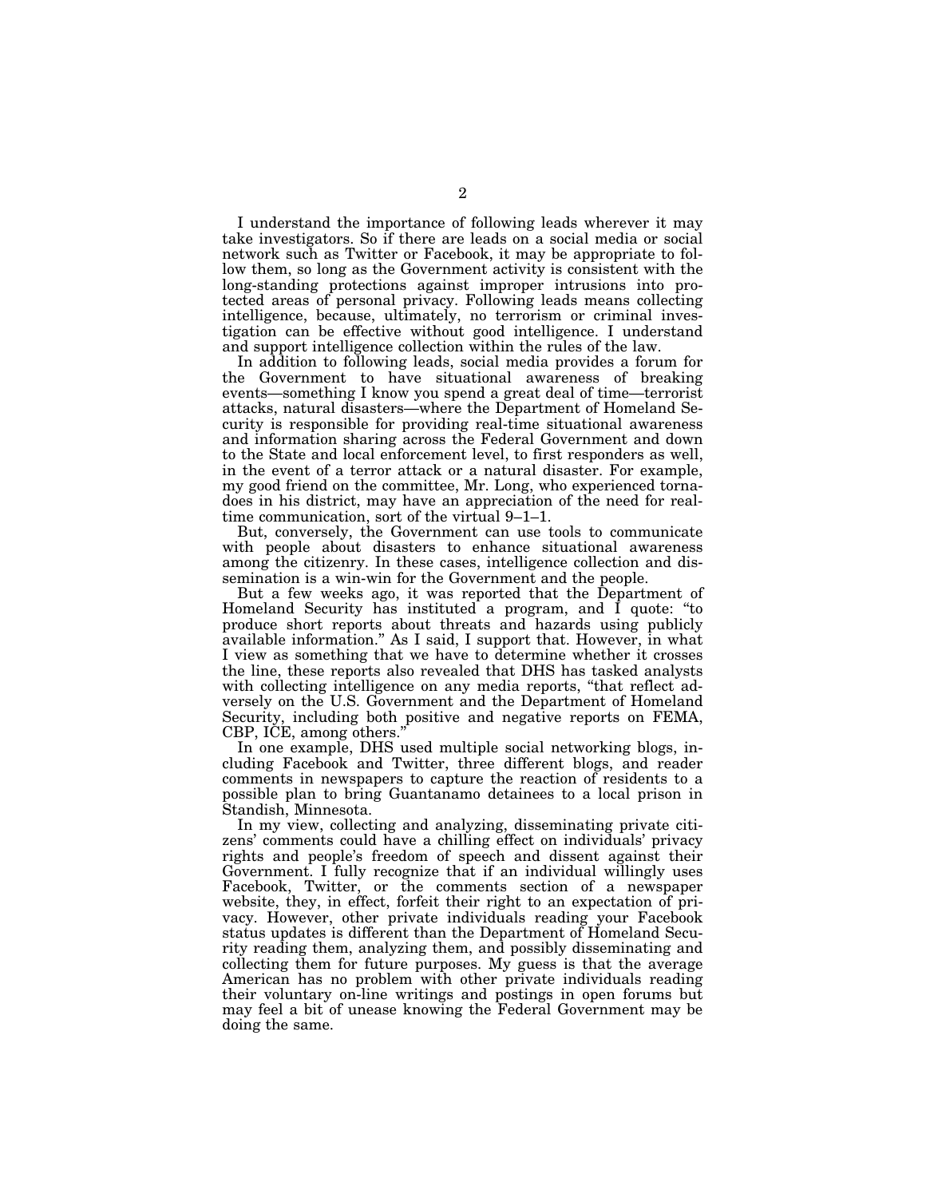I understand the importance of following leads wherever it may take investigators. So if there are leads on a social media or social network such as Twitter or Facebook, it may be appropriate to follow them, so long as the Government activity is consistent with the long-standing protections against improper intrusions into protected areas of personal privacy. Following leads means collecting intelligence, because, ultimately, no terrorism or criminal investigation can be effective without good intelligence. I understand and support intelligence collection within the rules of the law.

In addition to following leads, social media provides a forum for the Government to have situational awareness of breaking events—something I know you spend a great deal of time—terrorist attacks, natural disasters—where the Department of Homeland Security is responsible for providing real-time situational awareness and information sharing across the Federal Government and down to the State and local enforcement level, to first responders as well, in the event of a terror attack or a natural disaster. For example, my good friend on the committee, Mr. Long, who experienced tornadoes in his district, may have an appreciation of the need for real-time communication, sort of the virtual 9–1–1.

But, conversely, the Government can use tools to communicate with people about disasters to enhance situational awareness among the citizenry. In these cases, intelligence collection and dissemination is a win-win for the Government and the people.

But a few weeks ago, it was reported that the Department of Homeland Security has instituted a program, and I quote: "to produce short reports about threats and hazards using publicly available information." As I said, I support that. However, in what I view as something that we have to determine whether it crosses the line, these reports also revealed that DHS has tasked analysts with collecting intelligence on any media reports, "that reflect adversely on the U.S. Government and the Department of Homeland Security, including both positive and negative reports on FEMA, CBP, ICE, among others."

In one example, DHS used multiple social networking blogs, including Facebook and Twitter, three different blogs, and reader comments in newspapers to capture the reaction of residents to a possible plan to bring Guantanamo detainees to a local prison in Standish, Minnesota.

In my view, collecting and analyzing, disseminating private citizens' comments could have a chilling effect on individuals' privacy rights and people's freedom of speech and dissent against their Government. I fully recognize that if an individual willingly uses Facebook, Twitter, or the comments section of a newspaper website, they, in effect, forfeit their right to an expectation of privacy. However, other private individuals reading your Facebook status updates is different than the Department of Homeland Security reading them, analyzing them, and possibly disseminating and collecting them for future purposes. My guess is that the average American has no problem with other private individuals reading their voluntary on-line writings and postings in open forums but may feel a bit of unease knowing the Federal Government may be doing the same.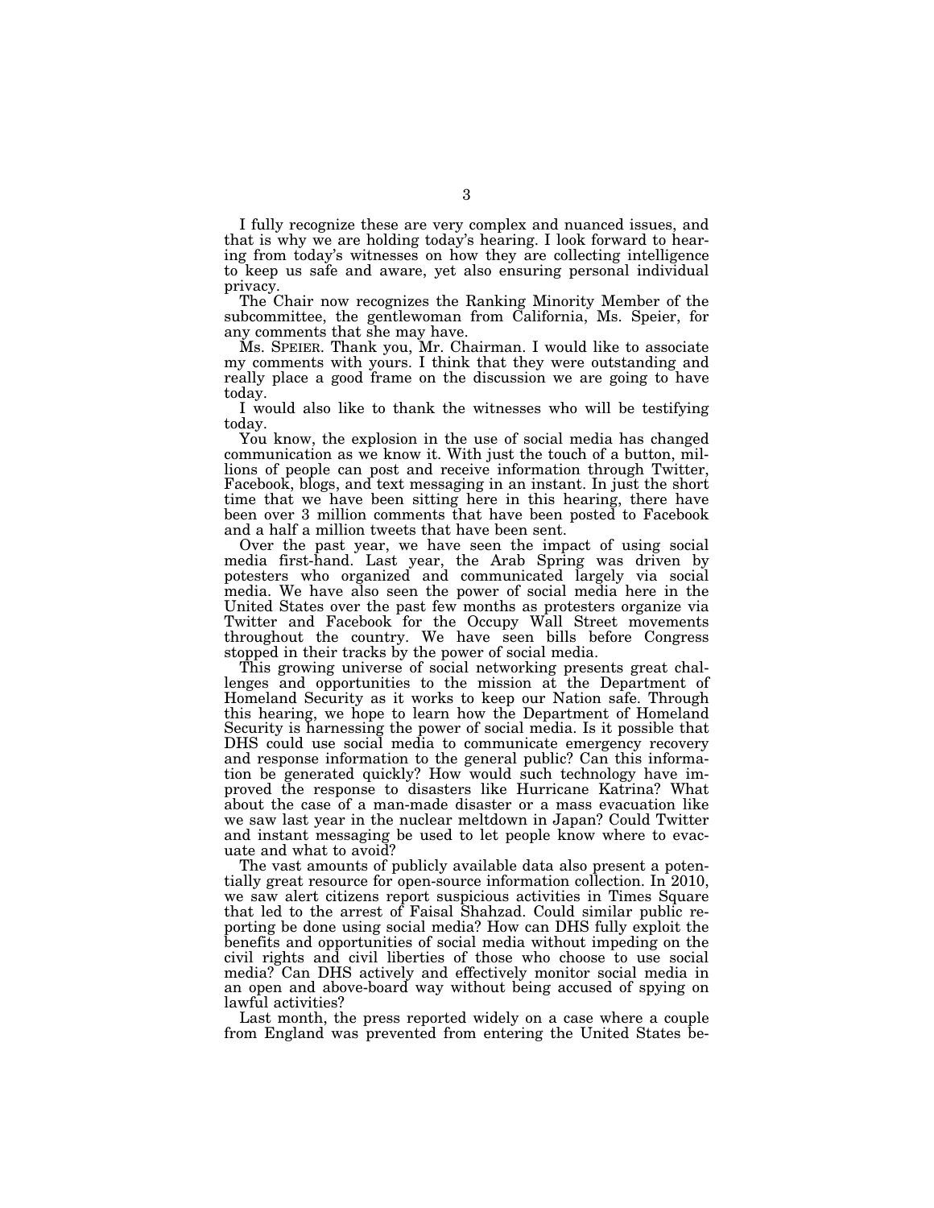I fully recognize these are very complex and nuanced issues, and that is why we are holding today's hearing. I look forward to hearing from today's witnesses on how they are collecting intelligence to keep us safe and aware, yet also ensuring personal individual privacy.

The Chair now recognizes the Ranking Minority Member of the subcommittee, the gentlewoman from California, Ms. Speier, for any comments that she may have.

Ms. SPEIER. Thank you, Mr. Chairman. I would like to associate my comments with yours. I think that they were outstanding and really place a good frame on the discussion we are going to have today.

I would also like to thank the witnesses who will be testifying today.

You know, the explosion in the use of social media has changed communication as we know it. With just the touch of a button, millions of people can post and receive information through Twitter, Facebook, blogs, and text messaging in an instant. In just the short time that we have been sitting here in this hearing, there have been over 3 million comments that have been posted to Facebook and a half a million tweets that have been sent.

Over the past year, we have seen the impact of using social media first-hand. Last year, the Arab Spring was driven by potesters who organized and communicated largely via social media. We have also seen the power of social media here in the United States over the past few months as protesters organize via Twitter and Facebook for the Occupy Wall Street movements throughout the country. We have seen bills before Congress stopped in their tracks by the power of social media.

This growing universe of social networking presents great challenges and opportunities to the mission at the Department of Homeland Security as it works to keep our Nation safe. Through this hearing, we hope to learn how the Department of Homeland Security is harnessing the power of social media. Is it possible that DHS could use social media to communicate emergency recovery and response information to the general public? Can this information be generated quickly? How would such technology have improved the response to disasters like Hurricane Katrina? What about the case of a man-made disaster or a mass evacuation like we saw last year in the nuclear meltdown in Japan? Could Twitter and instant messaging be used to let people know where to evacuate and what to avoid?

The vast amounts of publicly available data also present a potentially great resource for open-source information collection. In 2010, we saw alert citizens report suspicious activities in Times Square that led to the arrest of Faisal Shahzad. Could similar public reporting be done using social media? How can DHS fully exploit the benefits and opportunities of social media without impeding on the civil rights and civil liberties of those who choose to use social media? Can DHS actively and effectively monitor social media in an open and above-board way without being accused of spying on lawful activities?

Last month, the press reported widely on a case where a couple from England was prevented from entering the United States be-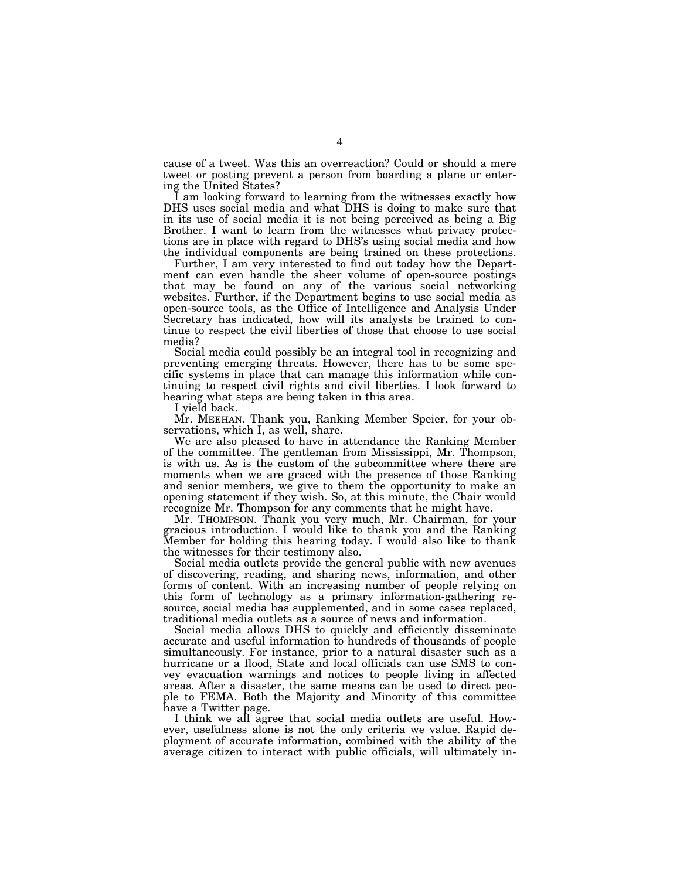cause of a tweet. Was this an overreaction? Could or should a mere tweet or posting prevent a person from boarding a plane or entering the United States?

I am looking forward to learning from the witnesses exactly how DHS uses social media and what DHS is doing to make sure that in its use of social media it is not being perceived as being a Big Brother. I want to learn from the witnesses what privacy protections are in place with regard to DHS's using social media and how the individual components are being trained on these protections.

Further, I am very interested to find out today how the Department can even handle the sheer volume of open-source postings that may be found on any of the various social networking websites. Further, if the Department begins to use social media as open-source tools, as the Office of Intelligence and Analysis Under Secretary has indicated, how will its analysts be trained to continue to respect the civil liberties of those that choose to use social media?

Social media could possibly be an integral tool in recognizing and preventing emerging threats. However, there has to be some specific systems in place that can manage this information while continuing to respect civil rights and civil liberties. I look forward to hearing what steps are being taken in this area.

I yield back.

Mr. MEEHAN. Thank you, Ranking Member Speier, for your observations, which I, as well, share.

We are also pleased to have in attendance the Ranking Member of the committee. The gentleman from Mississippi, Mr. Thompson, is with us. As is the custom of the subcommittee where there are moments when we are graced with the presence of those Ranking and senior members, we give to them the opportunity to make an opening statement if they wish. So, at this minute, the Chair would recognize Mr. Thompson for any comments that he might have.

Mr. THOMPSON. Thank you very much, Mr. Chairman, for your gracious introduction. I would like to thank you and the Ranking Member for holding this hearing today. I would also like to thank the witnesses for their testimony also.

Social media outlets provide the general public with new avenues of discovering, reading, and sharing news, information, and other forms of content. With an increasing number of people relying on this form of technology as a primary information-gathering resource, social media has supplemented, and in some cases replaced, traditional media outlets as a source of news and information.

Social media allows DHS to quickly and efficiently disseminate accurate and useful information to hundreds of thousands of people simultaneously. For instance, prior to a natural disaster such as a hurricane or a flood, State and local officials can use SMS to convey evacuation warnings and notices to people living in affected areas. After a disaster, the same means can be used to direct people to FEMA. Both the Majority and Minority of this committee have a Twitter page.

I think we all agree that social media outlets are useful. However, usefulness alone is not the only criteria we value. Rapid deployment of accurate information, combined with the ability of the average citizen to interact with public officials, will ultimately in-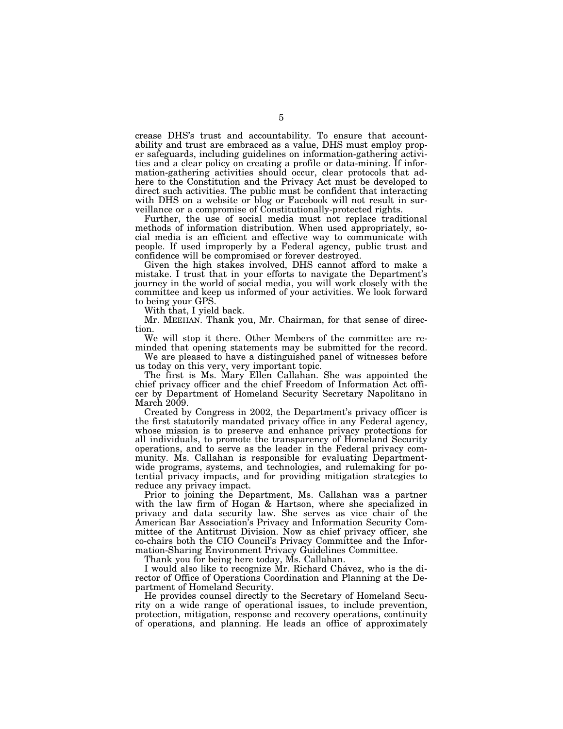crease DHS's trust and accountability. To ensure that accountability and trust are embraced as a value, DHS must employ proper safeguards, including guidelines on information-gathering activities and a clear policy on creating a profile or data-mining. If information-gathering activities should occur, clear protocols that adhere to the Constitution and the Privacy Act must be developed to direct such activities. The public must be confident that interacting with DHS on a website or blog or Facebook will not result in surveillance or a compromise of Constitutionally-protected rights.

Further, the use of social media must not replace traditional methods of information distribution. When used appropriately, social media is an efficient and effective way to communicate with people. If used improperly by a Federal agency, public trust and confidence will be compromised or forever destroyed.

Given the high stakes involved, DHS cannot afford to make a mistake. I trust that in your efforts to navigate the Department's journey in the world of social media, you will work closely with the committee and keep us informed of your activities. We look forward to being your GPS.

With that, I yield back.

Mr. MEEHAN. Thank you, Mr. Chairman, for that sense of direction.

We will stop it there. Other Members of the committee are reminded that opening statements may be submitted for the record.

We are pleased to have a distinguished panel of witnesses before us today on this very, very important topic.

The first is Ms. Mary Ellen Callahan. She was appointed the chief privacy officer and the chief Freedom of Information Act officer by Department of Homeland Security Secretary Napolitano in March 2009.

Created by Congress in 2002, the Department's privacy officer is the first statutorily mandated privacy office in any Federal agency, whose mission is to preserve and enhance privacy protections for all individuals, to promote the transparency of Homeland Security operations, and to serve as the leader in the Federal privacy community. Ms. Callahan is responsible for evaluating Department-wide programs, systems, and technologies, and rulemaking for potential privacy impacts, and for providing mitigation strategies to reduce any privacy impact.

Prior to joining the Department, Ms. Callahan was a partner with the law firm of Hogan & Hartson, where she specialized in privacy and data security law. She serves as vice chair of the American Bar Association's Privacy and Information Security Committee of the Antitrust Division. Now as chief privacy officer, she co-chairs both the CIO Council's Privacy Committee and the Information-Sharing Environment Privacy Guidelines Committee.

Thank you for being here today, Ms. Callahan.

I would also like to recognize Mr. Richard Chávez, who is the director of Office of Operations Coordination and Planning at the Department of Homeland Security.

He provides counsel directly to the Secretary of Homeland Security on a wide range of operational issues, to include prevention, protection, mitigation, response and recovery operations, continuity of operations, and planning. He leads an office of approximately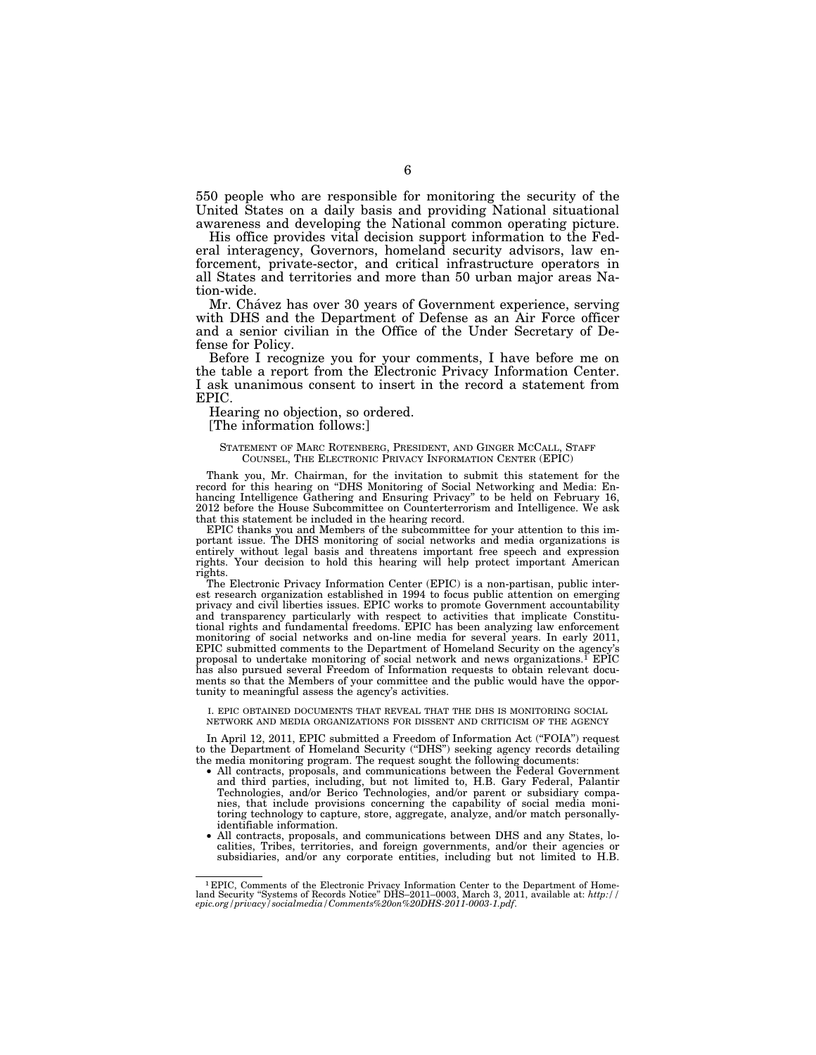550 people who are responsible for monitoring the security of the United States on a daily basis and providing National situational awareness and developing the National common operating picture.

His office provides vital decision support information to the Federal interagency, Governors, homeland security advisors, law enforcement, private-sector, and critical infrastructure operators in all States and territories and more than 50 urban major areas Nation-wide.

Mr. Chávez has over 30 years of Government experience, serving with DHS and the Department of Defense as an Air Force officer and a senior civilian in the Office of the Under Secretary of Defense for Policy.

Before I recognize you for your comments, I have before me on the table a report from the Electronic Privacy Information Center. I ask unanimous consent to insert in the record a statement from EPIC.

Hearing no objection, so ordered.

[The information follows:]

STATEMENT OF MARC ROTENBERG, PRESIDENT, AND GINGER MCCALL, STAFF COUNSEL, THE ELECTRONIC PRIVACY INFORMATION CENTER (EPIC)

Thank you, Mr. Chairman, for the invitation to submit this statement for the record for this hearing on "DHS Monitoring of Social Networking and Media: Enhancing Intelligence Gathering and Ensuring Privacy" to be held on February 16, 2012 before the House Subcommittee on Counterterrorism and Intelligence. We ask that this statement be included in the hearing record.

EPIC thanks you and Members of the subcommittee for your attention to this important issue. The DHS monitoring of social networks and media organizations is entirely without legal basis and threatens important free speech and expression rights. Your decision to hold this hearing will help protect important American rights.

The Electronic Privacy Information Center (EPIC) is a non-partisan, public interest research organization established in 1994 to focus public attention on emerging privacy and civil liberties issues. EPIC works to promote Government accountability and transparency particularly with respect to activities that implicate Constitutional rights and fundamental freedoms. EPIC has been analyzing law enforcement monitoring of social networks and on-line media for several years. In early 2011, EPIC submitted comments to the Department of Homeland Security on the agency's proposal to undertake monitoring of social network and news organizations.[1] EPIC has also pursued several Freedom of Information requests to obtain relevant documents so that the Members of your committee and the public would have the opportunity to meaningful assess the agency's activities.

I. EPIC OBTAINED DOCUMENTS THAT REVEAL THAT THE DHS IS MONITORING SOCIAL NETWORK AND MEDIA ORGANIZATIONS FOR DISSENT AND CRITICISM OF THE AGENCY

In April 12, 2011, EPIC submitted a Freedom of Information Act ("FOIA") request to the Department of Homeland Security ("DHS") seeking agency records detailing the media monitoring program. The request sought the following documents:

- All contracts, proposals, and communications between the Federal Government and third parties, including, but not limited to, H.B. Gary Federal, Palantir Technologies, and/or Berico Technologies, and/or parent or subsidiary companies, that include provisions concerning the capability of social media monitoring technology to capture, store, aggregate, analyze, and/or match personally-identifiable information.
- All contracts, proposals, and communications between DHS and any States, localities, Tribes, territories, and foreign governments, and/or their agencies or subsidiaries, and/or any corporate entities, including but not limited to H.B.

[1] EPIC, Comments of the Electronic Privacy Information Center to the Department of Homeland Security "Systems of Records Notice" DHS–2011–0003, March 3, 2011, available at: *http://epic.org/privacy/socialmedia/Comments%20on%20DHS-2011-0003-1.pdf*.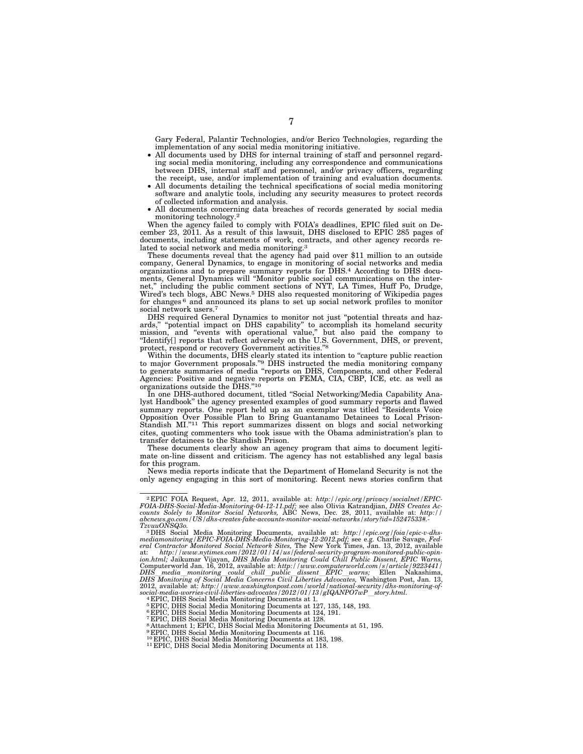Gary Federal, Palantir Technologies, and/or Berico Technologies, regarding the implementation of any social media monitoring initiative.

- All documents used by DHS for internal training of staff and personnel regarding social media monitoring, including any correspondence and communications between DHS, internal staff and personnel, and/or privacy officers, regarding the receipt, use, and/or implementation of training and evaluation documents.
- All documents detailing the technical specifications of social media monitoring software and analytic tools, including any security measures to protect records of collected information and analysis.
- All documents concerning data breaches of records generated by social media monitoring technology.[2]

When the agency failed to comply with FOIA's deadlines, EPIC filed suit on December 23, 2011. As a result of this lawsuit, DHS disclosed to EPIC 285 pages of documents, including statements of work, contracts, and other agency records related to social network and media monitoring.[3]

These documents reveal that the agency had paid over $11 million to an outside company, General Dynamics, to engage in monitoring of social networks and media organizations and to prepare summary reports for DHS.[4] According to DHS documents, General Dynamics will "Monitor public social communications on the internet," including the public comment sections of NYT, LA Times, Huff Po, Drudge, Wired's tech blogs, ABC News.[5] DHS also requested monitoring of Wikipedia pages for changes[6] and announced its plans to set up social network profiles to monitor social network users.[7]

DHS required General Dynamics to monitor not just "potential threats and hazards," "potential impact on DHS capability" to accomplish its homeland security mission, and "events with operational value," but also paid the company to "Identify[] reports that reflect adversely on the U.S. Government, DHS, or prevent, protect, respond or recovery Government activities."[8]

Within the documents, DHS clearly stated its intention to "capture public reaction to major Government proposals."[9] DHS instructed the media monitoring company to generate summaries of media "reports on DHS, Components, and other Federal Agencies: Positive and negative reports on FEMA, CIA, CBP, ICE, etc. as well as organizations outside the DHS."[10]

In one DHS-authored document, titled "Social Networking/Media Capability Analyst Handbook" the agency presented examples of good summary reports and flawed summary reports. One report held up as an exemplar was titled "Residents Voice Opposition Over Possible Plan to Bring Guantanamo Detainees to Local Prison-Standish MI."[11] This report summarizes dissent on blogs and social networking cites, quoting commenters who took issue with the Obama administration's plan to transfer detainees to the Standish Prison.

These documents clearly show an agency program that aims to document legitimate on-line dissent and criticism. The agency has not established any legal basis for this program.

News media reports indicate that the Department of Homeland Security is not the only agency engaging in this sort of monitoring. Recent news stories confirm that

---

[2] EPIC FOIA Request, Apr. 12, 2011, available at: *http://epic.org/privacy/socialnet/EPIC-FOIA-DHS-Social-Media-Monitoring-04-12-11.pdf;* see also Olivia Katrandjian, *DHS Creates Accounts Solely to Monitor Social Networks,* ABC News, Dec. 28, 2011, available at: *http://abcnews.go.com/US/dhs-creates-fake-accounts-monitor-social-networks/story?id=15247533#.-TzvuuONSQ3o.*

[3] DHS Social Media Monitoring Documents, available at: *http://epic.org/foia/epic-v-dhs-mediamonitoring/EPIC-FOIA-DHS-Media-Monitoring-12-2012.pdf;* see e.g. Charlie Savage, *Federal Contractor Monitored Social Network Sites,* The New York Times, Jan. 13, 2012, available at: *http://www.nytimes.com/2012/01/14/us/federal-security-program-monitored-public-opinion.html;* Jaikumar Vijayan, *DHS Media Monitoring Could Chill Public Dissent, EPIC Warns,* Computerworld Jan. 16, 2012, available at: *http://www.computerworld.com/s/article/9223441/DHS_media_monitoring_could_chill_public_dissent_EPIC_warns;* Ellen Nakashima, *DHS Monitoring of Social Media Concerns Civil Liberties Advocates,* Washington Post, Jan. 13, 2012, available at: *http://www.washingtonpost.com/world/national-security/dhs-monitoring-of-social-media-worries-civil-liberties-advocates/2012/01/13/gIQANPO7wP_story.html.*

[4] EPIC, DHS Social Media Monitoring Documents at 1.

[5] EPIC, DHS Social Media Monitoring Documents at 127, 135, 148, 193.

[6] EPIC, DHS Social Media Monitoring Documents at 124, 191.

[7] EPIC, DHS Social Media Monitoring Documents at 128.

[8] Attachment 1; EPIC, DHS Social Media Monitoring Documents at 51, 195.

[9] EPIC, DHS Social Media Monitoring Documents at 116.

[10] EPIC, DHS Social Media Monitoring Documents at 183, 198.

[11] EPIC, DHS Social Media Monitoring Documents at 118.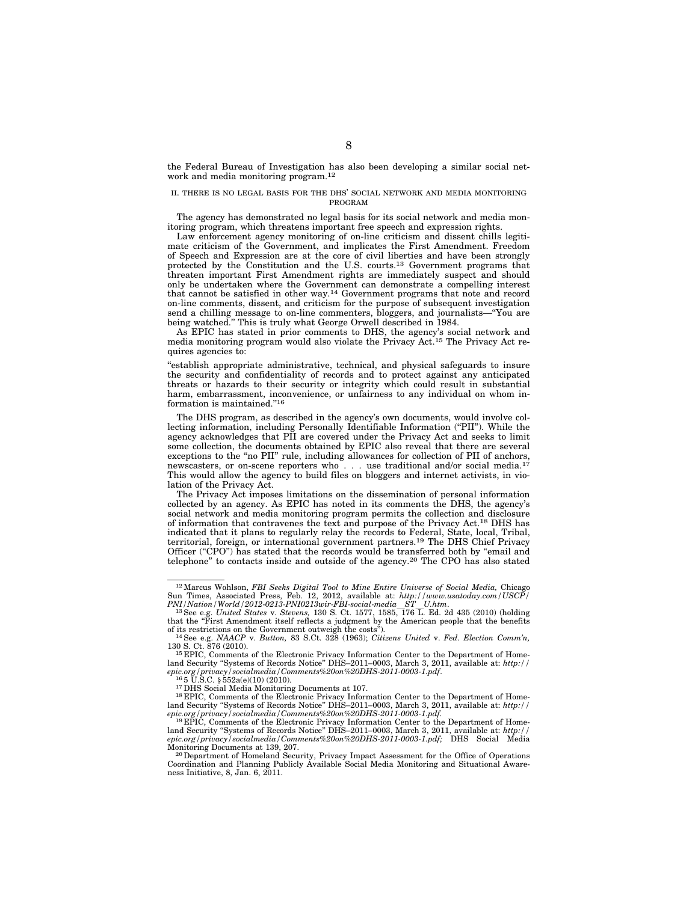the Federal Bureau of Investigation has also been developing a similar social network and media monitoring program.[12]

## II. THERE IS NO LEGAL BASIS FOR THE DHS' SOCIAL NETWORK AND MEDIA MONITORING PROGRAM

The agency has demonstrated no legal basis for its social network and media monitoring program, which threatens important free speech and expression rights.

Law enforcement agency monitoring of on-line criticism and dissent chills legitimate criticism of the Government, and implicates the First Amendment. Freedom of Speech and Expression are at the core of civil liberties and have been strongly protected by the Constitution and the U.S. courts.[13] Government programs that threaten important First Amendment rights are immediately suspect and should only be undertaken where the Government can demonstrate a compelling interest that cannot be satisfied in other way.[14] Government programs that note and record on-line comments, dissent, and criticism for the purpose of subsequent investigation send a chilling message to on-line commenters, bloggers, and journalists—"You are being watched." This is truly what George Orwell described in 1984.

As EPIC has stated in prior comments to DHS, the agency's social network and media monitoring program would also violate the Privacy Act.[15] The Privacy Act requires agencies to:

"establish appropriate administrative, technical, and physical safeguards to insure the security and confidentiality of records and to protect against any anticipated threats or hazards to their security or integrity which could result in substantial harm, embarrassment, inconvenience, or unfairness to any individual on whom information is maintained."[16]

The DHS program, as described in the agency's own documents, would involve collecting information, including Personally Identifiable Information ("PII"). While the agency acknowledges that PII are covered under the Privacy Act and seeks to limit some collection, the documents obtained by EPIC also reveal that there are several exceptions to the "no PII" rule, including allowances for collection of PII of anchors, newscasters, or on-scene reporters who . . . use traditional and/or social media.[17] This would allow the agency to build files on bloggers and internet activists, in violation of the Privacy Act.

The Privacy Act imposes limitations on the dissemination of personal information collected by an agency. As EPIC has noted in its comments the DHS, the agency's social network and media monitoring program permits the collection and disclosure of information that contravenes the text and purpose of the Privacy Act.[18] DHS has indicated that it plans to regularly relay the records to Federal, State, local, Tribal, territorial, foreign, or international government partners.[19] The DHS Chief Privacy Officer ("CPO") has stated that the records would be transferred both by "email and telephone" to contacts inside and outside of the agency.[20] The CPO has also stated

---

[12] Marcus Wohlson, *FBI Seeks Digital Tool to Mine Entire Universe of Social Media,* Chicago Sun Times, Associated Press, Feb. 12, 2012, available at: *http://www.usatoday.com/USCP/PNI/Nation/World/2012-0213-PNI0213wir-FBI-social-media__ST__U.htm.*

[13] See e.g. *United States* v. *Stevens,* 130 S. Ct. 1577, 1585, 176 L. Ed. 2d 435 (2010) (holding that the "First Amendment itself reflects a judgment by the American people that the benefits of its restrictions on the Government outweigh the costs").

[14] See e.g. *NAACP* v. *Button,* 83 S.Ct. 328 (1963); *Citizens United* v. *Fed. Election Comm'n,* 130 S. Ct. 876 (2010).

[15] EPIC, Comments of the Electronic Privacy Information Center to the Department of Homeland Security "Systems of Records Notice" DHS–2011–0003, March 3, 2011, available at: *http://epic.org/privacy/socialmedia/Comments%20on%20DHS-2011-0003-1.pdf.*

[16] 5 U.S.C. § 552a(e)(10) (2010).

[17] DHS Social Media Monitoring Documents at 107.

[18] EPIC, Comments of the Electronic Privacy Information Center to the Department of Homeland Security "Systems of Records Notice" DHS–2011–0003, March 3, 2011, available at: *http://epic.org/privacy/socialmedia/Comments%20on%20DHS-2011-0003-1.pdf.*

[19] EPIC, Comments of the Electronic Privacy Information Center to the Department of Homeland Security "Systems of Records Notice" DHS–2011–0003, March 3, 2011, available at: *http://epic.org/privacy/socialmedia/Comments%20on%20DHS-2011-0003-1.pdf;* DHS Social Media Monitoring Documents at 139, 207.

[20] Department of Homeland Security, Privacy Impact Assessment for the Office of Operations Coordination and Planning Publicly Available Social Media Monitoring and Situational Awareness Initiative, 8, Jan. 6, 2011.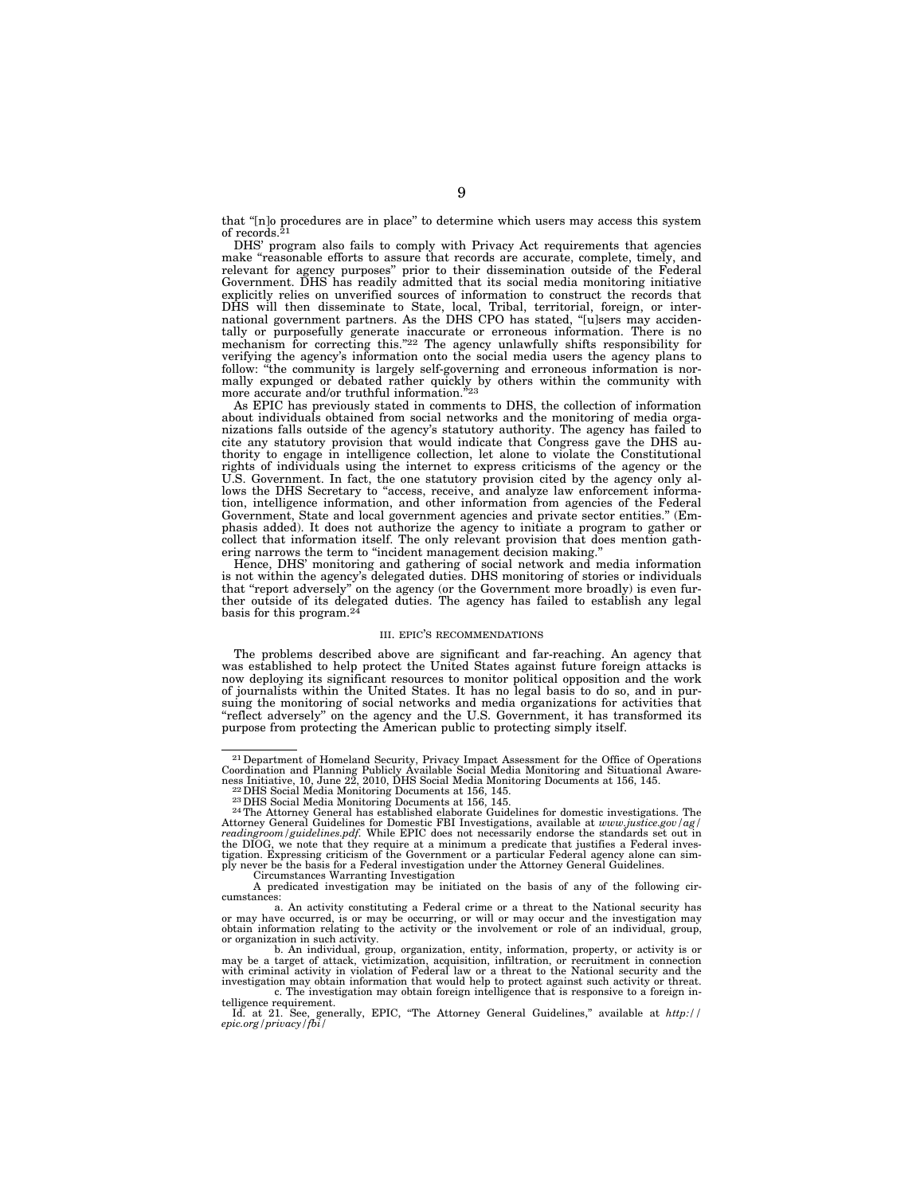that "[n]o procedures are in place" to determine which users may access this system of records.[21]

DHS' program also fails to comply with Privacy Act requirements that agencies make "reasonable efforts to assure that records are accurate, complete, timely, and relevant for agency purposes" prior to their dissemination outside of the Federal Government. DHS has readily admitted that its social media monitoring initiative explicitly relies on unverified sources of information to construct the records that DHS will then disseminate to State, local, Tribal, territorial, foreign, or international government partners. As the DHS CPO has stated, "[u]sers may accidentally or purposefully generate inaccurate or erroneous information. There is no mechanism for correcting this."[22] The agency unlawfully shifts responsibility for verifying the agency's information onto the social media users the agency plans to follow: "the community is largely self-governing and erroneous information is normally expunged or debated rather quickly by others within the community with more accurate and/or truthful information."[23]

As EPIC has previously stated in comments to DHS, the collection of information about individuals obtained from social networks and the monitoring of media organizations falls outside of the agency's statutory authority. The agency has failed to cite any statutory provision that would indicate that Congress gave the DHS authority to engage in intelligence collection, let alone to violate the Constitutional rights of individuals using the internet to express criticisms of the agency or the U.S. Government. In fact, the one statutory provision cited by the agency only allows the DHS Secretary to "access, receive, and analyze law enforcement information, intelligence information, and other information from agencies of the Federal Government, State and local government agencies and private sector entities." (Emphasis added). It does not authorize the agency to initiate a program to gather or collect that information itself. The only relevant provision that does mention gathering narrows the term to "incident management decision making."

Hence, DHS' monitoring and gathering of social network and media information is not within the agency's delegated duties. DHS monitoring of stories or individuals that "report adversely" on the agency (or the Government more broadly) is even further outside of its delegated duties. The agency has failed to establish any legal basis for this program.[24]

## III. EPIC'S RECOMMENDATIONS

The problems described above are significant and far-reaching. An agency that was established to help protect the United States against future foreign attacks is now deploying its significant resources to monitor political opposition and the work of journalists within the United States. It has no legal basis to do so, and in pursuing the monitoring of social networks and media organizations for activities that "reflect adversely" on the agency and the U.S. Government, it has transformed its purpose from protecting the American public to protecting simply itself.

---

[21] Department of Homeland Security, Privacy Impact Assessment for the Office of Operations Coordination and Planning Publicly Available Social Media Monitoring and Situational Awareness Initiative, 10, June 22, 2010, DHS Social Media Monitoring Documents at 156, 145.

[22] DHS Social Media Monitoring Documents at 156, 145.

[23] DHS Social Media Monitoring Documents at 156, 145.

[24] The Attorney General has established elaborate Guidelines for domestic investigations. The Attorney General Guidelines for Domestic FBI Investigations, available at *www.justice.gov/ag/readingroom/guidelines.pdf*. While EPIC does not necessarily endorse the standards set out in the DIOG, we note that they require at a minimum a predicate that justifies a Federal investigation. Expressing criticism of the Government or a particular Federal agency alone can simply never be the basis for a Federal investigation under the Attorney General Guidelines.

Circumstances Warranting Investigation

A predicated investigation may be initiated on the basis of any of the following circumstances:

a. An activity constituting a Federal crime or a threat to the National security has or may have occurred, is or may be occurring, or will or may occur and the investigation may obtain information relating to the activity or the involvement or role of an individual, group, or organization in such activity.

b. An individual, group, organization, entity, information, property, or activity is or may be a target of attack, victimization, acquisition, infiltration, or recruitment in connection with criminal activity in violation of Federal law or a threat to the National security and the investigation may obtain information that would help to protect against such activity or threat.

c. The investigation may obtain foreign intelligence that is responsive to a foreign intelligence requirement.

Id. at 21. See, generally, EPIC, "The Attorney General Guidelines," available at *http://epic.org/privacy/fbi/*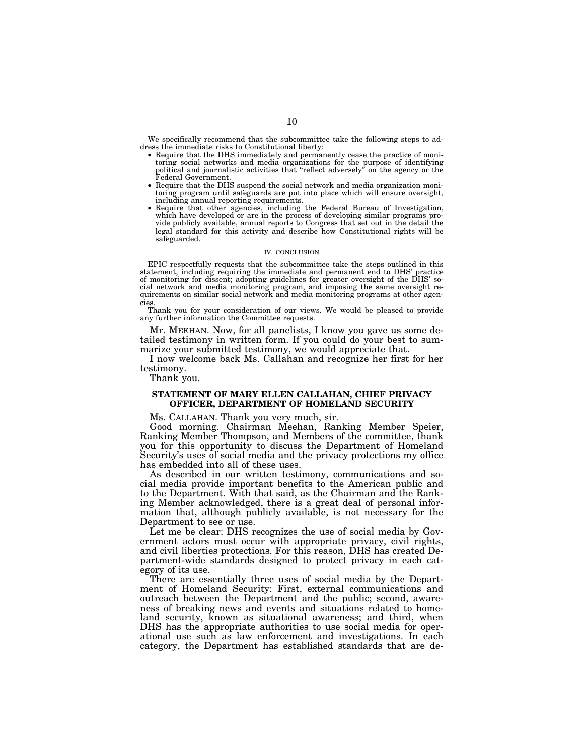We specifically recommend that the subcommittee take the following steps to address the immediate risks to Constitutional liberty:

- Require that the DHS immediately and permanently cease the practice of monitoring social networks and media organizations for the purpose of identifying political and journalistic activities that "reflect adversely" on the agency or the Federal Government.
- Require that the DHS suspend the social network and media organization monitoring program until safeguards are put into place which will ensure oversight, including annual reporting requirements.
- Require that other agencies, including the Federal Bureau of Investigation, which have developed or are in the process of developing similar programs provide publicly available, annual reports to Congress that set out in the detail the legal standard for this activity and describe how Constitutional rights will be safeguarded.

IV. CONCLUSION

EPIC respectfully requests that the subcommittee take the steps outlined in this statement, including requiring the immediate and permanent end to DHS' practice of monitoring for dissent; adopting guidelines for greater oversight of the DHS' social network and media monitoring program, and imposing the same oversight requirements on similar social network and media monitoring programs at other agencies.

Thank you for your consideration of our views. We would be pleased to provide any further information the Committee requests.

Mr. MEEHAN. Now, for all panelists, I know you gave us some detailed testimony in written form. If you could do your best to summarize your submitted testimony, we would appreciate that.

I now welcome back Ms. Callahan and recognize her first for her testimony.

Thank you.

**STATEMENT OF MARY ELLEN CALLAHAN, CHIEF PRIVACY OFFICER, DEPARTMENT OF HOMELAND SECURITY**

Ms. CALLAHAN. Thank you very much, sir.

Good morning. Chairman Meehan, Ranking Member Speier, Ranking Member Thompson, and Members of the committee, thank you for this opportunity to discuss the Department of Homeland Security's uses of social media and the privacy protections my office has embedded into all of these uses.

As described in our written testimony, communications and social media provide important benefits to the American public and to the Department. With that said, as the Chairman and the Ranking Member acknowledged, there is a great deal of personal information that, although publicly available, is not necessary for the Department to see or use.

Let me be clear: DHS recognizes the use of social media by Government actors must occur with appropriate privacy, civil rights, and civil liberties protections. For this reason, DHS has created Department-wide standards designed to protect privacy in each category of its use.

There are essentially three uses of social media by the Department of Homeland Security: First, external communications and outreach between the Department and the public; second, awareness of breaking news and events and situations related to homeland security, known as situational awareness; and third, when DHS has the appropriate authorities to use social media for operational use such as law enforcement and investigations. In each category, the Department has established standards that are de-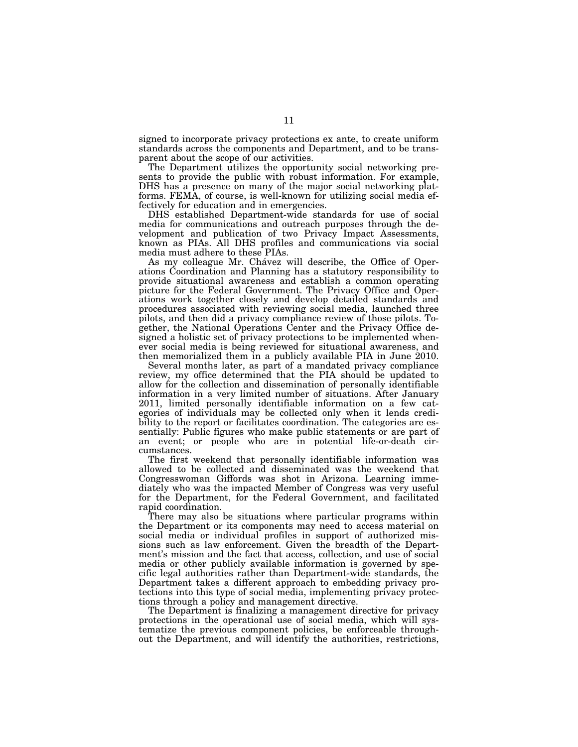signed to incorporate privacy protections ex ante, to create uniform standards across the components and Department, and to be transparent about the scope of our activities.

The Department utilizes the opportunity social networking presents to provide the public with robust information. For example, DHS has a presence on many of the major social networking platforms. FEMA, of course, is well-known for utilizing social media effectively for education and in emergencies.

DHS established Department-wide standards for use of social media for communications and outreach purposes through the development and publication of two Privacy Impact Assessments, known as PIAs. All DHS profiles and communications via social media must adhere to these PIAs.

As my colleague Mr. Chávez will describe, the Office of Operations Coordination and Planning has a statutory responsibility to provide situational awareness and establish a common operating picture for the Federal Government. The Privacy Office and Operations work together closely and develop detailed standards and procedures associated with reviewing social media, launched three pilots, and then did a privacy compliance review of those pilots. Together, the National Operations Center and the Privacy Office designed a holistic set of privacy protections to be implemented whenever social media is being reviewed for situational awareness, and then memorialized them in a publicly available PIA in June 2010.

Several months later, as part of a mandated privacy compliance review, my office determined that the PIA should be updated to allow for the collection and dissemination of personally identifiable information in a very limited number of situations. After January 2011, limited personally identifiable information on a few categories of individuals may be collected only when it lends credibility to the report or facilitates coordination. The categories are essentially: Public figures who make public statements or are part of an event; or people who are in potential life-or-death circumstances.

The first weekend that personally identifiable information was allowed to be collected and disseminated was the weekend that Congresswoman Giffords was shot in Arizona. Learning immediately who was the impacted Member of Congress was very useful for the Department, for the Federal Government, and facilitated rapid coordination.

There may also be situations where particular programs within the Department or its components may need to access material on social media or individual profiles in support of authorized missions such as law enforcement. Given the breadth of the Department's mission and the fact that access, collection, and use of social media or other publicly available information is governed by specific legal authorities rather than Department-wide standards, the Department takes a different approach to embedding privacy protections into this type of social media, implementing privacy protections through a policy and management directive.

The Department is finalizing a management directive for privacy protections in the operational use of social media, which will systematize the previous component policies, be enforceable throughout the Department, and will identify the authorities, restrictions,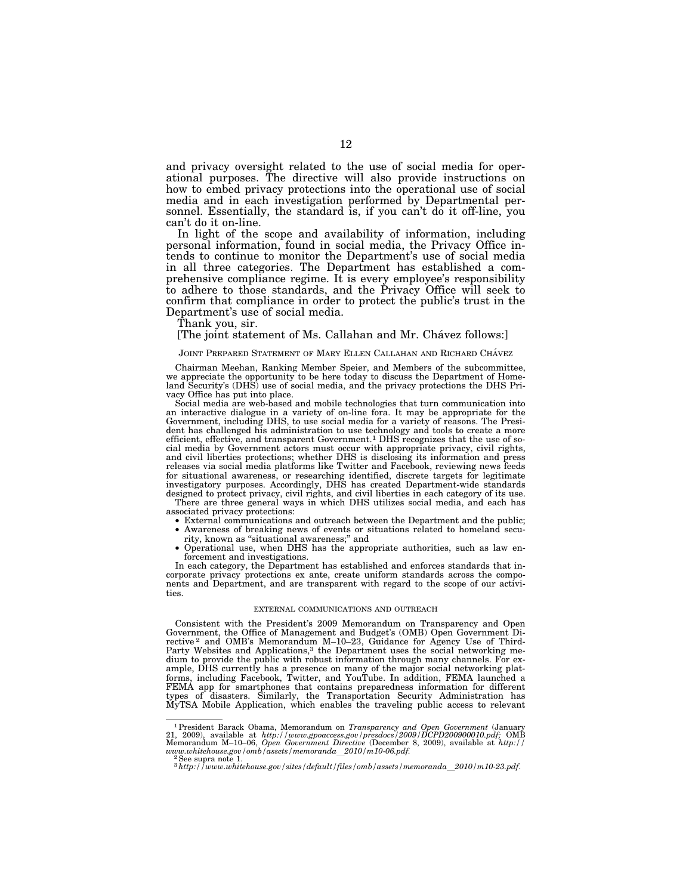and privacy oversight related to the use of social media for operational purposes. The directive will also provide instructions on how to embed privacy protections into the operational use of social media and in each investigation performed by Departmental personnel. Essentially, the standard is, if you can't do it off-line, you can't do it on-line.

In light of the scope and availability of information, including personal information, found in social media, the Privacy Office intends to continue to monitor the Department's use of social media in all three categories. The Department has established a comprehensive compliance regime. It is every employee's responsibility to adhere to those standards, and the Privacy Office will seek to confirm that compliance in order to protect the public's trust in the Department's use of social media.

Thank you, sir.

[The joint statement of Ms. Callahan and Mr. Chávez follows:]

JOINT PREPARED STATEMENT OF MARY ELLEN CALLAHAN AND RICHARD CHÁVEZ

Chairman Meehan, Ranking Member Speier, and Members of the subcommittee, we appreciate the opportunity to be here today to discuss the Department of Homeland Security's (DHS) use of social media, and the privacy protections the DHS Privacy Office has put into place.

Social media are web-based and mobile technologies that turn communication into an interactive dialogue in a variety of on-line fora. It may be appropriate for the Government, including DHS, to use social media for a variety of reasons. The President has challenged his administration to use technology and tools to create a more efficient, effective, and transparent Government.[1] DHS recognizes that the use of social media by Government actors must occur with appropriate privacy, civil rights, and civil liberties protections; whether DHS is disclosing its information and press releases via social media platforms like Twitter and Facebook, reviewing news feeds for situational awareness, or researching identified, discrete targets for legitimate investigatory purposes. Accordingly, DHS has created Department-wide standards designed to protect privacy, civil rights, and civil liberties in each category of its use.

There are three general ways in which DHS utilizes social media, and each has associated privacy protections:

- External communications and outreach between the Department and the public;
- Awareness of breaking news of events or situations related to homeland security, known as "situational awareness;" and
- Operational use, when DHS has the appropriate authorities, such as law enforcement and investigations.

In each category, the Department has established and enforces standards that incorporate privacy protections ex ante, create uniform standards across the components and Department, and are transparent with regard to the scope of our activities.

EXTERNAL COMMUNICATIONS AND OUTREACH

Consistent with the President's 2009 Memorandum on Transparency and Open Government, the Office of Management and Budget's (OMB) Open Government Directive[2] and OMB's Memorandum M–10–23, Guidance for Agency Use of Third-Party Websites and Applications,[3] the Department uses the social networking medium to provide the public with robust information through many channels. For example, DHS currently has a presence on many of the major social networking platforms, including Facebook, Twitter, and YouTube. In addition, FEMA launched a FEMA app for smartphones that contains preparedness information for different types of disasters. Similarly, the Transportation Security Administration has MyTSA Mobile Application, which enables the traveling public access to relevant

---

[1] President Barack Obama, Memorandum on *Transparency and Open Government* (January 21, 2009), available at *http://www.gpoaccess.gov/presdocs/2009/DCPD200900010.pdf*; OMB Memorandum M–10–06, *Open Government Directive* (December 8, 2009), available at *http://www.whitehouse.gov/omb/assets/memoranda_2010/m10-06.pdf*.

[2] See supra note 1.

[3] *http://www.whitehouse.gov/sites/default/files/omb/assets/memoranda_2010/m10-23.pdf*.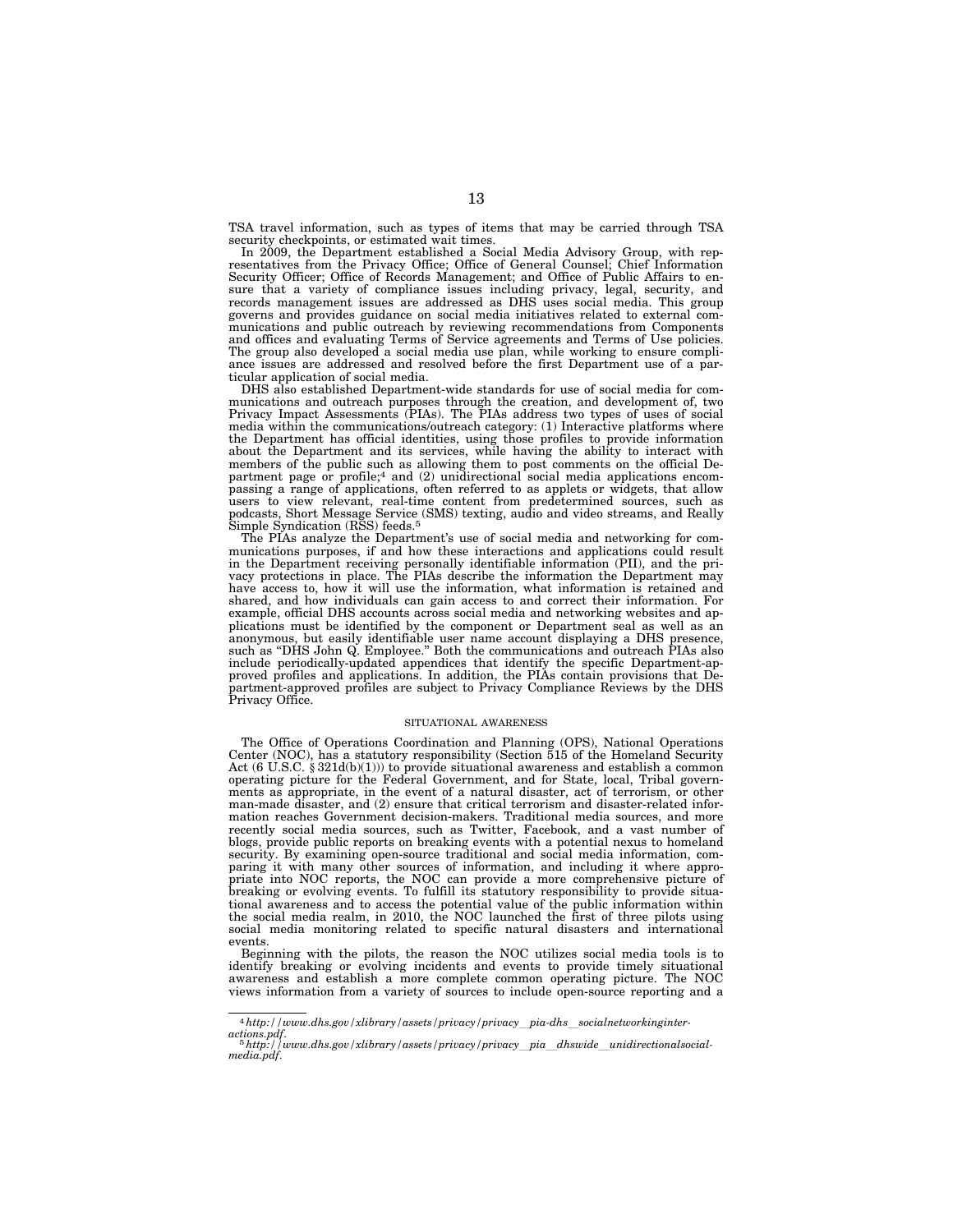TSA travel information, such as types of items that may be carried through TSA security checkpoints, or estimated wait times.

In 2009, the Department established a Social Media Advisory Group, with representatives from the Privacy Office; Office of General Counsel; Chief Information Security Officer; Office of Records Management; and Office of Public Affairs to ensure that a variety of compliance issues including privacy, legal, security, and records management issues are addressed as DHS uses social media. This group governs and provides guidance on social media initiatives related to external communications and public outreach by reviewing recommendations from Components and offices and evaluating Terms of Service agreements and Terms of Use policies. The group also developed a social media use plan, while working to ensure compliance issues are addressed and resolved before the first Department use of a particular application of social media.

DHS also established Department-wide standards for use of social media for communications and outreach purposes through the creation, and development of, two Privacy Impact Assessments (PIAs). The PIAs address two types of uses of social media within the communications/outreach category: (1) Interactive platforms where the Department has official identities, using those profiles to provide information about the Department and its services, while having the ability to interact with members of the public such as allowing them to post comments on the official Department page or profile;[4] and (2) unidirectional social media applications encompassing a range of applications, often referred to as applets or widgets, that allow users to view relevant, real-time content from predetermined sources, such as podcasts, Short Message Service (SMS) texting, audio and video streams, and Really Simple Syndication (RSS) feeds.[5]

The PIAs analyze the Department's use of social media and networking for communications purposes, if and how these interactions and applications could result in the Department receiving personally identifiable information (PII), and the privacy protections in place. The PIAs describe the information the Department may have access to, how it will use the information, what information is retained and shared, and how individuals can gain access to and correct their information. For example, official DHS accounts across social media and networking websites and applications must be identified by the component or Department seal as well as an anonymous, but easily identifiable user name account displaying a DHS presence, such as "DHS John Q. Employee." Both the communications and outreach PIAs also include periodically-updated appendices that identify the specific Department-approved profiles and applications. In addition, the PIAs contain provisions that Department-approved profiles are subject to Privacy Compliance Reviews by the DHS Privacy Office.

## SITUATIONAL AWARENESS

The Office of Operations Coordination and Planning (OPS), National Operations Center (NOC), has a statutory responsibility (Section 515 of the Homeland Security Act (6 U.S.C. § 321d(b)(1))) to provide situational awareness and establish a common operating picture for the Federal Government, and for State, local, Tribal governments as appropriate, in the event of a natural disaster, act of terrorism, or other man-made disaster, and (2) ensure that critical terrorism and disaster-related information reaches Government decision-makers. Traditional media sources, and more recently social media sources, such as Twitter, Facebook, and a vast number of blogs, provide public reports on breaking events with a potential nexus to homeland security. By examining open-source traditional and social media information, comparing it with many other sources of information, and including it where appropriate into NOC reports, the NOC can provide a more comprehensive picture of breaking or evolving events. To fulfill its statutory responsibility to provide situational awareness and to access the potential value of the public information within the social media realm, in 2010, the NOC launched the first of three pilots using social media monitoring related to specific natural disasters and international events.

Beginning with the pilots, the reason the NOC utilizes social media tools is to identify breaking or evolving incidents and events to provide timely situational awareness and establish a more complete common operating picture. The NOC views information from a variety of sources to include open-source reporting and a

---

[4] *http://www.dhs.gov/xlibrary/assets/privacy/privacy_pia-dhs_socialnetworkinginteractions.pdf.*

[5] *http://www.dhs.gov/xlibrary/assets/privacy/privacy_pia_dhswide_unidirectionalsocialmedia.pdf.*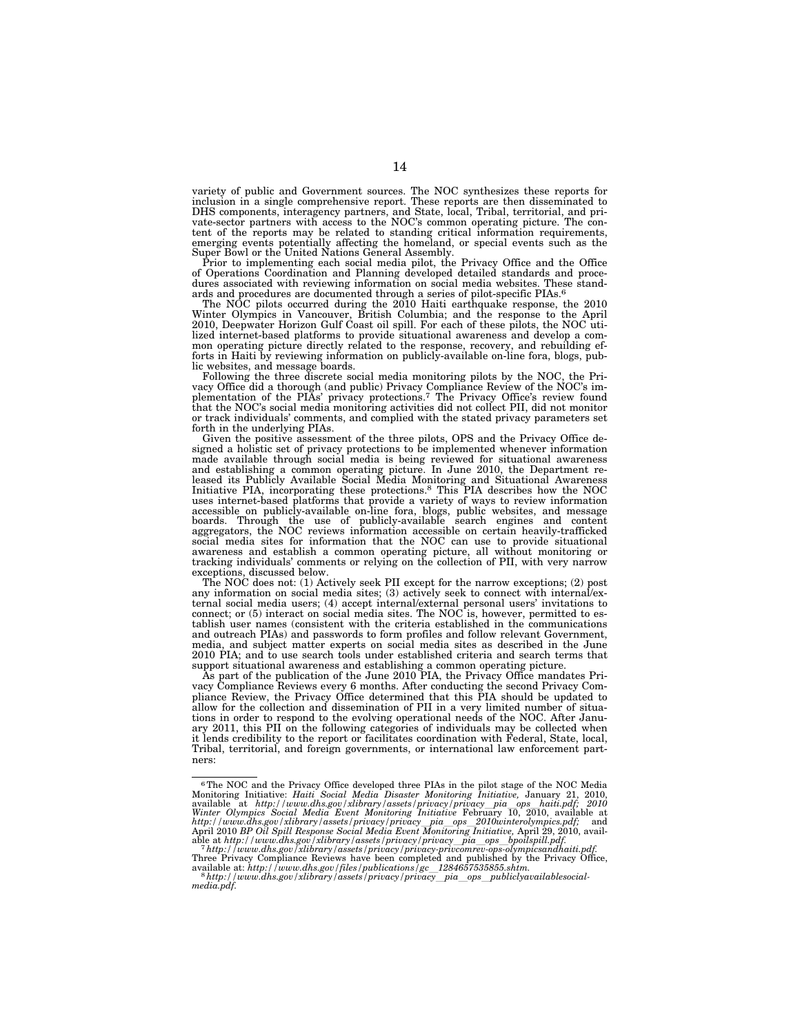variety of public and Government sources. The NOC synthesizes these reports for inclusion in a single comprehensive report. These reports are then disseminated to DHS components, interagency partners, and State, local, Tribal, territorial, and private-sector partners with access to the NOC's common operating picture. The content of the reports may be related to standing critical information requirements, emerging events potentially affecting the homeland, or special events such as the Super Bowl or the United Nations General Assembly.

Prior to implementing each social media pilot, the Privacy Office and the Office of Operations Coordination and Planning developed detailed standards and procedures associated with reviewing information on social media websites. These standards and procedures are documented through a series of pilot-specific PIAs.[6]

The NOC pilots occurred during the 2010 Haiti earthquake response, the 2010 Winter Olympics in Vancouver, British Columbia; and the response to the April 2010, Deepwater Horizon Gulf Coast oil spill. For each of these pilots, the NOC utilized internet-based platforms to provide situational awareness and develop a common operating picture directly related to the response, recovery, and rebuilding efforts in Haiti by reviewing information on publicly-available on-line fora, blogs, public websites, and message boards.

Following the three discrete social media monitoring pilots by the NOC, the Privacy Office did a thorough (and public) Privacy Compliance Review of the NOC's implementation of the PIAs' privacy protections.[7] The Privacy Office's review found that the NOC's social media monitoring activities did not collect PII, did not monitor or track individuals' comments, and complied with the stated privacy parameters set forth in the underlying PIAs.

Given the positive assessment of the three pilots, OPS and the Privacy Office designed a holistic set of privacy protections to be implemented whenever information made available through social media is being reviewed for situational awareness and establishing a common operating picture. In June 2010, the Department released its Publicly Available Social Media Monitoring and Situational Awareness Initiative PIA, incorporating these protections.[8] This PIA describes how the NOC uses internet-based platforms that provide a variety of ways to review information accessible on publicly-available on-line fora, blogs, public websites, and message boards. Through the use of publicly-available search engines and content aggregators, the NOC reviews information accessible on certain heavily-trafficked social media sites for information that the NOC can use to provide situational awareness and establish a common operating picture, all without monitoring or tracking individuals' comments or relying on the collection of PII, with very narrow exceptions, discussed below.

The NOC does not: (1) Actively seek PII except for the narrow exceptions; (2) post any information on social media sites; (3) actively seek to connect with internal/external social media users; (4) accept internal/external personal users' invitations to connect; or (5) interact on social media sites. The NOC is, however, permitted to establish user names (consistent with the criteria established in the communications and outreach PIAs) and passwords to form profiles and follow relevant Government, media, and subject matter experts on social media sites as described in the June 2010 PIA; and to use search tools under established criteria and search terms that support situational awareness and establishing a common operating picture.

As part of the publication of the June 2010 PIA, the Privacy Office mandates Privacy Compliance Reviews every 6 months. After conducting the second Privacy Compliance Review, the Privacy Office determined that this PIA should be updated to allow for the collection and dissemination of PII in a very limited number of situations in order to respond to the evolving operational needs of the NOC. After January 2011, this PII on the following categories of individuals may be collected when it lends credibility to the report or facilitates coordination with Federal, State, local, Tribal, territorial, and foreign governments, or international law enforcement partners:

---

[6] The NOC and the Privacy Office developed three PIAs in the pilot stage of the NOC Media Monitoring Initiative: *Haiti Social Media Disaster Monitoring Initiative,* January 21, 2010, available at *http://www.dhs.gov/xlibrary/assets/privacy/privacy_pia_ops_haiti.pdf; 2010 Winter Olympics Social Media Event Monitoring Initiative* February 10, 2010, available at *http://www.dhs.gov/xlibrary/assets/privacy/privacy_pia_ops_2010winterolympics.pdf;* and April 2010 *BP Oil Spill Response Social Media Event Monitoring Initiative,* April 29, 2010, available at *http://www.dhs.gov/xlibrary/assets/privacy/privacy_pia_ops_bpoilspill.pdf.*

[7] *http://www.dhs.gov/xlibrary/assets/privacy/privacy-privcomrev-ops-olympicsandhaiti.pdf.* Three Privacy Compliance Reviews have been completed and published by the Privacy Office, available at: *http://www.dhs.gov/files/publications/gc_1284657535855.shtm.*

[8] *http://www.dhs.gov/xlibrary/assets/privacy/privacy_pia_ops_publiclyavailablesocialmedia.pdf.*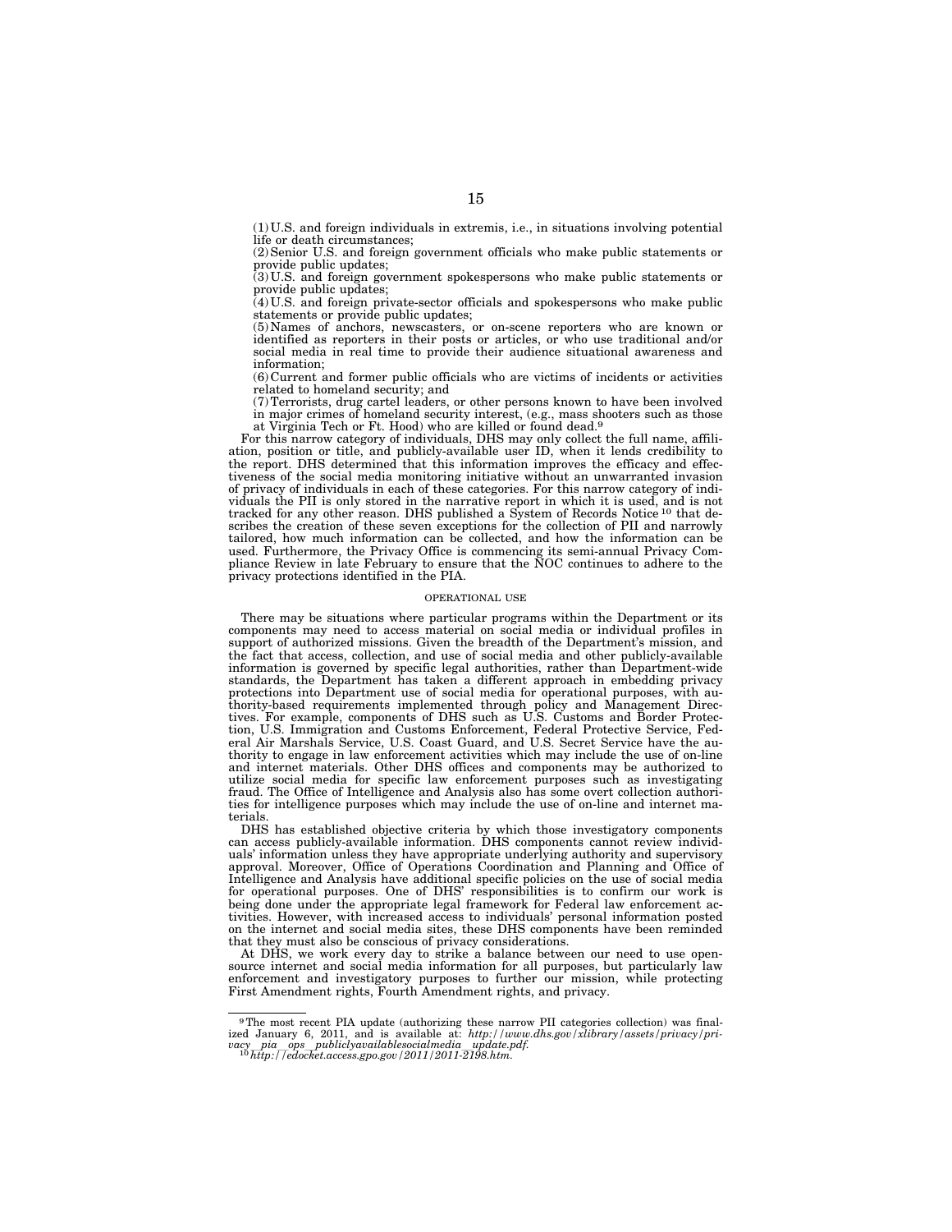(1) U.S. and foreign individuals in extremis, i.e., in situations involving potential life or death circumstances;

(2) Senior U.S. and foreign government officials who make public statements or provide public updates;

(3) U.S. and foreign government spokespersons who make public statements or provide public updates;

(4) U.S. and foreign private-sector officials and spokespersons who make public statements or provide public updates;

(5) Names of anchors, newscasters, or on-scene reporters who are known or identified as reporters in their posts or articles, or who use traditional and/or social media in real time to provide their audience situational awareness and information;

(6) Current and former public officials who are victims of incidents or activities related to homeland security; and

(7) Terrorists, drug cartel leaders, or other persons known to have been involved in major crimes of homeland security interest, (e.g., mass shooters such as those at Virginia Tech or Ft. Hood) who are killed or found dead.[9]

For this narrow category of individuals, DHS may only collect the full name, affiliation, position or title, and publicly-available user ID, when it lends credibility to the report. DHS determined that this information improves the efficacy and effectiveness of the social media monitoring initiative without an unwarranted invasion of privacy of individuals in each of these categories. For this narrow category of individuals the PII is only stored in the narrative report in which it is used, and is not tracked for any other reason. DHS published a System of Records Notice[10] that describes the creation of these seven exceptions for the collection of PII and narrowly tailored, how much information can be collected, and how the information can be used. Furthermore, the Privacy Office is commencing its semi-annual Privacy Compliance Review in late February to ensure that the NOC continues to adhere to the privacy protections identified in the PIA.

OPERATIONAL USE

There may be situations where particular programs within the Department or its components may need to access material on social media or individual profiles in support of authorized missions. Given the breadth of the Department's mission, and the fact that access, collection, and use of social media and other publicly-available information is governed by specific legal authorities, rather than Department-wide standards, the Department has taken a different approach in embedding privacy protections into Department use of social media for operational purposes, with authority-based requirements implemented through policy and Management Directives. For example, components of DHS such as U.S. Customs and Border Protection, U.S. Immigration and Customs Enforcement, Federal Protective Service, Federal Air Marshals Service, U.S. Coast Guard, and U.S. Secret Service have the authority to engage in law enforcement activities which may include the use of on-line and internet materials. Other DHS offices and components may be authorized to utilize social media for specific law enforcement purposes such as investigating fraud. The Office of Intelligence and Analysis also has some overt collection authorities for intelligence purposes which may include the use of on-line and internet materials.

DHS has established objective criteria by which those investigatory components can access publicly-available information. DHS components cannot review individuals' information unless they have appropriate underlying authority and supervisory approval. Moreover, Office of Operations Coordination and Planning and Office of Intelligence and Analysis have additional specific policies on the use of social media for operational purposes. One of DHS' responsibilities is to confirm our work is being done under the appropriate legal framework for Federal law enforcement activities. However, with increased access to individuals' personal information posted on the internet and social media sites, these DHS components have been reminded that they must also be conscious of privacy considerations.

At DHS, we work every day to strike a balance between our need to use open-source internet and social media information for all purposes, but particularly law enforcement and investigatory purposes to further our mission, while protecting First Amendment rights, Fourth Amendment rights, and privacy.

---

[9] The most recent PIA update (authorizing these narrow PII categories collection) was finalized January 6, 2011, and is available at: *http://www.dhs.gov/xlibrary/assets/privacy/privacy_pia_ops_publiclyavailablesocialmedia_update.pdf.*

[10] *http://edocket.access.gpo.gov/2011/2011-2198.htm.*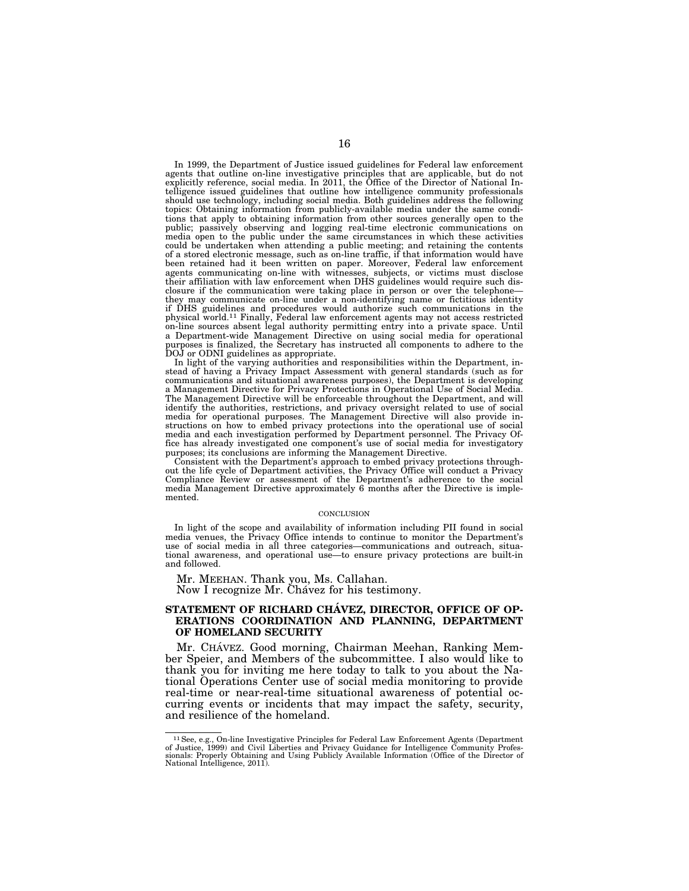In 1999, the Department of Justice issued guidelines for Federal law enforcement agents that outline on-line investigative principles that are applicable, but do not explicitly reference, social media. In 2011, the Office of the Director of National Intelligence issued guidelines that outline how intelligence community professionals should use technology, including social media. Both guidelines address the following topics: Obtaining information from publicly-available media under the same conditions that apply to obtaining information from other sources generally open to the public; passively observing and logging real-time electronic communications on media open to the public under the same circumstances in which these activities could be undertaken when attending a public meeting; and retaining the contents of a stored electronic message, such as on-line traffic, if that information would have been retained had it been written on paper. Moreover, Federal law enforcement agents communicating on-line with witnesses, subjects, or victims must disclose their affiliation with law enforcement when DHS guidelines would require such disclosure if the communication were taking place in person or over the telephone—they may communicate on-line under a non-identifying name or fictitious identity if DHS guidelines and procedures would authorize such communications in the physical world.[11] Finally, Federal law enforcement agents may not access restricted on-line sources absent legal authority permitting entry into a private space. Until a Department-wide Management Directive on using social media for operational purposes is finalized, the Secretary has instructed all components to adhere to the DOJ or ODNI guidelines as appropriate.

In light of the varying authorities and responsibilities within the Department, instead of having a Privacy Impact Assessment with general standards (such as for communications and situational awareness purposes), the Department is developing a Management Directive for Privacy Protections in Operational Use of Social Media. The Management Directive will be enforceable throughout the Department, and will identify the authorities, restrictions, and privacy oversight related to use of social media for operational purposes. The Management Directive will also provide instructions on how to embed privacy protections into the operational use of social media and each investigation performed by Department personnel. The Privacy Office has already investigated one component's use of social media for investigatory purposes; its conclusions are informing the Management Directive.

Consistent with the Department's approach to embed privacy protections throughout the life cycle of Department activities, the Privacy Office will conduct a Privacy Compliance Review or assessment of the Department's adherence to the social media Management Directive approximately 6 months after the Directive is implemented.

CONCLUSION

In light of the scope and availability of information including PII found in social media venues, the Privacy Office intends to continue to monitor the Department's use of social media in all three categories—communications and outreach, situational awareness, and operational use—to ensure privacy protections are built-in and followed.

Mr. MEEHAN. Thank you, Ms. Callahan.

Now I recognize Mr. Chávez for his testimony.

## STATEMENT OF RICHARD CHÁVEZ, DIRECTOR, OFFICE OF OPERATIONS COORDINATION AND PLANNING, DEPARTMENT OF HOMELAND SECURITY

Mr. CHÁVEZ. Good morning, Chairman Meehan, Ranking Member Speier, and Members of the subcommittee. I also would like to thank you for inviting me here today to talk to you about the National Operations Center use of social media monitoring to provide real-time or near-real-time situational awareness of potential occurring events or incidents that may impact the safety, security, and resilience of the homeland.

---

[11] See, e.g., On-line Investigative Principles for Federal Law Enforcement Agents (Department of Justice, 1999) and Civil Liberties and Privacy Guidance for Intelligence Community Professionals: Properly Obtaining and Using Publicly Available Information (Office of the Director of National Intelligence, 2011).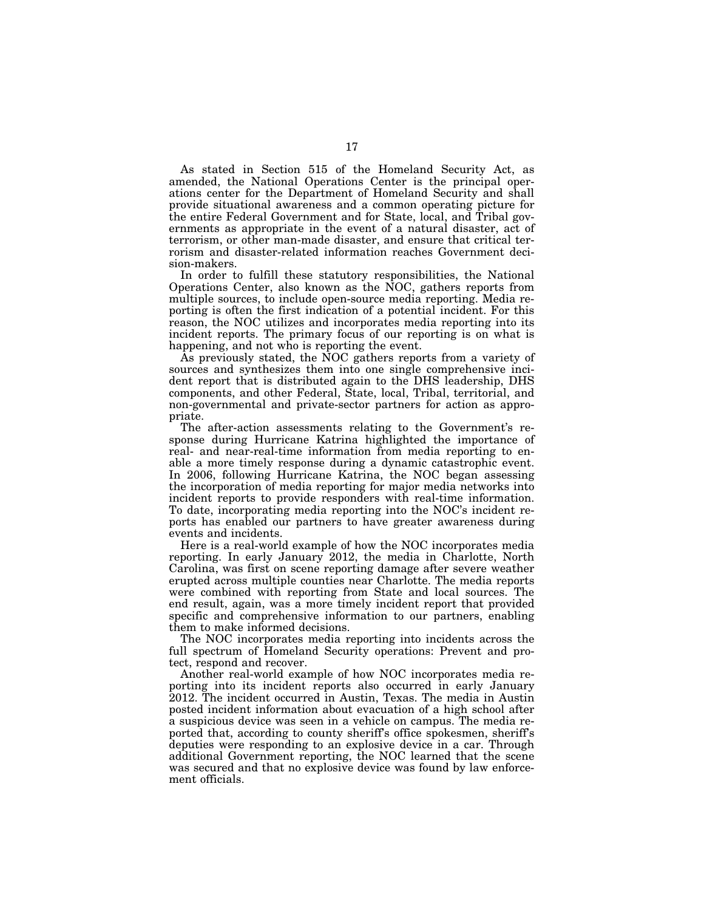As stated in Section 515 of the Homeland Security Act, as amended, the National Operations Center is the principal operations center for the Department of Homeland Security and shall provide situational awareness and a common operating picture for the entire Federal Government and for State, local, and Tribal governments as appropriate in the event of a natural disaster, act of terrorism, or other man-made disaster, and ensure that critical terrorism and disaster-related information reaches Government decision-makers.

In order to fulfill these statutory responsibilities, the National Operations Center, also known as the NOC, gathers reports from multiple sources, to include open-source media reporting. Media reporting is often the first indication of a potential incident. For this reason, the NOC utilizes and incorporates media reporting into its incident reports. The primary focus of our reporting is on what is happening, and not who is reporting the event.

As previously stated, the NOC gathers reports from a variety of sources and synthesizes them into one single comprehensive incident report that is distributed again to the DHS leadership, DHS components, and other Federal, State, local, Tribal, territorial, and non-governmental and private-sector partners for action as appropriate.

The after-action assessments relating to the Government's response during Hurricane Katrina highlighted the importance of real- and near-real-time information from media reporting to enable a more timely response during a dynamic catastrophic event. In 2006, following Hurricane Katrina, the NOC began assessing the incorporation of media reporting for major media networks into incident reports to provide responders with real-time information. To date, incorporating media reporting into the NOC's incident reports has enabled our partners to have greater awareness during events and incidents.

Here is a real-world example of how the NOC incorporates media reporting. In early January 2012, the media in Charlotte, North Carolina, was first on scene reporting damage after severe weather erupted across multiple counties near Charlotte. The media reports were combined with reporting from State and local sources. The end result, again, was a more timely incident report that provided specific and comprehensive information to our partners, enabling them to make informed decisions.

The NOC incorporates media reporting into incidents across the full spectrum of Homeland Security operations: Prevent and protect, respond and recover.

Another real-world example of how NOC incorporates media reporting into its incident reports also occurred in early January 2012. The incident occurred in Austin, Texas. The media in Austin posted incident information about evacuation of a high school after a suspicious device was seen in a vehicle on campus. The media reported that, according to county sheriff's office spokesmen, sheriff's deputies were responding to an explosive device in a car. Through additional Government reporting, the NOC learned that the scene was secured and that no explosive device was found by law enforcement officials.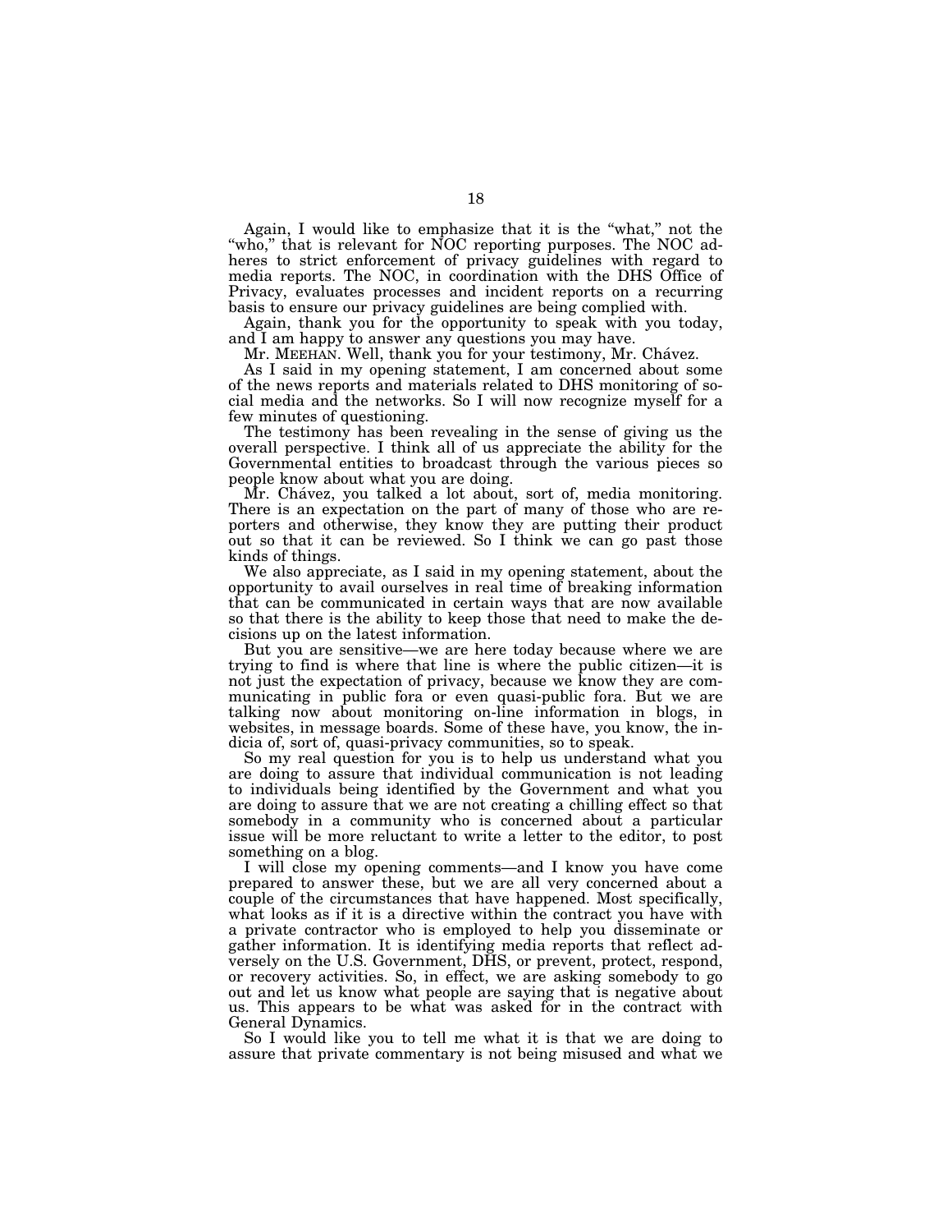Again, I would like to emphasize that it is the "what," not the "who," that is relevant for NOC reporting purposes. The NOC adheres to strict enforcement of privacy guidelines with regard to media reports. The NOC, in coordination with the DHS Office of Privacy, evaluates processes and incident reports on a recurring basis to ensure our privacy guidelines are being complied with.

Again, thank you for the opportunity to speak with you today, and I am happy to answer any questions you may have.

Mr. MEEHAN. Well, thank you for your testimony, Mr. Chávez.

As I said in my opening statement, I am concerned about some of the news reports and materials related to DHS monitoring of social media and the networks. So I will now recognize myself for a few minutes of questioning.

The testimony has been revealing in the sense of giving us the overall perspective. I think all of us appreciate the ability for the Governmental entities to broadcast through the various pieces so people know about what you are doing.

Mr. Chávez, you talked a lot about, sort of, media monitoring. There is an expectation on the part of many of those who are reporters and otherwise, they know they are putting their product out so that it can be reviewed. So I think we can go past those kinds of things.

We also appreciate, as I said in my opening statement, about the opportunity to avail ourselves in real time of breaking information that can be communicated in certain ways that are now available so that there is the ability to keep those that need to make the decisions up on the latest information.

But you are sensitive—we are here today because where we are trying to find is where that line is where the public citizen—it is not just the expectation of privacy, because we know they are communicating in public fora or even quasi-public fora. But we are talking now about monitoring on-line information in blogs, in websites, in message boards. Some of these have, you know, the indicia of, sort of, quasi-privacy communities, so to speak.

So my real question for you is to help us understand what you are doing to assure that individual communication is not leading to individuals being identified by the Government and what you are doing to assure that we are not creating a chilling effect so that somebody in a community who is concerned about a particular issue will be more reluctant to write a letter to the editor, to post something on a blog.

I will close my opening comments—and I know you have come prepared to answer these, but we are all very concerned about a couple of the circumstances that have happened. Most specifically, what looks as if it is a directive within the contract you have with a private contractor who is employed to help you disseminate or gather information. It is identifying media reports that reflect adversely on the U.S. Government, DHS, or prevent, protect, respond, or recovery activities. So, in effect, we are asking somebody to go out and let us know what people are saying that is negative about us. This appears to be what was asked for in the contract with General Dynamics.

So I would like you to tell me what it is that we are doing to assure that private commentary is not being misused and what we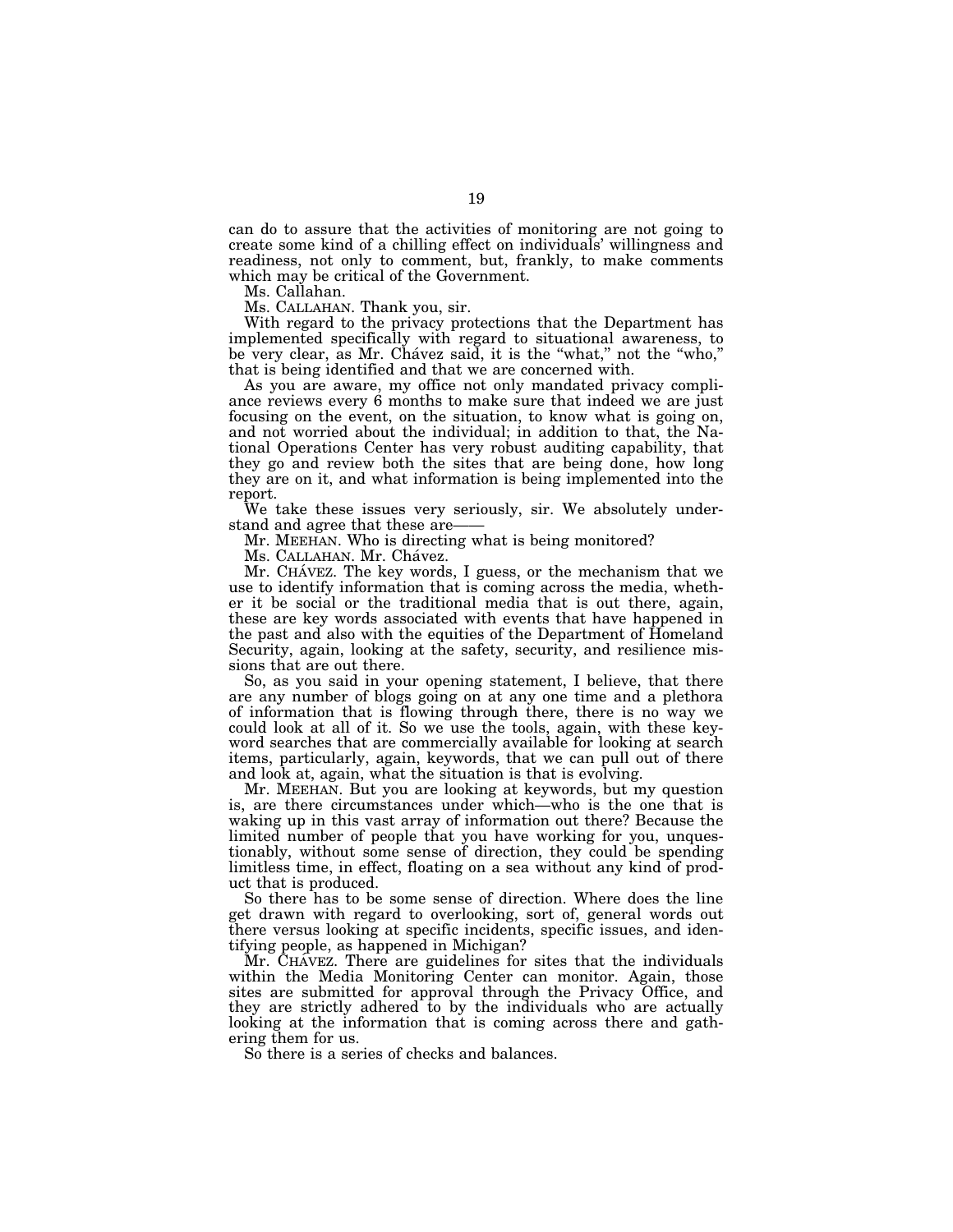can do to assure that the activities of monitoring are not going to create some kind of a chilling effect on individuals' willingness and readiness, not only to comment, but, frankly, to make comments which may be critical of the Government.

Ms. Callahan.

Ms. CALLAHAN. Thank you, sir.

With regard to the privacy protections that the Department has implemented specifically with regard to situational awareness, to be very clear, as Mr. Chávez said, it is the "what," not the "who," that is being identified and that we are concerned with.

As you are aware, my office not only mandated privacy compliance reviews every 6 months to make sure that indeed we are just focusing on the event, on the situation, to know what is going on, and not worried about the individual; in addition to that, the National Operations Center has very robust auditing capability, that they go and review both the sites that are being done, how long they are on it, and what information is being implemented into the report.

We take these issues very seriously, sir. We absolutely understand and agree that these are——

Mr. MEEHAN. Who is directing what is being monitored?

Ms. CALLAHAN. Mr. Chávez.

Mr. CHÁVEZ. The key words, I guess, or the mechanism that we use to identify information that is coming across the media, whether it be social or the traditional media that is out there, again, these are key words associated with events that have happened in the past and also with the equities of the Department of Homeland Security, again, looking at the safety, security, and resilience missions that are out there.

So, as you said in your opening statement, I believe, that there are any number of blogs going on at any one time and a plethora of information that is flowing through there, there is no way we could look at all of it. So we use the tools, again, with these keyword searches that are commercially available for looking at search items, particularly, again, keywords, that we can pull out of there and look at, again, what the situation is that is evolving.

Mr. MEEHAN. But you are looking at keywords, but my question is, are there circumstances under which—who is the one that is waking up in this vast array of information out there? Because the limited number of people that you have working for you, unquestionably, without some sense of direction, they could be spending limitless time, in effect, floating on a sea without any kind of product that is produced.

So there has to be some sense of direction. Where does the line get drawn with regard to overlooking, sort of, general words out there versus looking at specific incidents, specific issues, and identifying people, as happened in Michigan?

Mr. CHÁVEZ. There are guidelines for sites that the individuals within the Media Monitoring Center can monitor. Again, those sites are submitted for approval through the Privacy Office, and they are strictly adhered to by the individuals who are actually looking at the information that is coming across there and gathering them for us.

So there is a series of checks and balances.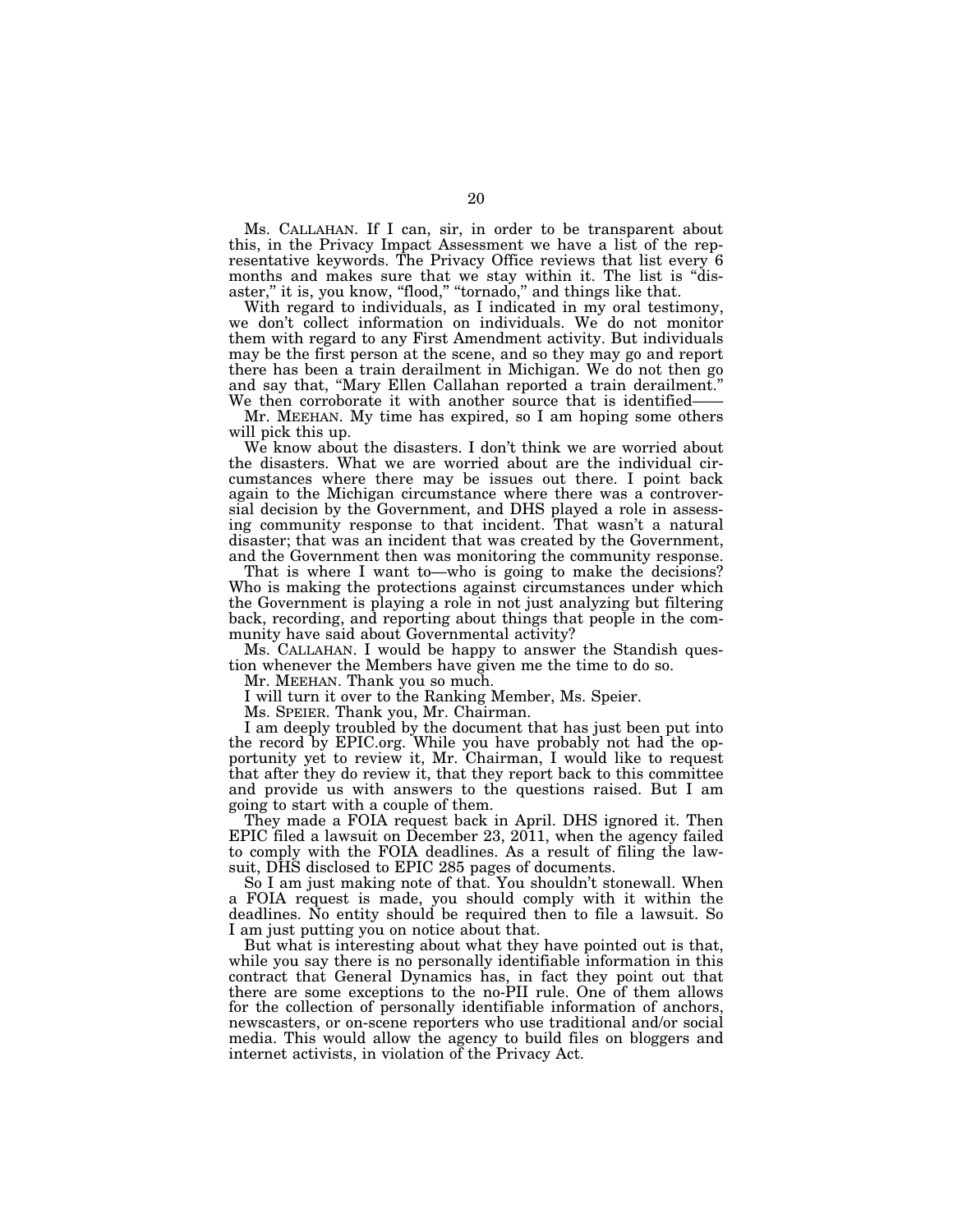Ms. CALLAHAN. If I can, sir, in order to be transparent about this, in the Privacy Impact Assessment we have a list of the representative keywords. The Privacy Office reviews that list every 6 months and makes sure that we stay within it. The list is "disaster," it is, you know, "flood," "tornado," and things like that.

With regard to individuals, as I indicated in my oral testimony, we don't collect information on individuals. We do not monitor them with regard to any First Amendment activity. But individuals may be the first person at the scene, and so they may go and report there has been a train derailment in Michigan. We do not then go and say that, "Mary Ellen Callahan reported a train derailment." We then corroborate it with another source that is identified——

Mr. MEEHAN. My time has expired, so I am hoping some others will pick this up.

We know about the disasters. I don't think we are worried about the disasters. What we are worried about are the individual circumstances where there may be issues out there. I point back again to the Michigan circumstance where there was a controversial decision by the Government, and DHS played a role in assessing community response to that incident. That wasn't a natural disaster; that was an incident that was created by the Government, and the Government then was monitoring the community response.

That is where I want to—who is going to make the decisions? Who is making the protections against circumstances under which the Government is playing a role in not just analyzing but filtering back, recording, and reporting about things that people in the community have said about Governmental activity?

Ms. CALLAHAN. I would be happy to answer the Standish question whenever the Members have given me the time to do so.

Mr. MEEHAN. Thank you so much.

I will turn it over to the Ranking Member, Ms. Speier.

Ms. SPEIER. Thank you, Mr. Chairman.

I am deeply troubled by the document that has just been put into the record by EPIC.org. While you have probably not had the opportunity yet to review it, Mr. Chairman, I would like to request that after they do review it, that they report back to this committee and provide us with answers to the questions raised. But I am going to start with a couple of them.

They made a FOIA request back in April. DHS ignored it. Then EPIC filed a lawsuit on December 23, 2011, when the agency failed to comply with the FOIA deadlines. As a result of filing the lawsuit, DHS disclosed to EPIC 285 pages of documents.

So I am just making note of that. You shouldn't stonewall. When a FOIA request is made, you should comply with it within the deadlines. No entity should be required then to file a lawsuit. So I am just putting you on notice about that.

But what is interesting about what they have pointed out is that, while you say there is no personally identifiable information in this contract that General Dynamics has, in fact they point out that there are some exceptions to the no-PII rule. One of them allows for the collection of personally identifiable information of anchors, newscasters, or on-scene reporters who use traditional and/or social media. This would allow the agency to build files on bloggers and internet activists, in violation of the Privacy Act.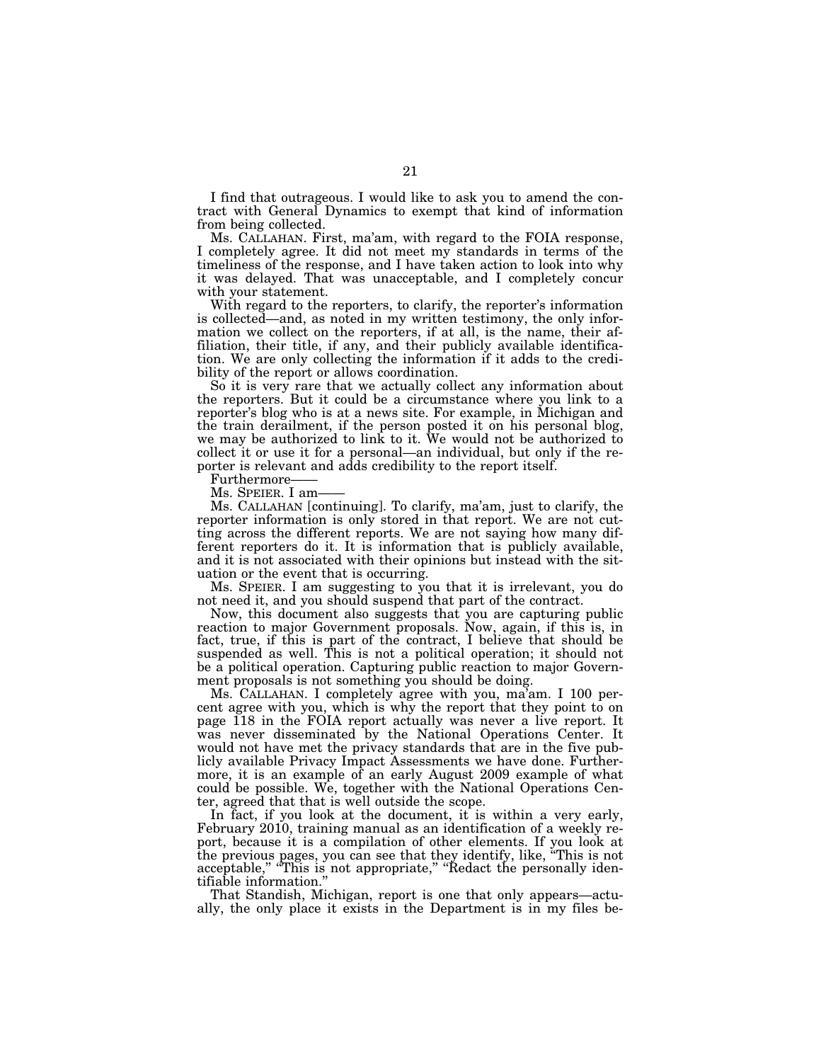I find that outrageous. I would like to ask you to amend the contract with General Dynamics to exempt that kind of information from being collected.

Ms. CALLAHAN. First, ma'am, with regard to the FOIA response, I completely agree. It did not meet my standards in terms of the timeliness of the response, and I have taken action to look into why it was delayed. That was unacceptable, and I completely concur with your statement.

With regard to the reporters, to clarify, the reporter's information is collected—and, as noted in my written testimony, the only information we collect on the reporters, if at all, is the name, their affiliation, their title, if any, and their publicly available identification. We are only collecting the information if it adds to the credibility of the report or allows coordination.

So it is very rare that we actually collect any information about the reporters. But it could be a circumstance where you link to a reporter's blog who is at a news site. For example, in Michigan and the train derailment, if the person posted it on his personal blog, we may be authorized to link to it. We would not be authorized to collect it or use it for a personal—an individual, but only if the reporter is relevant and adds credibility to the report itself.

Furthermore——

Ms. SPEIER. I am——

Ms. CALLAHAN [continuing]. To clarify, ma'am, just to clarify, the reporter information is only stored in that report. We are not cutting across the different reports. We are not saying how many different reporters do it. It is information that is publicly available, and it is not associated with their opinions but instead with the situation or the event that is occurring.

Ms. SPEIER. I am suggesting to you that it is irrelevant, you do not need it, and you should suspend that part of the contract.

Now, this document also suggests that you are capturing public reaction to major Government proposals. Now, again, if this is, in fact, true, if this is part of the contract, I believe that should be suspended as well. This is not a political operation; it should not be a political operation. Capturing public reaction to major Government proposals is not something you should be doing.

Ms. CALLAHAN. I completely agree with you, ma'am. I 100 percent agree with you, which is why the report that they point to on page 118 in the FOIA report actually was never a live report. It was never disseminated by the National Operations Center. It would not have met the privacy standards that are in the five publicly available Privacy Impact Assessments we have done. Furthermore, it is an example of an early August 2009 example of what could be possible. We, together with the National Operations Center, agreed that that is well outside the scope.

In fact, if you look at the document, it is within a very early, February 2010, training manual as an identification of a weekly report, because it is a compilation of other elements. If you look at the previous pages, you can see that they identify, like, "This is not acceptable," "This is not appropriate," "Redact the personally identifiable information."

That Standish, Michigan, report is one that only appears—actually, the only place it exists in the Department is in my files be-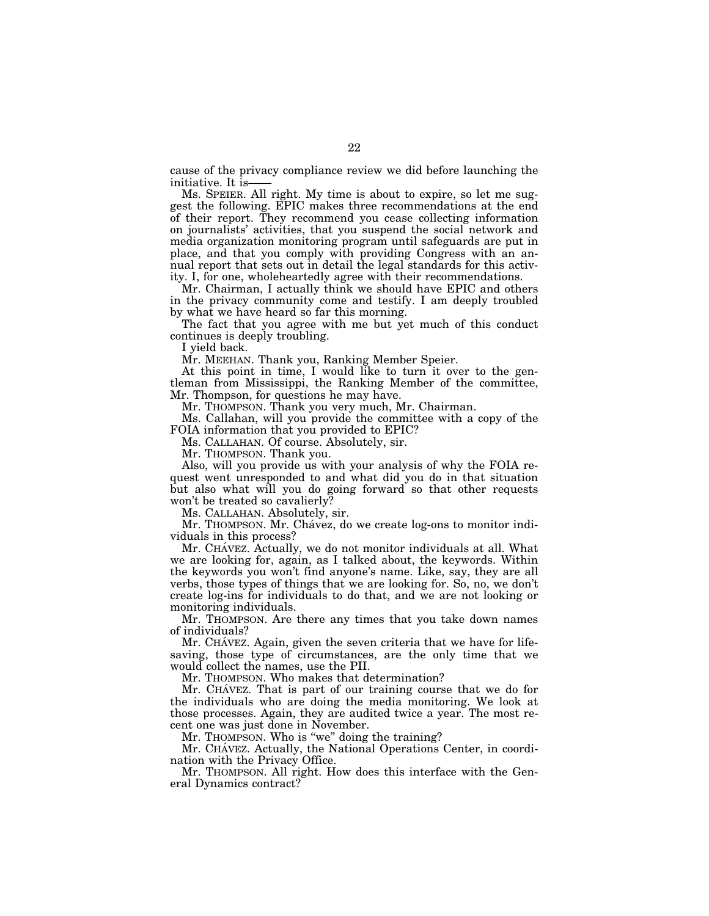cause of the privacy compliance review we did before launching the initiative. It is——

Ms. SPEIER. All right. My time is about to expire, so let me suggest the following. EPIC makes three recommendations at the end of their report. They recommend you cease collecting information on journalists' activities, that you suspend the social network and media organization monitoring program until safeguards are put in place, and that you comply with providing Congress with an annual report that sets out in detail the legal standards for this activity. I, for one, wholeheartedly agree with their recommendations.

Mr. Chairman, I actually think we should have EPIC and others in the privacy community come and testify. I am deeply troubled by what we have heard so far this morning.

The fact that you agree with me but yet much of this conduct continues is deeply troubling.

I yield back.

Mr. MEEHAN. Thank you, Ranking Member Speier.

At this point in time, I would like to turn it over to the gentleman from Mississippi, the Ranking Member of the committee, Mr. Thompson, for questions he may have.

Mr. THOMPSON. Thank you very much, Mr. Chairman.

Ms. Callahan, will you provide the committee with a copy of the FOIA information that you provided to EPIC?

Ms. CALLAHAN. Of course. Absolutely, sir.

Mr. THOMPSON. Thank you.

Also, will you provide us with your analysis of why the FOIA request went unresponded to and what did you do in that situation but also what will you do going forward so that other requests won't be treated so cavalierly?

Ms. CALLAHAN. Absolutely, sir.

Mr. THOMPSON. Mr. Chávez, do we create log-ons to monitor individuals in this process?

Mr. CHÁVEZ. Actually, we do not monitor individuals at all. What we are looking for, again, as I talked about, the keywords. Within the keywords you won't find anyone's name. Like, say, they are all verbs, those types of things that we are looking for. So, no, we don't create log-ins for individuals to do that, and we are not looking or monitoring individuals.

Mr. THOMPSON. Are there any times that you take down names of individuals?

Mr. CHÁVEZ. Again, given the seven criteria that we have for lifesaving, those type of circumstances, are the only time that we would collect the names, use the PII.

Mr. THOMPSON. Who makes that determination?

Mr. CHÁVEZ. That is part of our training course that we do for the individuals who are doing the media monitoring. We look at those processes. Again, they are audited twice a year. The most recent one was just done in November.

Mr. THOMPSON. Who is "we" doing the training?

Mr. CHÁVEZ. Actually, the National Operations Center, in coordination with the Privacy Office.

Mr. THOMPSON. All right. How does this interface with the General Dynamics contract?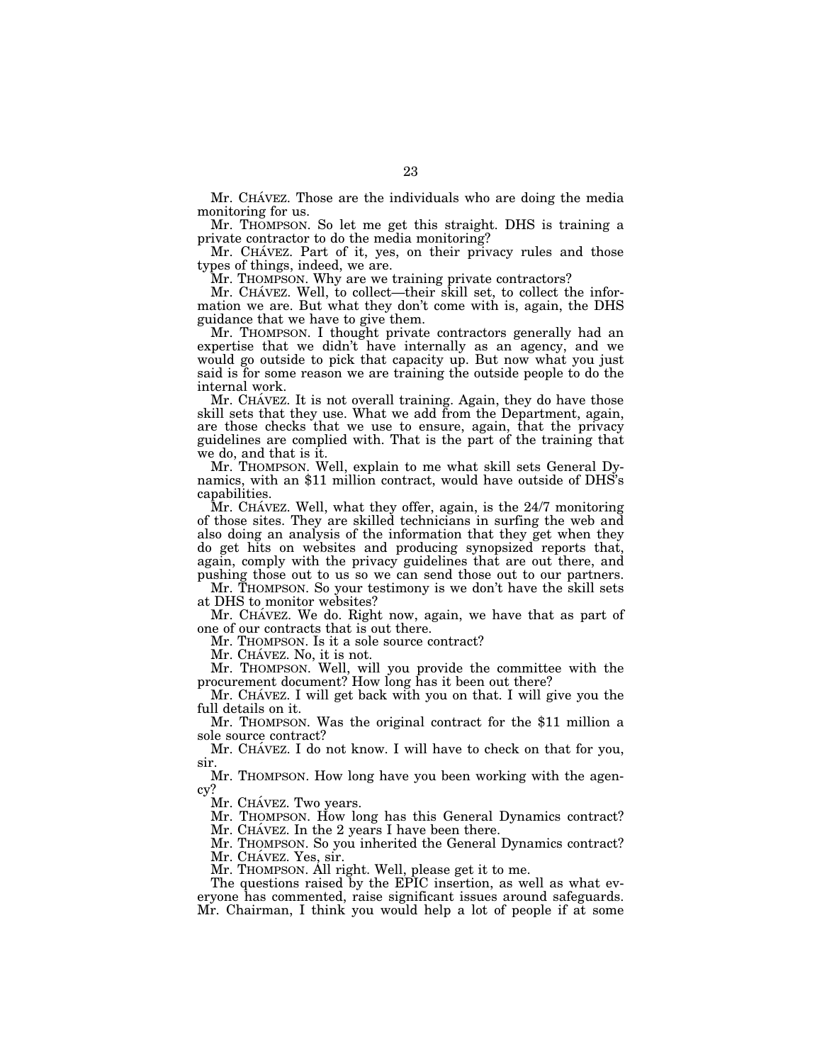Mr. CHÁVEZ. Those are the individuals who are doing the media monitoring for us.

Mr. THOMPSON. So let me get this straight. DHS is training a private contractor to do the media monitoring?

Mr. CHÁVEZ. Part of it, yes, on their privacy rules and those types of things, indeed, we are.

Mr. THOMPSON. Why are we training private contractors?

Mr. CHÁVEZ. Well, to collect—their skill set, to collect the information we are. But what they don't come with is, again, the DHS guidance that we have to give them.

Mr. THOMPSON. I thought private contractors generally had an expertise that we didn't have internally as an agency, and we would go outside to pick that capacity up. But now what you just said is for some reason we are training the outside people to do the internal work.

Mr. CHÁVEZ. It is not overall training. Again, they do have those skill sets that they use. What we add from the Department, again, are those checks that we use to ensure, again, that the privacy guidelines are complied with. That is the part of the training that we do, and that is it.

Mr. THOMPSON. Well, explain to me what skill sets General Dynamics, with an $11 million contract, would have outside of DHS's capabilities.

Mr. CHÁVEZ. Well, what they offer, again, is the 24/7 monitoring of those sites. They are skilled technicians in surfing the web and also doing an analysis of the information that they get when they do get hits on websites and producing synopsized reports that, again, comply with the privacy guidelines that are out there, and pushing those out to us so we can send those out to our partners.

Mr. THOMPSON. So your testimony is we don't have the skill sets at DHS to monitor websites?

Mr. CHÁVEZ. We do. Right now, again, we have that as part of one of our contracts that is out there.

Mr. THOMPSON. Is it a sole source contract?

Mr. CHÁVEZ. No, it is not.

Mr. THOMPSON. Well, will you provide the committee with the procurement document? How long has it been out there?

Mr. CHÁVEZ. I will get back with you on that. I will give you the full details on it.

Mr. THOMPSON. Was the original contract for the $11 million a sole source contract?

Mr. CHÁVEZ. I do not know. I will have to check on that for you, sir.

Mr. THOMPSON. How long have you been working with the agency?

Mr. CHÁVEZ. Two years.

Mr. THOMPSON. How long has this General Dynamics contract?

Mr. CHÁVEZ. In the 2 years I have been there.

Mr. THOMPSON. So you inherited the General Dynamics contract?

Mr. CHÁVEZ. Yes, sir.

Mr. THOMPSON. All right. Well, please get it to me.

The questions raised by the EPIC insertion, as well as what everyone has commented, raise significant issues around safeguards. Mr. Chairman, I think you would help a lot of people if at some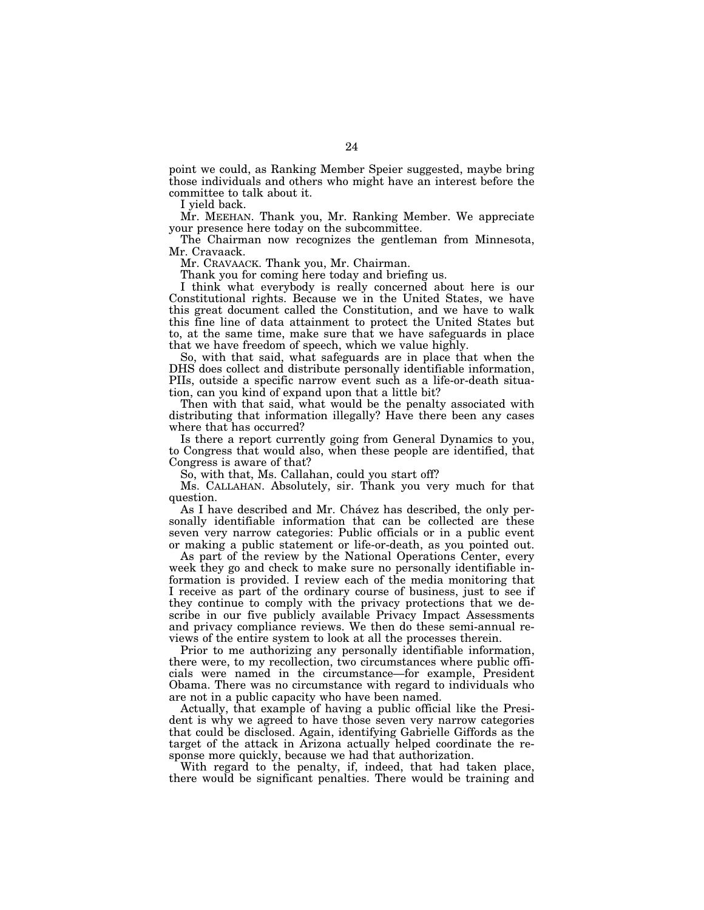point we could, as Ranking Member Speier suggested, maybe bring those individuals and others who might have an interest before the committee to talk about it.

I yield back.

Mr. MEEHAN. Thank you, Mr. Ranking Member. We appreciate your presence here today on the subcommittee.

The Chairman now recognizes the gentleman from Minnesota, Mr. Cravaack.

Mr. CRAVAACK. Thank you, Mr. Chairman.

Thank you for coming here today and briefing us.

I think what everybody is really concerned about here is our Constitutional rights. Because we in the United States, we have this great document called the Constitution, and we have to walk this fine line of data attainment to protect the United States but to, at the same time, make sure that we have safeguards in place that we have freedom of speech, which we value highly.

So, with that said, what safeguards are in place that when the DHS does collect and distribute personally identifiable information, PIIs, outside a specific narrow event such as a life-or-death situation, can you kind of expand upon that a little bit?

Then with that said, what would be the penalty associated with distributing that information illegally? Have there been any cases where that has occurred?

Is there a report currently going from General Dynamics to you, to Congress that would also, when these people are identified, that Congress is aware of that?

So, with that, Ms. Callahan, could you start off?

Ms. CALLAHAN. Absolutely, sir. Thank you very much for that question.

As I have described and Mr. Chávez has described, the only personally identifiable information that can be collected are these seven very narrow categories: Public officials or in a public event or making a public statement or life-or-death, as you pointed out.

As part of the review by the National Operations Center, every week they go and check to make sure no personally identifiable information is provided. I review each of the media monitoring that I receive as part of the ordinary course of business, just to see if they continue to comply with the privacy protections that we describe in our five publicly available Privacy Impact Assessments and privacy compliance reviews. We then do these semi-annual reviews of the entire system to look at all the processes therein.

Prior to me authorizing any personally identifiable information, there were, to my recollection, two circumstances where public officials were named in the circumstance—for example, President Obama. There was no circumstance with regard to individuals who are not in a public capacity who have been named.

Actually, that example of having a public official like the President is why we agreed to have those seven very narrow categories that could be disclosed. Again, identifying Gabrielle Giffords as the target of the attack in Arizona actually helped coordinate the response more quickly, because we had that authorization.

With regard to the penalty, if, indeed, that had taken place, there would be significant penalties. There would be training and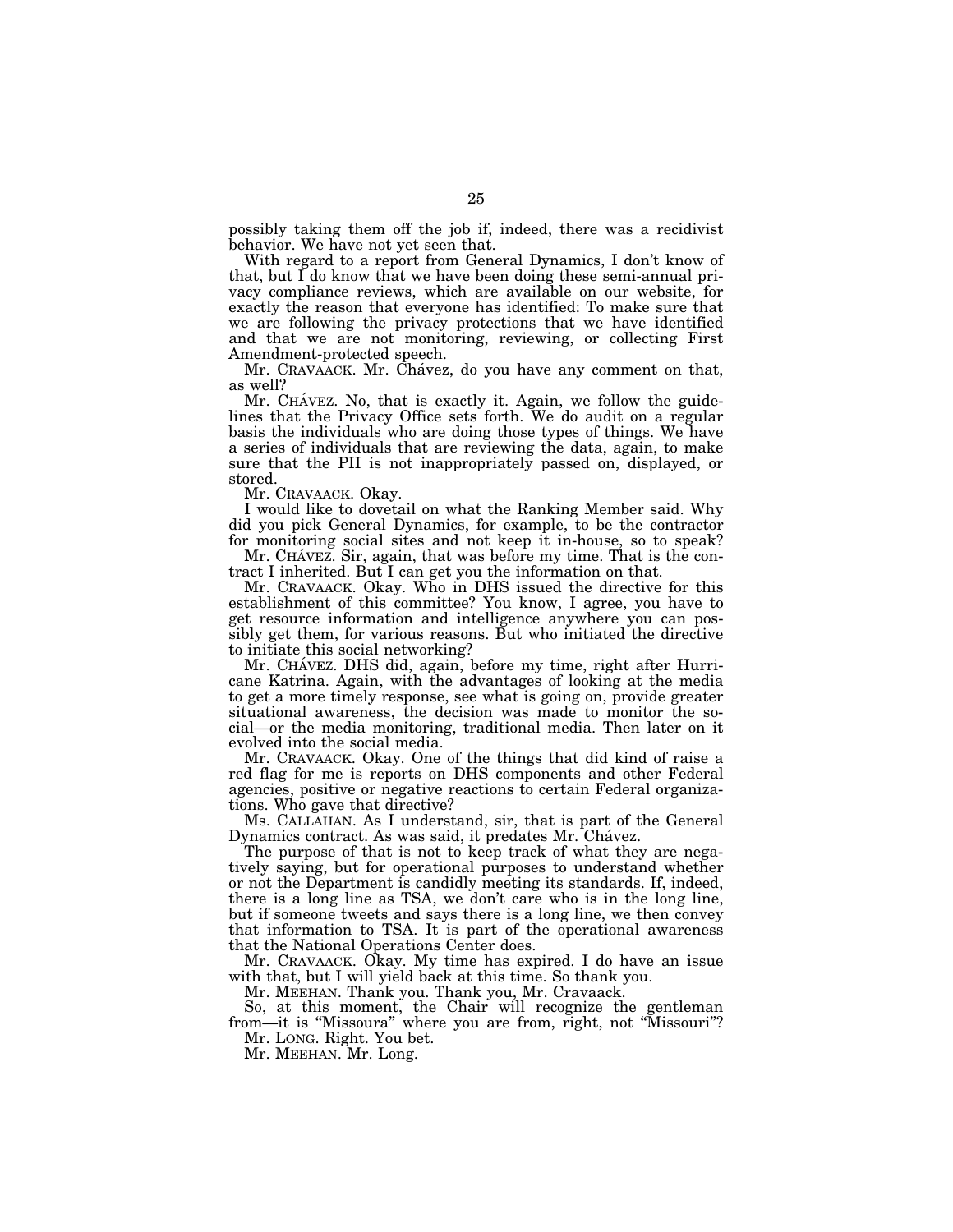possibly taking them off the job if, indeed, there was a recidivist behavior. We have not yet seen that.

With regard to a report from General Dynamics, I don't know of that, but I do know that we have been doing these semi-annual privacy compliance reviews, which are available on our website, for exactly the reason that everyone has identified: To make sure that we are following the privacy protections that we have identified and that we are not monitoring, reviewing, or collecting First Amendment-protected speech.

Mr. CRAVAACK. Mr. Chávez, do you have any comment on that, as well?

Mr. CHÁVEZ. No, that is exactly it. Again, we follow the guidelines that the Privacy Office sets forth. We do audit on a regular basis the individuals who are doing those types of things. We have a series of individuals that are reviewing the data, again, to make sure that the PII is not inappropriately passed on, displayed, or stored.

Mr. CRAVAACK. Okay.

I would like to dovetail on what the Ranking Member said. Why did you pick General Dynamics, for example, to be the contractor for monitoring social sites and not keep it in-house, so to speak?

Mr. CHÁVEZ. Sir, again, that was before my time. That is the contract I inherited. But I can get you the information on that.

Mr. CRAVAACK. Okay. Who in DHS issued the directive for this establishment of this committee? You know, I agree, you have to get resource information and intelligence anywhere you can possibly get them, for various reasons. But who initiated the directive to initiate this social networking?

Mr. CHÁVEZ. DHS did, again, before my time, right after Hurricane Katrina. Again, with the advantages of looking at the media to get a more timely response, see what is going on, provide greater situational awareness, the decision was made to monitor the social—or the media monitoring, traditional media. Then later on it evolved into the social media.

Mr. CRAVAACK. Okay. One of the things that did kind of raise a red flag for me is reports on DHS components and other Federal agencies, positive or negative reactions to certain Federal organizations. Who gave that directive?

Ms. CALLAHAN. As I understand, sir, that is part of the General Dynamics contract. As was said, it predates Mr. Chávez.

The purpose of that is not to keep track of what they are negatively saying, but for operational purposes to understand whether or not the Department is candidly meeting its standards. If, indeed, there is a long line as TSA, we don't care who is in the long line, but if someone tweets and says there is a long line, we then convey that information to TSA. It is part of the operational awareness that the National Operations Center does.

Mr. CRAVAACK. Okay. My time has expired. I do have an issue with that, but I will yield back at this time. So thank you.

Mr. MEEHAN. Thank you. Thank you, Mr. Cravaack.

So, at this moment, the Chair will recognize the gentleman from—it is "Missoura" where you are from, right, not "Missouri"?

Mr. LONG. Right. You bet.

Mr. MEEHAN. Mr. Long.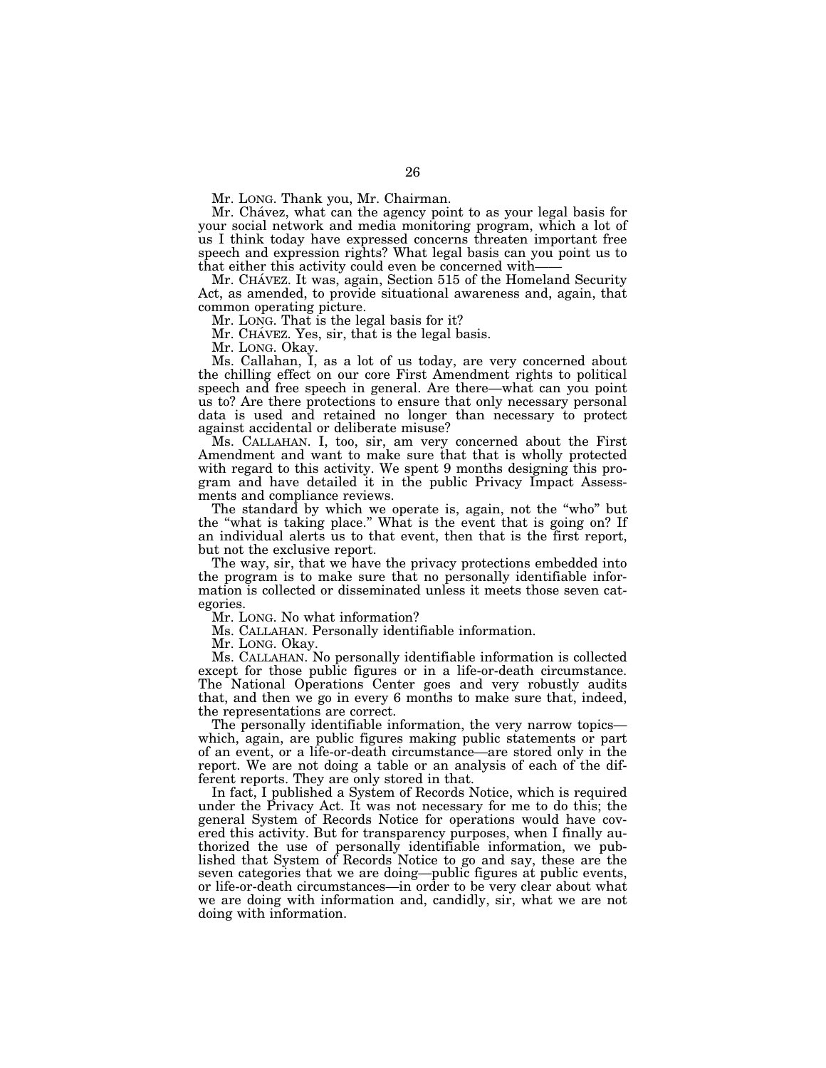Mr. LONG. Thank you, Mr. Chairman.

Mr. Chávez, what can the agency point to as your legal basis for your social network and media monitoring program, which a lot of us I think today have expressed concerns threaten important free speech and expression rights? What legal basis can you point us to that either this activity could even be concerned with——

Mr. CHÁVEZ. It was, again, Section 515 of the Homeland Security Act, as amended, to provide situational awareness and, again, that common operating picture.

Mr. LONG. That is the legal basis for it?

Mr. CHÁVEZ. Yes, sir, that is the legal basis.

Mr. LONG. Okay.

Ms. Callahan, I, as a lot of us today, are very concerned about the chilling effect on our core First Amendment rights to political speech and free speech in general. Are there—what can you point us to? Are there protections to ensure that only necessary personal data is used and retained no longer than necessary to protect against accidental or deliberate misuse?

Ms. CALLAHAN. I, too, sir, am very concerned about the First Amendment and want to make sure that that is wholly protected with regard to this activity. We spent 9 months designing this program and have detailed it in the public Privacy Impact Assessments and compliance reviews.

The standard by which we operate is, again, not the "who" but the "what is taking place." What is the event that is going on? If an individual alerts us to that event, then that is the first report, but not the exclusive report.

The way, sir, that we have the privacy protections embedded into the program is to make sure that no personally identifiable information is collected or disseminated unless it meets those seven categories.

Mr. LONG. No what information?

Ms. CALLAHAN. Personally identifiable information.

Mr. LONG. Okay.

Ms. CALLAHAN. No personally identifiable information is collected except for those public figures or in a life-or-death circumstance. The National Operations Center goes and very robustly audits that, and then we go in every 6 months to make sure that, indeed, the representations are correct.

The personally identifiable information, the very narrow topics—which, again, are public figures making public statements or part of an event, or a life-or-death circumstance—are stored only in the report. We are not doing a table or an analysis of each of the different reports. They are only stored in that.

In fact, I published a System of Records Notice, which is required under the Privacy Act. It was not necessary for me to do this; the general System of Records Notice for operations would have covered this activity. But for transparency purposes, when I finally authorized the use of personally identifiable information, we published that System of Records Notice to go and say, these are the seven categories that we are doing—public figures at public events, or life-or-death circumstances—in order to be very clear about what we are doing with information and, candidly, sir, what we are not doing with information.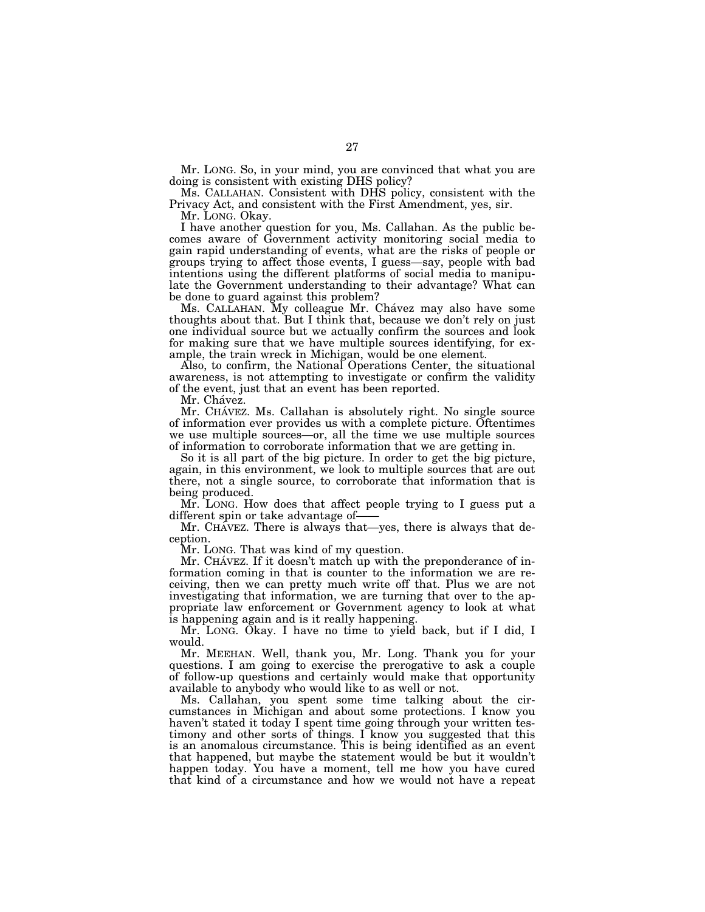Mr. LONG. So, in your mind, you are convinced that what you are doing is consistent with existing DHS policy?

Ms. CALLAHAN. Consistent with DHS policy, consistent with the Privacy Act, and consistent with the First Amendment, yes, sir.

Mr. LONG. Okay.

I have another question for you, Ms. Callahan. As the public becomes aware of Government activity monitoring social media to gain rapid understanding of events, what are the risks of people or groups trying to affect those events, I guess—say, people with bad intentions using the different platforms of social media to manipulate the Government understanding to their advantage? What can be done to guard against this problem?

Ms. CALLAHAN. My colleague Mr. Chávez may also have some thoughts about that. But I think that, because we don't rely on just one individual source but we actually confirm the sources and look for making sure that we have multiple sources identifying, for example, the train wreck in Michigan, would be one element.

Also, to confirm, the National Operations Center, the situational awareness, is not attempting to investigate or confirm the validity of the event, just that an event has been reported.

Mr. Chávez.

Mr. CHÁVEZ. Ms. Callahan is absolutely right. No single source of information ever provides us with a complete picture. Oftentimes we use multiple sources—or, all the time we use multiple sources of information to corroborate information that we are getting in.

So it is all part of the big picture. In order to get the big picture, again, in this environment, we look to multiple sources that are out there, not a single source, to corroborate that information that is being produced.

Mr. LONG. How does that affect people trying to I guess put a different spin or take advantage of——

Mr. CHÁVEZ. There is always that—yes, there is always that deception.

Mr. LONG. That was kind of my question.

Mr. CHÁVEZ. If it doesn't match up with the preponderance of information coming in that is counter to the information we are receiving, then we can pretty much write off that. Plus we are not investigating that information, we are turning that over to the appropriate law enforcement or Government agency to look at what is happening again and is it really happening.

Mr. LONG. Okay. I have no time to yield back, but if I did, I would.

Mr. MEEHAN. Well, thank you, Mr. Long. Thank you for your questions. I am going to exercise the prerogative to ask a couple of follow-up questions and certainly would make that opportunity available to anybody who would like to as well or not.

Ms. Callahan, you spent some time talking about the circumstances in Michigan and about some protections. I know you haven't stated it today I spent time going through your written testimony and other sorts of things. I know you suggested that this is an anomalous circumstance. This is being identified as an event that happened, but maybe the statement would be but it wouldn't happen today. You have a moment, tell me how you have cured that kind of a circumstance and how we would not have a repeat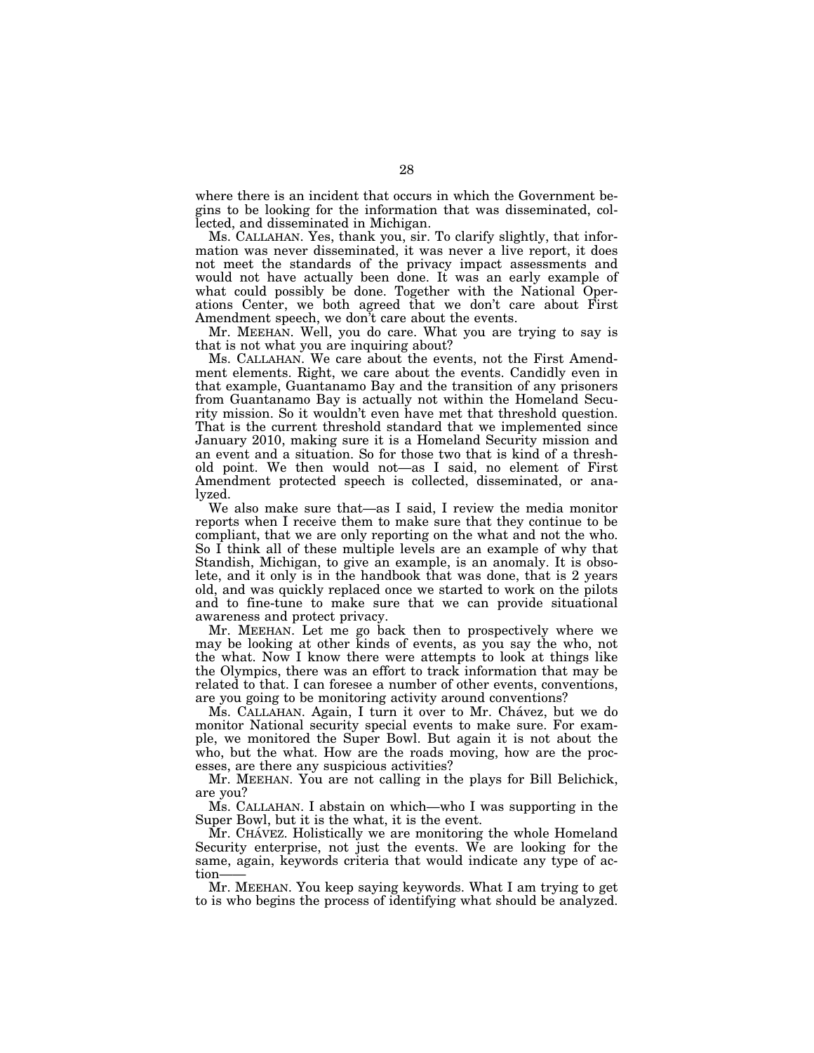where there is an incident that occurs in which the Government begins to be looking for the information that was disseminated, collected, and disseminated in Michigan.

Ms. CALLAHAN. Yes, thank you, sir. To clarify slightly, that information was never disseminated, it was never a live report, it does not meet the standards of the privacy impact assessments and would not have actually been done. It was an early example of what could possibly be done. Together with the National Operations Center, we both agreed that we don't care about First Amendment speech, we don't care about the events.

Mr. MEEHAN. Well, you do care. What you are trying to say is that is not what you are inquiring about?

Ms. CALLAHAN. We care about the events, not the First Amendment elements. Right, we care about the events. Candidly even in that example, Guantanamo Bay and the transition of any prisoners from Guantanamo Bay is actually not within the Homeland Security mission. So it wouldn't even have met that threshold question. That is the current threshold standard that we implemented since January 2010, making sure it is a Homeland Security mission and an event and a situation. So for those two that is kind of a threshold point. We then would not—as I said, no element of First Amendment protected speech is collected, disseminated, or analyzed.

We also make sure that—as I said, I review the media monitor reports when I receive them to make sure that they continue to be compliant, that we are only reporting on the what and not the who. So I think all of these multiple levels are an example of why that Standish, Michigan, to give an example, is an anomaly. It is obsolete, and it only is in the handbook that was done, that is 2 years old, and was quickly replaced once we started to work on the pilots and to fine-tune to make sure that we can provide situational awareness and protect privacy.

Mr. MEEHAN. Let me go back then to prospectively where we may be looking at other kinds of events, as you say the who, not the what. Now I know there were attempts to look at things like the Olympics, there was an effort to track information that may be related to that. I can foresee a number of other events, conventions, are you going to be monitoring activity around conventions?

Ms. CALLAHAN. Again, I turn it over to Mr. Chávez, but we do monitor National security special events to make sure. For example, we monitored the Super Bowl. But again it is not about the who, but the what. How are the roads moving, how are the processes, are there any suspicious activities?

Mr. MEEHAN. You are not calling in the plays for Bill Belichick, are you?

Ms. CALLAHAN. I abstain on which—who I was supporting in the Super Bowl, but it is the what, it is the event.

Mr. CHÁVEZ. Holistically we are monitoring the whole Homeland Security enterprise, not just the events. We are looking for the same, again, keywords criteria that would indicate any type of action——

Mr. MEEHAN. You keep saying keywords. What I am trying to get to is who begins the process of identifying what should be analyzed.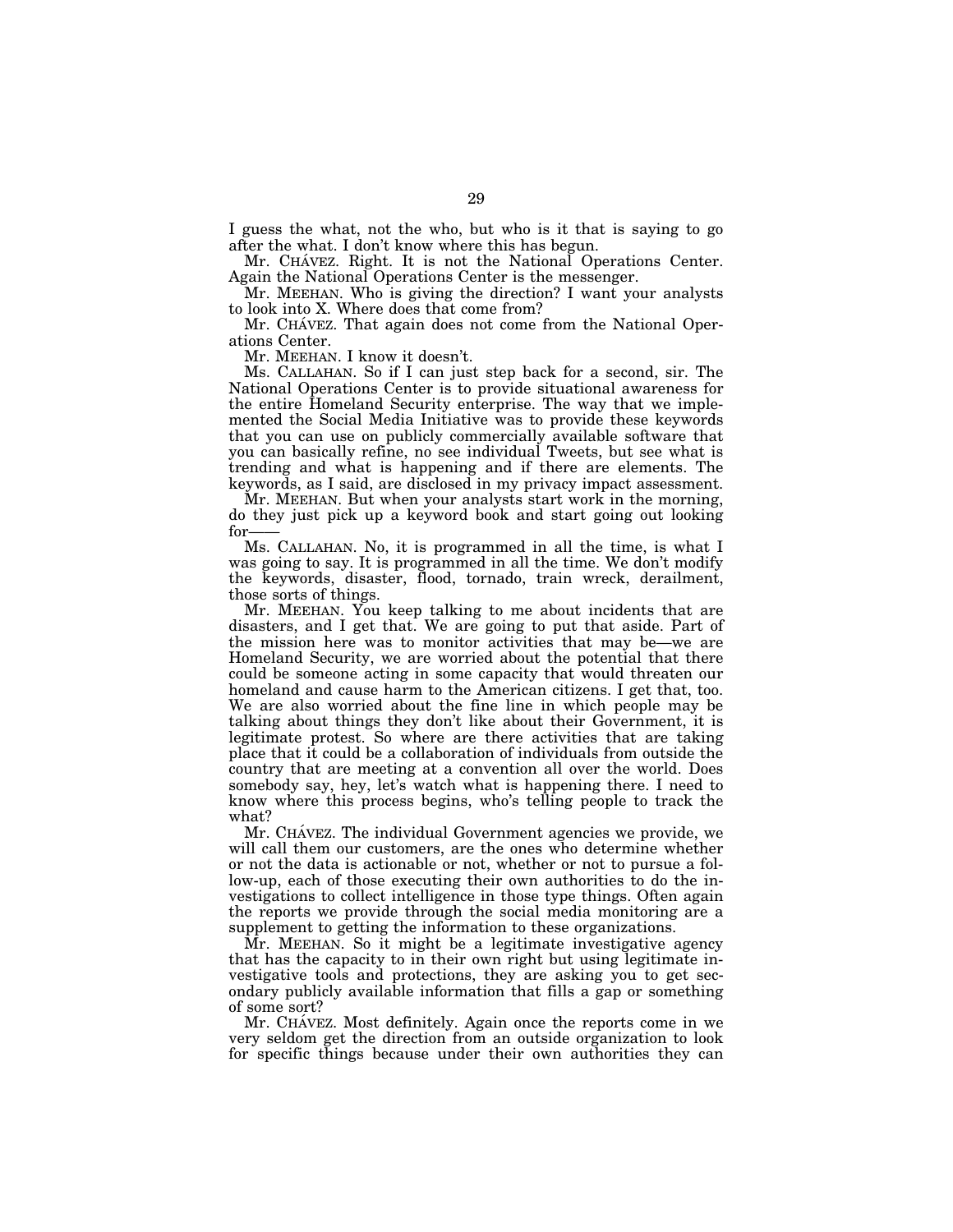I guess the what, not the who, but who is it that is saying to go after the what. I don't know where this has begun.

Mr. CHÁVEZ. Right. It is not the National Operations Center. Again the National Operations Center is the messenger.

Mr. MEEHAN. Who is giving the direction? I want your analysts to look into X. Where does that come from?

Mr. CHÁVEZ. That again does not come from the National Operations Center.

Mr. MEEHAN. I know it doesn't.

Ms. CALLAHAN. So if I can just step back for a second, sir. The National Operations Center is to provide situational awareness for the entire Homeland Security enterprise. The way that we implemented the Social Media Initiative was to provide these keywords that you can use on publicly commercially available software that you can basically refine, no see individual Tweets, but see what is trending and what is happening and if there are elements. The keywords, as I said, are disclosed in my privacy impact assessment.

Mr. MEEHAN. But when your analysts start work in the morning, do they just pick up a keyword book and start going out looking for——

Ms. CALLAHAN. No, it is programmed in all the time, is what I was going to say. It is programmed in all the time. We don't modify the keywords, disaster, flood, tornado, train wreck, derailment, those sorts of things.

Mr. MEEHAN. You keep talking to me about incidents that are disasters, and I get that. We are going to put that aside. Part of the mission here was to monitor activities that may be—we are Homeland Security, we are worried about the potential that there could be someone acting in some capacity that would threaten our homeland and cause harm to the American citizens. I get that, too. We are also worried about the fine line in which people may be talking about things they don't like about their Government, it is legitimate protest. So where are there activities that are taking place that it could be a collaboration of individuals from outside the country that are meeting at a convention all over the world. Does somebody say, hey, let's watch what is happening there. I need to know where this process begins, who's telling people to track the what?

Mr. CHÁVEZ. The individual Government agencies we provide, we will call them our customers, are the ones who determine whether or not the data is actionable or not, whether or not to pursue a follow-up, each of those executing their own authorities to do the investigations to collect intelligence in those type things. Often again the reports we provide through the social media monitoring are a supplement to getting the information to these organizations.

Mr. MEEHAN. So it might be a legitimate investigative agency that has the capacity to in their own right but using legitimate investigative tools and protections, they are asking you to get secondary publicly available information that fills a gap or something of some sort?

Mr. CHÁVEZ. Most definitely. Again once the reports come in we very seldom get the direction from an outside organization to look for specific things because under their own authorities they can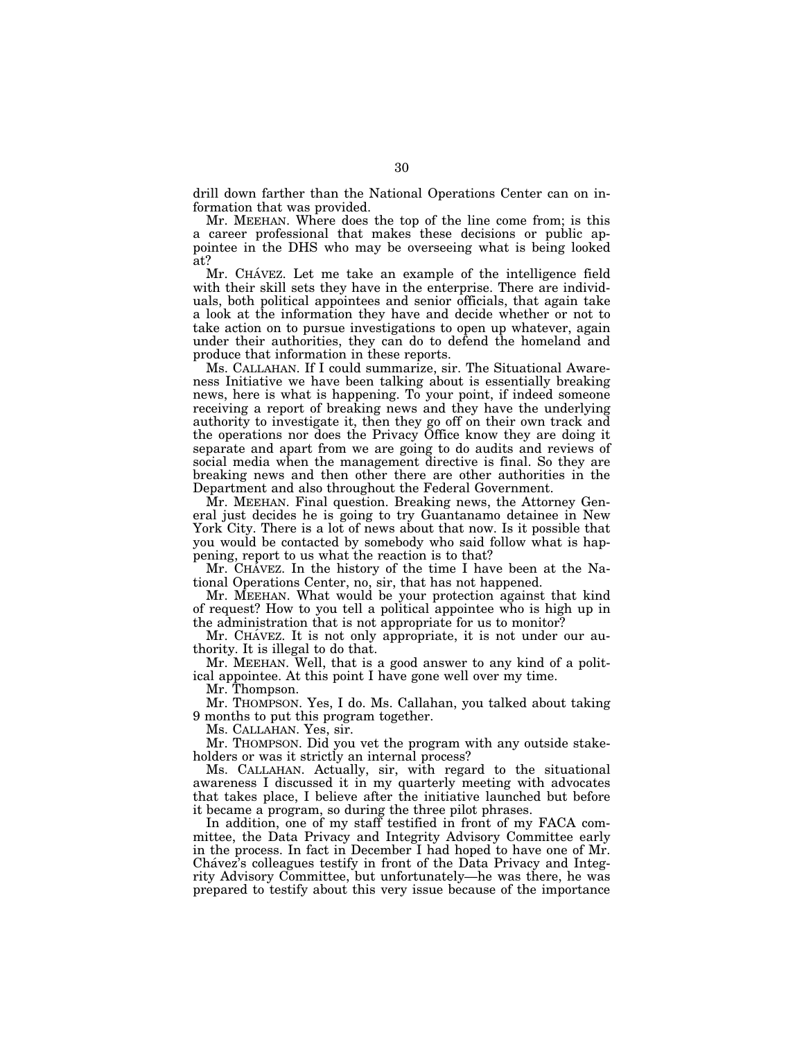drill down farther than the National Operations Center can on information that was provided.

Mr. MEEHAN. Where does the top of the line come from; is this a career professional that makes these decisions or public appointee in the DHS who may be overseeing what is being looked at?

Mr. CHÁVEZ. Let me take an example of the intelligence field with their skill sets they have in the enterprise. There are individuals, both political appointees and senior officials, that again take a look at the information they have and decide whether or not to take action on to pursue investigations to open up whatever, again under their authorities, they can do to defend the homeland and produce that information in these reports.

Ms. CALLAHAN. If I could summarize, sir. The Situational Awareness Initiative we have been talking about is essentially breaking news, here is what is happening. To your point, if indeed someone receiving a report of breaking news and they have the underlying authority to investigate it, then they go off on their own track and the operations nor does the Privacy Office know they are doing it separate and apart from we are going to do audits and reviews of social media when the management directive is final. So they are breaking news and then other there are other authorities in the Department and also throughout the Federal Government.

Mr. MEEHAN. Final question. Breaking news, the Attorney General just decides he is going to try Guantanamo detainee in New York City. There is a lot of news about that now. Is it possible that you would be contacted by somebody who said follow what is happening, report to us what the reaction is to that?

Mr. CHÁVEZ. In the history of the time I have been at the National Operations Center, no, sir, that has not happened.

Mr. MEEHAN. What would be your protection against that kind of request? How to you tell a political appointee who is high up in the administration that is not appropriate for us to monitor?

Mr. CHÁVEZ. It is not only appropriate, it is not under our authority. It is illegal to do that.

Mr. MEEHAN. Well, that is a good answer to any kind of a political appointee. At this point I have gone well over my time.

Mr. Thompson.

Mr. THOMPSON. Yes, I do. Ms. Callahan, you talked about taking 9 months to put this program together.

Ms. CALLAHAN. Yes, sir.

Mr. THOMPSON. Did you vet the program with any outside stakeholders or was it strictly an internal process?

Ms. CALLAHAN. Actually, sir, with regard to the situational awareness I discussed it in my quarterly meeting with advocates that takes place, I believe after the initiative launched but before it became a program, so during the three pilot phrases.

In addition, one of my staff testified in front of my FACA committee, the Data Privacy and Integrity Advisory Committee early in the process. In fact in December I had hoped to have one of Mr. Chávez's colleagues testify in front of the Data Privacy and Integrity Advisory Committee, but unfortunately—he was there, he was prepared to testify about this very issue because of the importance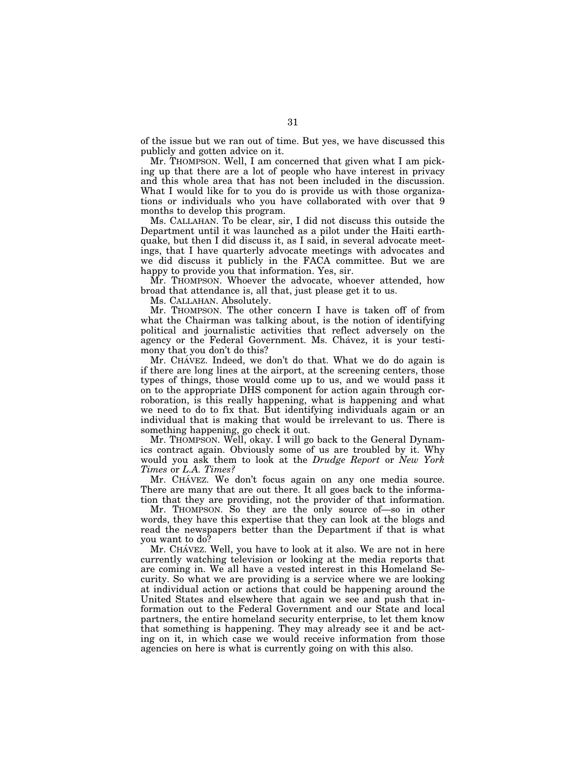of the issue but we ran out of time. But yes, we have discussed this publicly and gotten advice on it.

Mr. THOMPSON. Well, I am concerned that given what I am picking up that there are a lot of people who have interest in privacy and this whole area that has not been included in the discussion. What I would like for to you do is provide us with those organizations or individuals who you have collaborated with over that 9 months to develop this program.

Ms. CALLAHAN. To be clear, sir, I did not discuss this outside the Department until it was launched as a pilot under the Haiti earthquake, but then I did discuss it, as I said, in several advocate meetings, that I have quarterly advocate meetings with advocates and we did discuss it publicly in the FACA committee. But we are happy to provide you that information. Yes, sir.

Mr. THOMPSON. Whoever the advocate, whoever attended, how broad that attendance is, all that, just please get it to us.

Ms. CALLAHAN. Absolutely.

Mr. THOMPSON. The other concern I have is taken off of from what the Chairman was talking about, is the notion of identifying political and journalistic activities that reflect adversely on the agency or the Federal Government. Ms. Chávez, it is your testimony that you don't do this?

Mr. CHÁVEZ. Indeed, we don't do that. What we do do again is if there are long lines at the airport, at the screening centers, those types of things, those would come up to us, and we would pass it on to the appropriate DHS component for action again through corroboration, is this really happening, what is happening and what we need to do to fix that. But identifying individuals again or an individual that is making that would be irrelevant to us. There is something happening, go check it out.

Mr. THOMPSON. Well, okay. I will go back to the General Dynamics contract again. Obviously some of us are troubled by it. Why would you ask them to look at the *Drudge Report* or *New York Times* or *L.A. Times?*

Mr. CHÁVEZ. We don't focus again on any one media source. There are many that are out there. It all goes back to the information that they are providing, not the provider of that information.

Mr. THOMPSON. So they are the only source of—so in other words, they have this expertise that they can look at the blogs and read the newspapers better than the Department if that is what you want to do?

Mr. CHÁVEZ. Well, you have to look at it also. We are not in here currently watching television or looking at the media reports that are coming in. We all have a vested interest in this Homeland Security. So what we are providing is a service where we are looking at individual action or actions that could be happening around the United States and elsewhere that again we see and push that information out to the Federal Government and our State and local partners, the entire homeland security enterprise, to let them know that something is happening. They may already see it and be acting on it, in which case we would receive information from those agencies on here is what is currently going on with this also.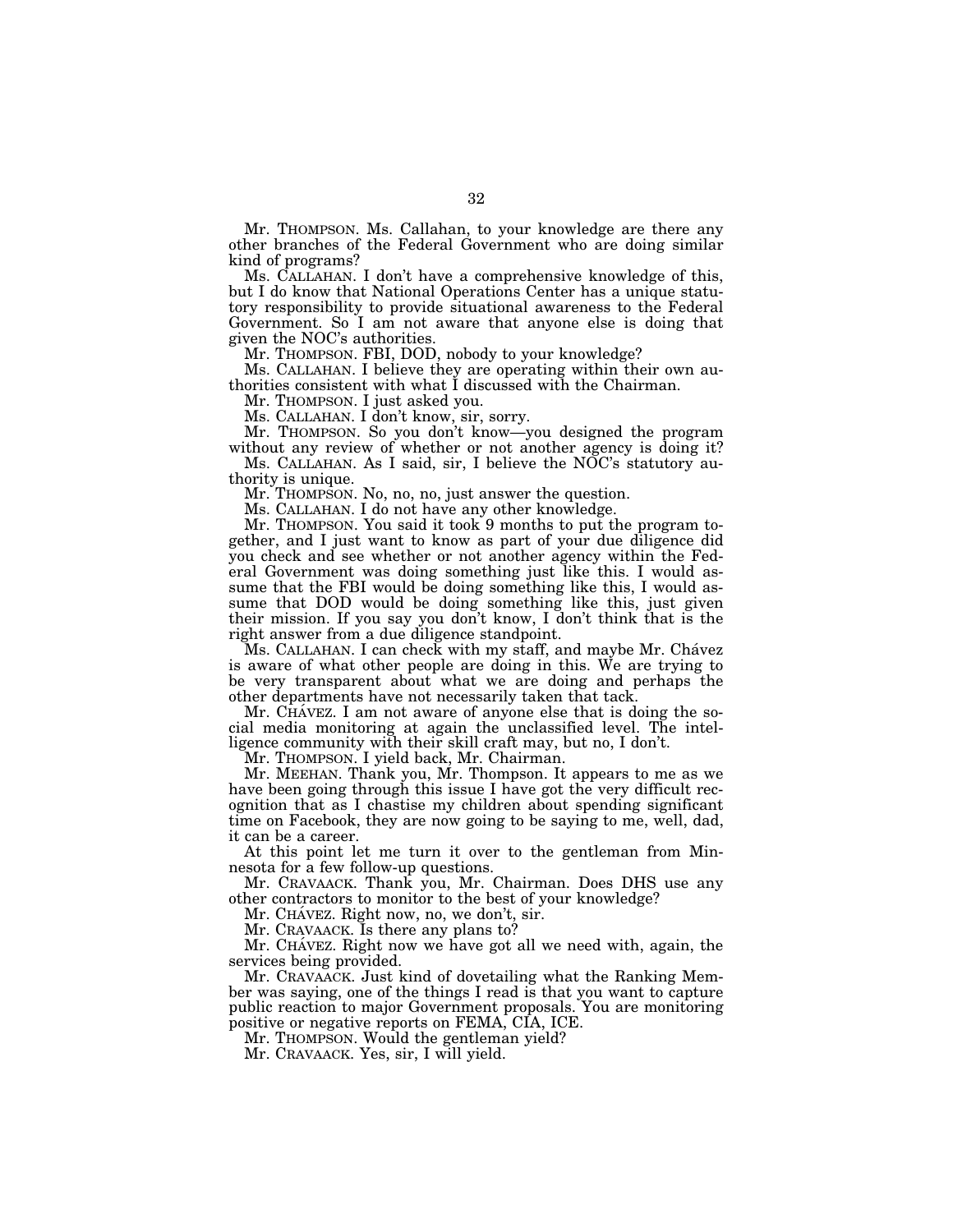Mr. THOMPSON. Ms. Callahan, to your knowledge are there any other branches of the Federal Government who are doing similar kind of programs?

Ms. CALLAHAN. I don't have a comprehensive knowledge of this, but I do know that National Operations Center has a unique statutory responsibility to provide situational awareness to the Federal Government. So I am not aware that anyone else is doing that given the NOC's authorities.

Mr. THOMPSON. FBI, DOD, nobody to your knowledge?

Ms. CALLAHAN. I believe they are operating within their own authorities consistent with what I discussed with the Chairman.

Mr. THOMPSON. I just asked you.

Ms. CALLAHAN. I don't know, sir, sorry.

Mr. THOMPSON. So you don't know—you designed the program without any review of whether or not another agency is doing it?

Ms. CALLAHAN. As I said, sir, I believe the NOC's statutory authority is unique.

Mr. THOMPSON. No, no, no, just answer the question.

Ms. CALLAHAN. I do not have any other knowledge.

Mr. THOMPSON. You said it took 9 months to put the program together, and I just want to know as part of your due diligence did you check and see whether or not another agency within the Federal Government was doing something just like this. I would assume that the FBI would be doing something like this, I would assume that DOD would be doing something like this, just given their mission. If you say you don't know, I don't think that is the right answer from a due diligence standpoint.

Ms. CALLAHAN. I can check with my staff, and maybe Mr. Chávez is aware of what other people are doing in this. We are trying to be very transparent about what we are doing and perhaps the other departments have not necessarily taken that tack.

Mr. CHÁVEZ. I am not aware of anyone else that is doing the social media monitoring at again the unclassified level. The intelligence community with their skill craft may, but no, I don't.

Mr. THOMPSON. I yield back, Mr. Chairman.

Mr. MEEHAN. Thank you, Mr. Thompson. It appears to me as we have been going through this issue I have got the very difficult recognition that as I chastise my children about spending significant time on Facebook, they are now going to be saying to me, well, dad, it can be a career.

At this point let me turn it over to the gentleman from Minnesota for a few follow-up questions.

Mr. CRAVAACK. Thank you, Mr. Chairman. Does DHS use any other contractors to monitor to the best of your knowledge?

Mr. CHÁVEZ. Right now, no, we don't, sir.

Mr. CRAVAACK. Is there any plans to?

Mr. CHÁVEZ. Right now we have got all we need with, again, the services being provided.

Mr. CRAVAACK. Just kind of dovetailing what the Ranking Member was saying, one of the things I read is that you want to capture public reaction to major Government proposals. You are monitoring positive or negative reports on FEMA, CIA, ICE.

Mr. THOMPSON. Would the gentleman yield?

Mr. CRAVAACK. Yes, sir, I will yield.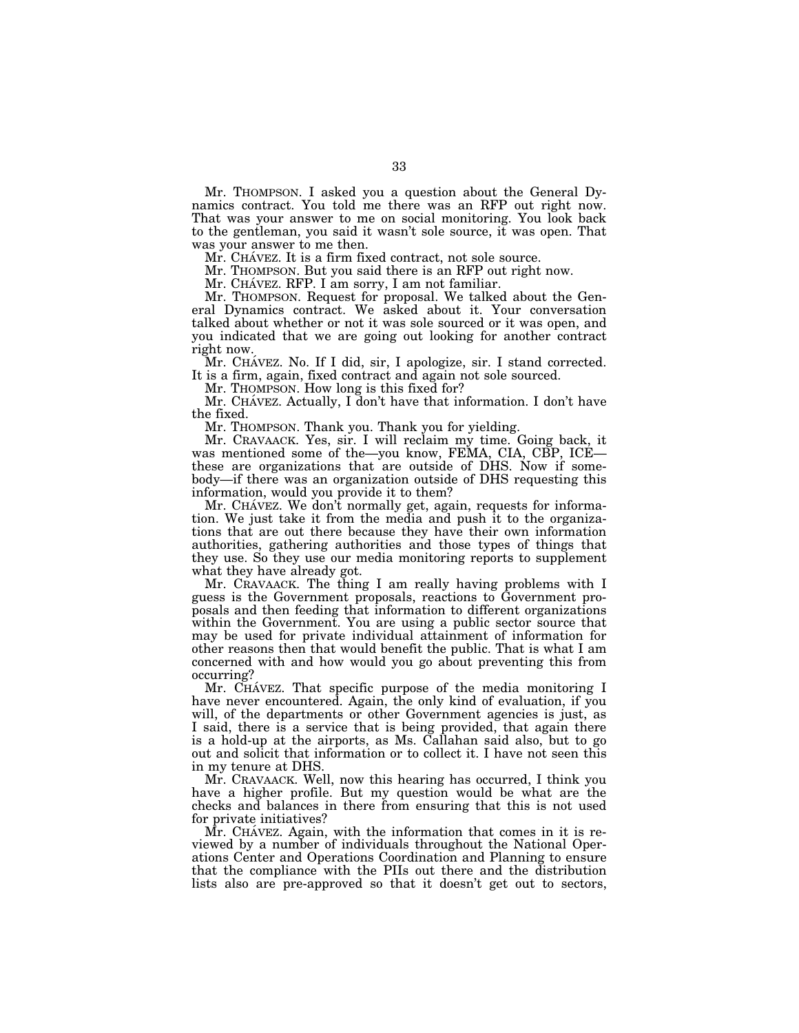Mr. THOMPSON. I asked you a question about the General Dynamics contract. You told me there was an RFP out right now. That was your answer to me on social monitoring. You look back to the gentleman, you said it wasn't sole source, it was open. That was your answer to me then.

Mr. CHÁVEZ. It is a firm fixed contract, not sole source.

Mr. THOMPSON. But you said there is an RFP out right now.

Mr. CHÁVEZ. RFP. I am sorry, I am not familiar.

Mr. THOMPSON. Request for proposal. We talked about the General Dynamics contract. We asked about it. Your conversation talked about whether or not it was sole sourced or it was open, and you indicated that we are going out looking for another contract right now.

Mr. CHÁVEZ. No. If I did, sir, I apologize, sir. I stand corrected. It is a firm, again, fixed contract and again not sole sourced.

Mr. THOMPSON. How long is this fixed for?

Mr. CHÁVEZ. Actually, I don't have that information. I don't have the fixed.

Mr. THOMPSON. Thank you. Thank you for yielding.

Mr. CRAVAACK. Yes, sir. I will reclaim my time. Going back, it was mentioned some of the—you know, FEMA, CIA, CBP, ICE—these are organizations that are outside of DHS. Now if somebody—if there was an organization outside of DHS requesting this information, would you provide it to them?

Mr. CHÁVEZ. We don't normally get, again, requests for information. We just take it from the media and push it to the organizations that are out there because they have their own information authorities, gathering authorities and those types of things that they use. So they use our media monitoring reports to supplement what they have already got.

Mr. CRAVAACK. The thing I am really having problems with I guess is the Government proposals, reactions to Government proposals and then feeding that information to different organizations within the Government. You are using a public sector source that may be used for private individual attainment of information for other reasons then that would benefit the public. That is what I am concerned with and how would you go about preventing this from occurring?

Mr. CHÁVEZ. That specific purpose of the media monitoring I have never encountered. Again, the only kind of evaluation, if you will, of the departments or other Government agencies is just, as I said, there is a service that is being provided, that again there is a hold-up at the airports, as Ms. Callahan said also, but to go out and solicit that information or to collect it. I have not seen this in my tenure at DHS.

Mr. CRAVAACK. Well, now this hearing has occurred, I think you have a higher profile. But my question would be what are the checks and balances in there from ensuring that this is not used for private initiatives?

Mr. CHÁVEZ. Again, with the information that comes in it is reviewed by a number of individuals throughout the National Operations Center and Operations Coordination and Planning to ensure that the compliance with the PIIs out there and the distribution lists also are pre-approved so that it doesn't get out to sectors,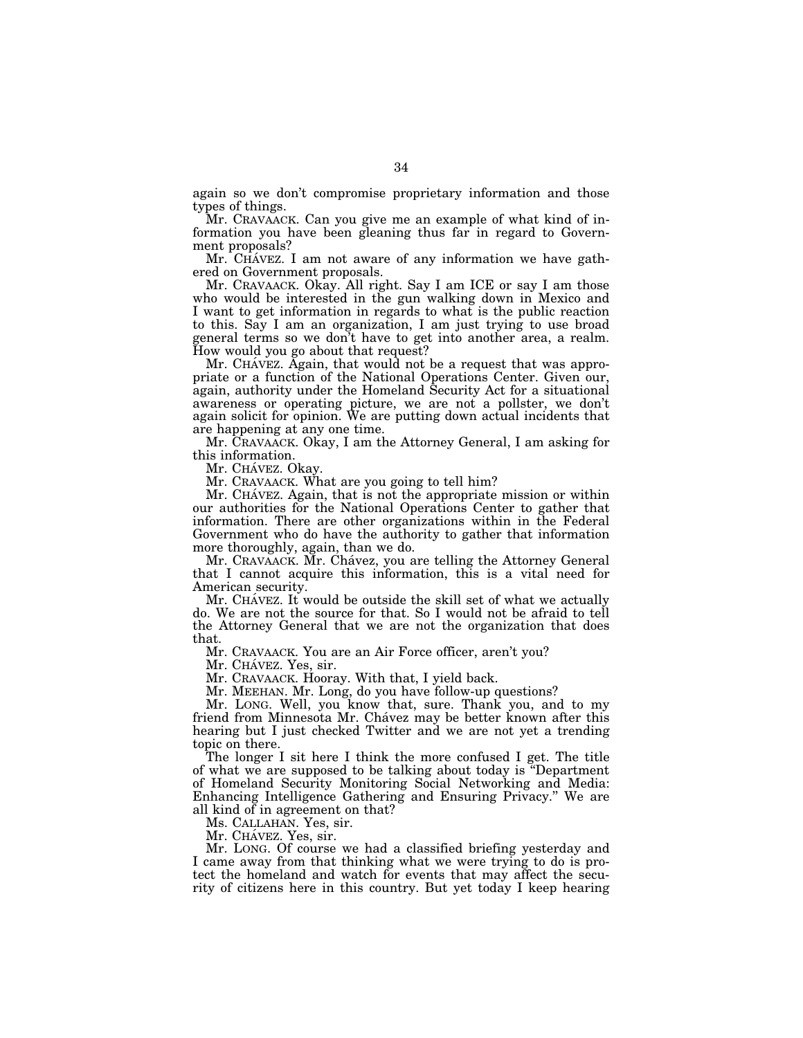again so we don't compromise proprietary information and those types of things.

Mr. CRAVAACK. Can you give me an example of what kind of information you have been gleaning thus far in regard to Government proposals?

Mr. CHÁVEZ. I am not aware of any information we have gathered on Government proposals.

Mr. CRAVAACK. Okay. All right. Say I am ICE or say I am those who would be interested in the gun walking down in Mexico and I want to get information in regards to what is the public reaction to this. Say I am an organization, I am just trying to use broad general terms so we don't have to get into another area, a realm. How would you go about that request?

Mr. CHÁVEZ. Again, that would not be a request that was appropriate or a function of the National Operations Center. Given our, again, authority under the Homeland Security Act for a situational awareness or operating picture, we are not a pollster, we don't again solicit for opinion. We are putting down actual incidents that are happening at any one time.

Mr. CRAVAACK. Okay, I am the Attorney General, I am asking for this information.

Mr. CHÁVEZ. Okay.

Mr. CRAVAACK. What are you going to tell him?

Mr. CHÁVEZ. Again, that is not the appropriate mission or within our authorities for the National Operations Center to gather that information. There are other organizations within in the Federal Government who do have the authority to gather that information more thoroughly, again, than we do.

Mr. CRAVAACK. Mr. Chávez, you are telling the Attorney General that I cannot acquire this information, this is a vital need for American security.

Mr. CHÁVEZ. It would be outside the skill set of what we actually do. We are not the source for that. So I would not be afraid to tell the Attorney General that we are not the organization that does that.

Mr. CRAVAACK. You are an Air Force officer, aren't you?

Mr. CHÁVEZ. Yes, sir.

Mr. CRAVAACK. Hooray. With that, I yield back.

Mr. MEEHAN. Mr. Long, do you have follow-up questions?

Mr. LONG. Well, you know that, sure. Thank you, and to my friend from Minnesota Mr. Chávez may be better known after this hearing but I just checked Twitter and we are not yet a trending topic on there.

The longer I sit here I think the more confused I get. The title of what we are supposed to be talking about today is "Department of Homeland Security Monitoring Social Networking and Media: Enhancing Intelligence Gathering and Ensuring Privacy." We are all kind of in agreement on that?

Ms. CALLAHAN. Yes, sir.

Mr. CHÁVEZ. Yes, sir.

Mr. LONG. Of course we had a classified briefing yesterday and I came away from that thinking what we were trying to do is protect the homeland and watch for events that may affect the security of citizens here in this country. But yet today I keep hearing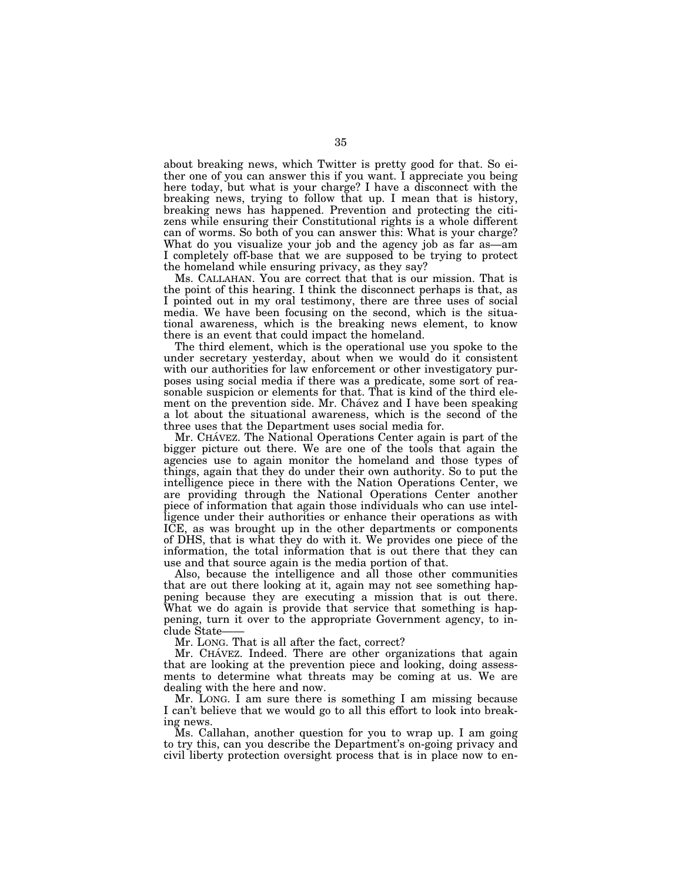about breaking news, which Twitter is pretty good for that. So either one of you can answer this if you want. I appreciate you being here today, but what is your charge? I have a disconnect with the breaking news, trying to follow that up. I mean that is history, breaking news has happened. Prevention and protecting the citizens while ensuring their Constitutional rights is a whole different can of worms. So both of you can answer this: What is your charge? What do you visualize your job and the agency job as far as—am I completely off-base that we are supposed to be trying to protect the homeland while ensuring privacy, as they say?

Ms. CALLAHAN. You are correct that that is our mission. That is the point of this hearing. I think the disconnect perhaps is that, as I pointed out in my oral testimony, there are three uses of social media. We have been focusing on the second, which is the situational awareness, which is the breaking news element, to know there is an event that could impact the homeland.

The third element, which is the operational use you spoke to the under secretary yesterday, about when we would do it consistent with our authorities for law enforcement or other investigatory purposes using social media if there was a predicate, some sort of reasonable suspicion or elements for that. That is kind of the third element on the prevention side. Mr. Chávez and I have been speaking a lot about the situational awareness, which is the second of the three uses that the Department uses social media for.

Mr. CHÁVEZ. The National Operations Center again is part of the bigger picture out there. We are one of the tools that again the agencies use to again monitor the homeland and those types of things, again that they do under their own authority. So to put the intelligence piece in there with the Nation Operations Center, we are providing through the National Operations Center another piece of information that again those individuals who can use intelligence under their authorities or enhance their operations as with ICE, as was brought up in the other departments or components of DHS, that is what they do with it. We provides one piece of the information, the total information that is out there that they can use and that source again is the media portion of that.

Also, because the intelligence and all those other communities that are out there looking at it, again may not see something happening because they are executing a mission that is out there. What we do again is provide that service that something is happening, turn it over to the appropriate Government agency, to include State——

Mr. LONG. That is all after the fact, correct?

Mr. CHÁVEZ. Indeed. There are other organizations that again that are looking at the prevention piece and looking, doing assessments to determine what threats may be coming at us. We are dealing with the here and now.

Mr. LONG. I am sure there is something I am missing because I can't believe that we would go to all this effort to look into breaking news.

Ms. Callahan, another question for you to wrap up. I am going to try this, can you describe the Department's on-going privacy and civil liberty protection oversight process that is in place now to en-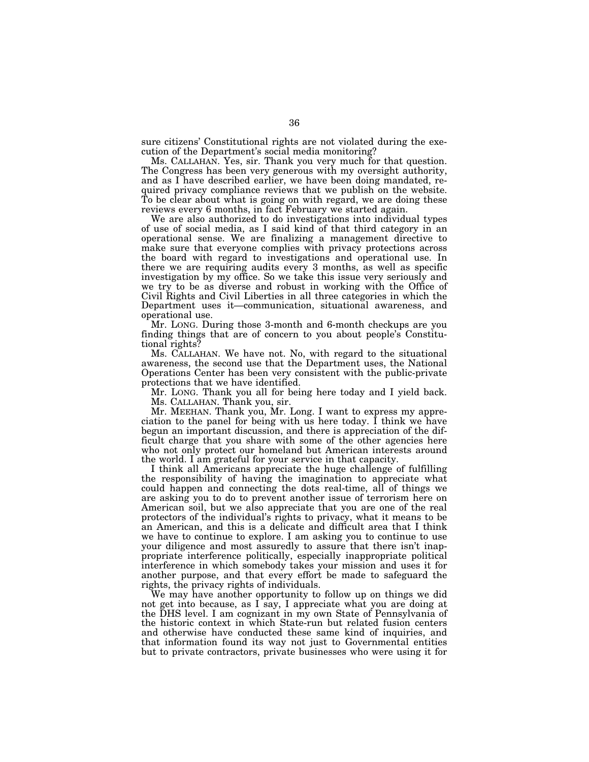sure citizens' Constitutional rights are not violated during the execution of the Department's social media monitoring?

Ms. CALLAHAN. Yes, sir. Thank you very much for that question. The Congress has been very generous with my oversight authority, and as I have described earlier, we have been doing mandated, required privacy compliance reviews that we publish on the website. To be clear about what is going on with regard, we are doing these reviews every 6 months, in fact February we started again.

We are also authorized to do investigations into individual types of use of social media, as I said kind of that third category in an operational sense. We are finalizing a management directive to make sure that everyone complies with privacy protections across the board with regard to investigations and operational use. In there we are requiring audits every 3 months, as well as specific investigation by my office. So we take this issue very seriously and we try to be as diverse and robust in working with the Office of Civil Rights and Civil Liberties in all three categories in which the Department uses it—communication, situational awareness, and operational use.

Mr. LONG. During those 3-month and 6-month checkups are you finding things that are of concern to you about people's Constitutional rights?

Ms. CALLAHAN. We have not. No, with regard to the situational awareness, the second use that the Department uses, the National Operations Center has been very consistent with the public-private protections that we have identified.

Mr. LONG. Thank you all for being here today and I yield back.

Ms. CALLAHAN. Thank you, sir.

Mr. MEEHAN. Thank you, Mr. Long. I want to express my appreciation to the panel for being with us here today. I think we have begun an important discussion, and there is appreciation of the difficult charge that you share with some of the other agencies here who not only protect our homeland but American interests around the world. I am grateful for your service in that capacity.

I think all Americans appreciate the huge challenge of fulfilling the responsibility of having the imagination to appreciate what could happen and connecting the dots real-time, all of things we are asking you to do to prevent another issue of terrorism here on American soil, but we also appreciate that you are one of the real protectors of the individual's rights to privacy, what it means to be an American, and this is a delicate and difficult area that I think we have to continue to explore. I am asking you to continue to use your diligence and most assuredly to assure that there isn't inappropriate interference politically, especially inappropriate political interference in which somebody takes your mission and uses it for another purpose, and that every effort be made to safeguard the rights, the privacy rights of individuals.

We may have another opportunity to follow up on things we did not get into because, as I say, I appreciate what you are doing at the DHS level. I am cognizant in my own State of Pennsylvania of the historic context in which State-run but related fusion centers and otherwise have conducted these same kind of inquiries, and that information found its way not just to Governmental entities but to private contractors, private businesses who were using it for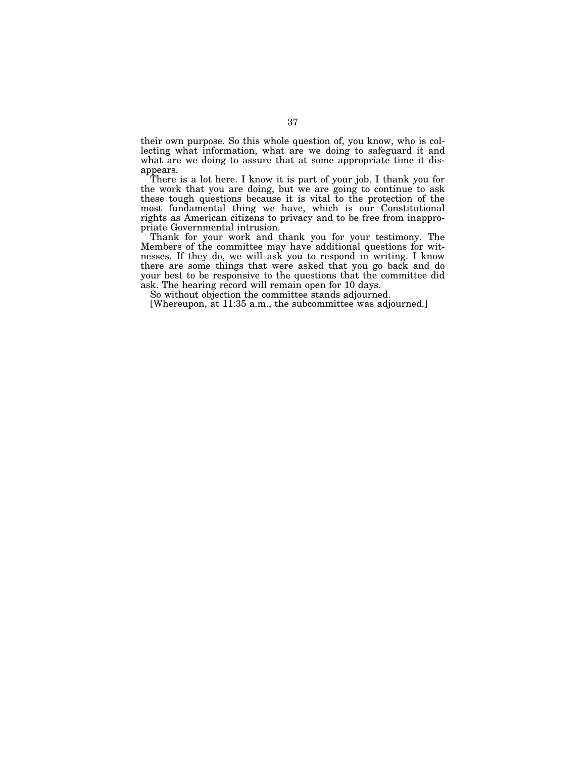their own purpose. So this whole question of, you know, who is collecting what information, what are we doing to safeguard it and what are we doing to assure that at some appropriate time it disappears.

There is a lot here. I know it is part of your job. I thank you for the work that you are doing, but we are going to continue to ask these tough questions because it is vital to the protection of the most fundamental thing we have, which is our Constitutional rights as American citizens to privacy and to be free from inappropriate Governmental intrusion.

Thank for your work and thank you for your testimony. The Members of the committee may have additional questions for witnesses. If they do, we will ask you to respond in writing. I know there are some things that were asked that you go back and do your best to be responsive to the questions that the committee did ask. The hearing record will remain open for 10 days.

So without objection the committee stands adjourned.

[Whereupon, at 11:35 a.m., the subcommittee was adjourned.]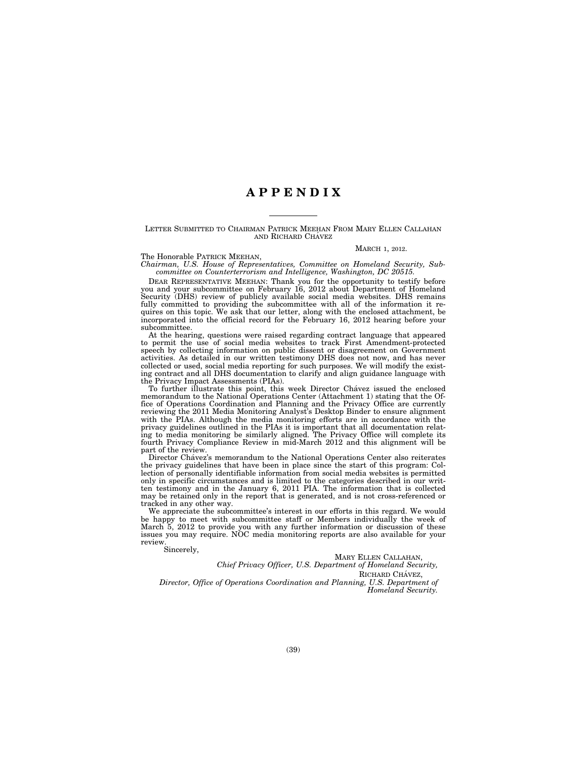# APPENDIX

---

LETTER SUBMITTED TO CHAIRMAN PATRICK MEEHAN FROM MARY ELLEN CALLAHAN AND RICHARD CHÁVEZ

MARCH 1, 2012.

The Honorable PATRICK MEEHAN,
*Chairman, U.S. House of Representatives, Committee on Homeland Security, Subcommittee on Counterterrorism and Intelligence, Washington, DC 20515.*

DEAR REPRESENTATIVE MEEHAN: Thank you for the opportunity to testify before you and your subcommittee on February 16, 2012 about Department of Homeland Security (DHS) review of publicly available social media websites. DHS remains fully committed to providing the subcommittee with all of the information it requires on this topic. We ask that our letter, along with the enclosed attachment, be incorporated into the official record for the February 16, 2012 hearing before your subcommittee.

At the hearing, questions were raised regarding contract language that appeared to permit the use of social media websites to track First Amendment-protected speech by collecting information on public dissent or disagreement on Government activities. As detailed in our written testimony DHS does not now, and has never collected or used, social media reporting for such purposes. We will modify the existing contract and all DHS documentation to clarify and align guidance language with the Privacy Impact Assessments (PIAs).

To further illustrate this point, this week Director Chávez issued the enclosed memorandum to the National Operations Center (Attachment 1) stating that the Office of Operations Coordination and Planning and the Privacy Office are currently reviewing the 2011 Media Monitoring Analyst's Desktop Binder to ensure alignment with the PIAs. Although the media monitoring efforts are in accordance with the privacy guidelines outlined in the PIAs it is important that all documentation relating to media monitoring be similarly aligned. The Privacy Office will complete its fourth Privacy Compliance Review in mid-March 2012 and this alignment will be part of the review.

Director Chávez's memorandum to the National Operations Center also reiterates the privacy guidelines that have been in place since the start of this program: Collection of personally identifiable information from social media websites is permitted only in specific circumstances and is limited to the categories described in our written testimony and in the January 6, 2011 PIA. The information that is collected may be retained only in the report that is generated, and is not cross-referenced or tracked in any other way.

We appreciate the subcommittee's interest in our efforts in this regard. We would be happy to meet with subcommittee staff or Members individually the week of March 5, 2012 to provide you with any further information or discussion of these issues you may require. NOC media monitoring reports are also available for your review.

Sincerely,

MARY ELLEN CALLAHAN,
*Chief Privacy Officer, U.S. Department of Homeland Security,*

RICHARD CHÁVEZ,
*Director, Office of Operations Coordination and Planning, U.S. Department of Homeland Security.*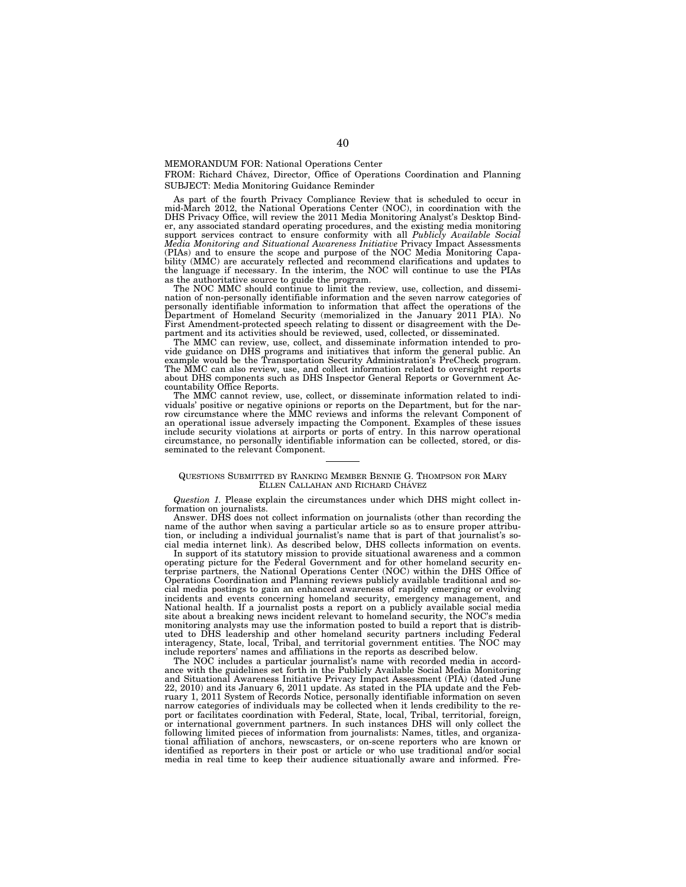MEMORANDUM FOR: National Operations Center

FROM: Richard Chávez, Director, Office of Operations Coordination and Planning

SUBJECT: Media Monitoring Guidance Reminder

As part of the fourth Privacy Compliance Review that is scheduled to occur in mid-March 2012, the National Operations Center (NOC), in coordination with the DHS Privacy Office, will review the 2011 Media Monitoring Analyst's Desktop Binder, any associated standard operating procedures, and the existing media monitoring support services contract to ensure conformity with all *Publicly Available Social Media Monitoring and Situational Awareness Initiative* Privacy Impact Assessments (PIAs) and to ensure the scope and purpose of the NOC Media Monitoring Capability (MMC) are accurately reflected and recommend clarifications and updates to the language if necessary. In the interim, the NOC will continue to use the PIAs as the authoritative source to guide the program.

The NOC MMC should continue to limit the review, use, collection, and dissemination of non-personally identifiable information and the seven narrow categories of personally identifiable information to information that affect the operations of the Department of Homeland Security (memorialized in the January 2011 PIA). No First Amendment-protected speech relating to dissent or disagreement with the Department and its activities should be reviewed, used, collected, or disseminated.

The MMC can review, use, collect, and disseminate information intended to provide guidance on DHS programs and initiatives that inform the general public. An example would be the Transportation Security Administration's PreCheck program. The MMC can also review, use, and collect information related to oversight reports about DHS components such as DHS Inspector General Reports or Government Accountability Office Reports.

The MMC cannot review, use, collect, or disseminate information related to individuals' positive or negative opinions or reports on the Department, but for the narrow circumstance where the MMC reviews and informs the relevant Component of an operational issue adversely impacting the Component. Examples of these issues include security violations at airports or ports of entry. In this narrow operational circumstance, no personally identifiable information can be collected, stored, or disseminated to the relevant Component.

---

QUESTIONS SUBMITTED BY RANKING MEMBER BENNIE G. THOMPSON FOR MARY ELLEN CALLAHAN AND RICHARD CHÁVEZ

*Question 1.* Please explain the circumstances under which DHS might collect information on journalists.

Answer. DHS does not collect information on journalists (other than recording the name of the author when saving a particular article so as to ensure proper attribution, or including a individual journalist's name that is part of that journalist's social media internet link). As described below, DHS collects information on events.

In support of its statutory mission to provide situational awareness and a common operating picture for the Federal Government and for other homeland security enterprise partners, the National Operations Center (NOC) within the DHS Office of Operations Coordination and Planning reviews publicly available traditional and social media postings to gain an enhanced awareness of rapidly emerging or evolving incidents and events concerning homeland security, emergency management, and National health. If a journalist posts a report on a publicly available social media site about a breaking news incident relevant to homeland security, the NOC's media monitoring analysts may use the information posted to build a report that is distributed to DHS leadership and other homeland security partners including Federal interagency, State, local, Tribal, and territorial government entities. The NOC may include reporters' names and affiliations in the reports as described below.

The NOC includes a particular journalist's name with recorded media in accordance with the guidelines set forth in the Publicly Available Social Media Monitoring and Situational Awareness Initiative Privacy Impact Assessment (PIA) (dated June 22, 2010) and its January 6, 2011 update. As stated in the PIA update and the February 1, 2011 System of Records Notice, personally identifiable information on seven narrow categories of individuals may be collected when it lends credibility to the report or facilitates coordination with Federal, State, local, Tribal, territorial, foreign, or international government partners. In such instances DHS will only collect the following limited pieces of information from journalists: Names, titles, and organizational affiliation of anchors, newscasters, or on-scene reporters who are known or identified as reporters in their post or article or who use traditional and/or social media in real time to keep their audience situationally aware and informed. Fre-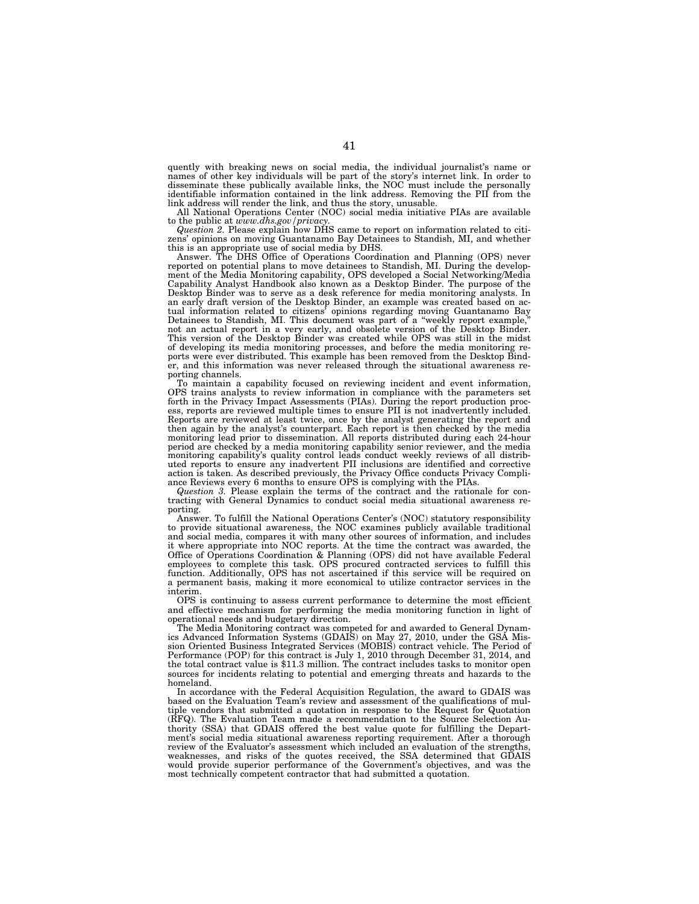quently with breaking news on social media, the individual journalist's name or names of other key individuals will be part of the story's internet link. In order to disseminate these publically available links, the NOC must include the personally identifiable information contained in the link address. Removing the PII from the link address will render the link, and thus the story, unusable.

All National Operations Center (NOC) social media initiative PIAs are available to the public at *www.dhs.gov/privacy.*

*Question 2.* Please explain how DHS came to report on information related to citizens' opinions on moving Guantanamo Bay Detainees to Standish, MI, and whether this is an appropriate use of social media by DHS.

Answer. The DHS Office of Operations Coordination and Planning (OPS) never reported on potential plans to move detainees to Standish, MI. During the development of the Media Monitoring capability, OPS developed a Social Networking/Media Capability Analyst Handbook also known as a Desktop Binder. The purpose of the Desktop Binder was to serve as a desk reference for media monitoring analysts. In an early draft version of the Desktop Binder, an example was created based on actual information related to citizens' opinions regarding moving Guantanamo Bay Detainees to Standish, MI. This document was part of a "weekly report example," not an actual report in a very early, and obsolete version of the Desktop Binder. This version of the Desktop Binder was created while OPS was still in the midst of developing its media monitoring processes, and before the media monitoring reports were ever distributed. This example has been removed from the Desktop Binder, and this information was never released through the situational awareness reporting channels.

To maintain a capability focused on reviewing incident and event information, OPS trains analysts to review information in compliance with the parameters set forth in the Privacy Impact Assessments (PIAs). During the report production process, reports are reviewed multiple times to ensure PII is not inadvertently included. Reports are reviewed at least twice, once by the analyst generating the report and then again by the analyst's counterpart. Each report is then checked by the media monitoring lead prior to dissemination. All reports distributed during each 24-hour period are checked by a media monitoring capability senior reviewer, and the media monitoring capability's quality control leads conduct weekly reviews of all distributed reports to ensure any inadvertent PII inclusions are identified and corrective action is taken. As described previously, the Privacy Office conducts Privacy Compliance Reviews every 6 months to ensure OPS is complying with the PIAs.

*Question 3.* Please explain the terms of the contract and the rationale for contracting with General Dynamics to conduct social media situational awareness reporting.

Answer. To fulfill the National Operations Center's (NOC) statutory responsibility to provide situational awareness, the NOC examines publicly available traditional and social media, compares it with many other sources of information, and includes it where appropriate into NOC reports. At the time the contract was awarded, the Office of Operations Coordination & Planning (OPS) did not have available Federal employees to complete this task. OPS procured contracted services to fulfill this function. Additionally, OPS has not ascertained if this service will be required on a permanent basis, making it more economical to utilize contractor services in the interim.

OPS is continuing to assess current performance to determine the most efficient and effective mechanism for performing the media monitoring function in light of operational needs and budgetary direction.

The Media Monitoring contract was competed for and awarded to General Dynamics Advanced Information Systems (GDAIS) on May 27, 2010, under the GSA Mission Oriented Business Integrated Services (MOBIS) contract vehicle. The Period of Performance (POP) for this contract is July 1, 2010 through December 31, 2014, and the total contract value is $11.3 million. The contract includes tasks to monitor open sources for incidents relating to potential and emerging threats and hazards to the homeland.

In accordance with the Federal Acquisition Regulation, the award to GDAIS was based on the Evaluation Team's review and assessment of the qualifications of multiple vendors that submitted a quotation in response to the Request for Quotation (RFQ). The Evaluation Team made a recommendation to the Source Selection Authority (SSA) that GDAIS offered the best value quote for fulfilling the Department's social media situational awareness reporting requirement. After a thorough review of the Evaluator's assessment which included an evaluation of the strengths, weaknesses, and risks of the quotes received, the SSA determined that GDAIS would provide superior performance of the Government's objectives, and was the most technically competent contractor that had submitted a quotation.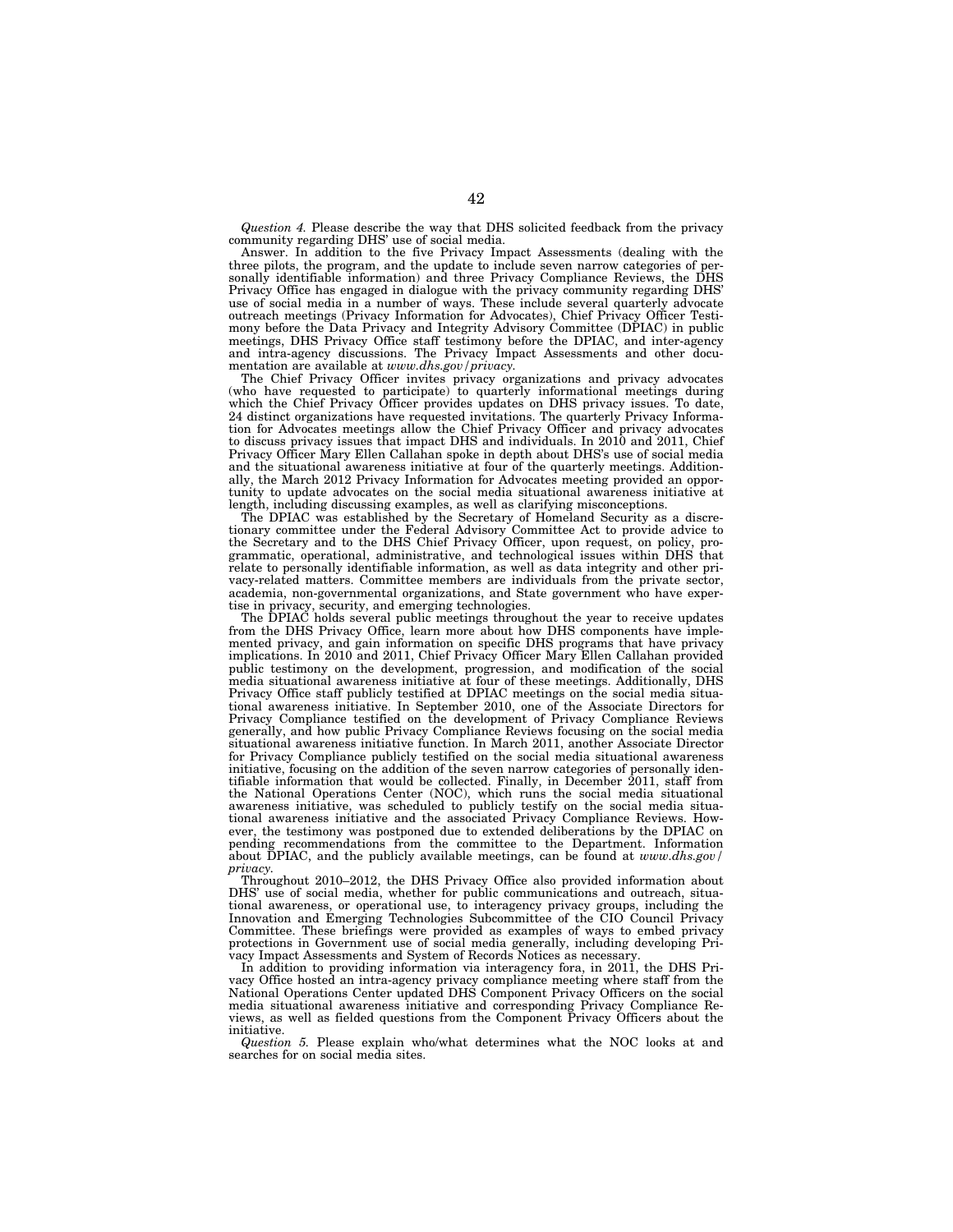*Question 4.* Please describe the way that DHS solicited feedback from the privacy community regarding DHS' use of social media.

Answer. In addition to the five Privacy Impact Assessments (dealing with the three pilots, the program, and the update to include seven narrow categories of personally identifiable information) and three Privacy Compliance Reviews, the DHS Privacy Office has engaged in dialogue with the privacy community regarding DHS' use of social media in a number of ways. These include several quarterly advocate outreach meetings (Privacy Information for Advocates), Chief Privacy Officer Testimony before the Data Privacy and Integrity Advisory Committee (DPIAC) in public meetings, DHS Privacy Office staff testimony before the DPIAC, and inter-agency and intra-agency discussions. The Privacy Impact Assessments and other documentation are available at *www.dhs.gov/privacy.*

The Chief Privacy Officer invites privacy organizations and privacy advocates (who have requested to participate) to quarterly informational meetings during which the Chief Privacy Officer provides updates on DHS privacy issues. To date, 24 distinct organizations have requested invitations. The quarterly Privacy Information for Advocates meetings allow the Chief Privacy Officer and privacy advocates to discuss privacy issues that impact DHS and individuals. In 2010 and 2011, Chief Privacy Officer Mary Ellen Callahan spoke in depth about DHS's use of social media and the situational awareness initiative at four of the quarterly meetings. Additionally, the March 2012 Privacy Information for Advocates meeting provided an opportunity to update advocates on the social media situational awareness initiative at length, including discussing examples, as well as clarifying misconceptions.

The DPIAC was established by the Secretary of Homeland Security as a discretionary committee under the Federal Advisory Committee Act to provide advice to the Secretary and to the DHS Chief Privacy Officer, upon request, on policy, programmatic, operational, administrative, and technological issues within DHS that relate to personally identifiable information, as well as data integrity and other privacy-related matters. Committee members are individuals from the private sector, academia, non-governmental organizations, and State government who have expertise in privacy, security, and emerging technologies.

The DPIAC holds several public meetings throughout the year to receive updates from the DHS Privacy Office, learn more about how DHS components have implemented privacy, and gain information on specific DHS programs that have privacy implications. In 2010 and 2011, Chief Privacy Officer Mary Ellen Callahan provided public testimony on the development, progression, and modification of the social media situational awareness initiative at four of these meetings. Additionally, DHS Privacy Office staff publicly testified at DPIAC meetings on the social media situational awareness initiative. In September 2010, one of the Associate Directors for Privacy Compliance testified on the development of Privacy Compliance Reviews generally, and how public Privacy Compliance Reviews focusing on the social media situational awareness initiative function. In March 2011, another Associate Director for Privacy Compliance publicly testified on the social media situational awareness initiative, focusing on the addition of the seven narrow categories of personally identifiable information that would be collected. Finally, in December 2011, staff from the National Operations Center (NOC), which runs the social media situational awareness initiative, was scheduled to publicly testify on the social media situational awareness initiative and the associated Privacy Compliance Reviews. However, the testimony was postponed due to extended deliberations by the DPIAC on pending recommendations from the committee to the Department. Information about DPIAC, and the publicly available meetings, can be found at *www.dhs.gov/privacy.*

Throughout 2010–2012, the DHS Privacy Office also provided information about DHS' use of social media, whether for public communications and outreach, situational awareness, or operational use, to interagency privacy groups, including the Innovation and Emerging Technologies Subcommittee of the CIO Council Privacy Committee. These briefings were provided as examples of ways to embed privacy protections in Government use of social media generally, including developing Privacy Impact Assessments and System of Records Notices as necessary.

In addition to providing information via interagency fora, in 2011, the DHS Privacy Office hosted an intra-agency privacy compliance meeting where staff from the National Operations Center updated DHS Component Privacy Officers on the social media situational awareness initiative and corresponding Privacy Compliance Reviews, as well as fielded questions from the Component Privacy Officers about the initiative.

*Question 5.* Please explain who/what determines what the NOC looks at and searches for on social media sites.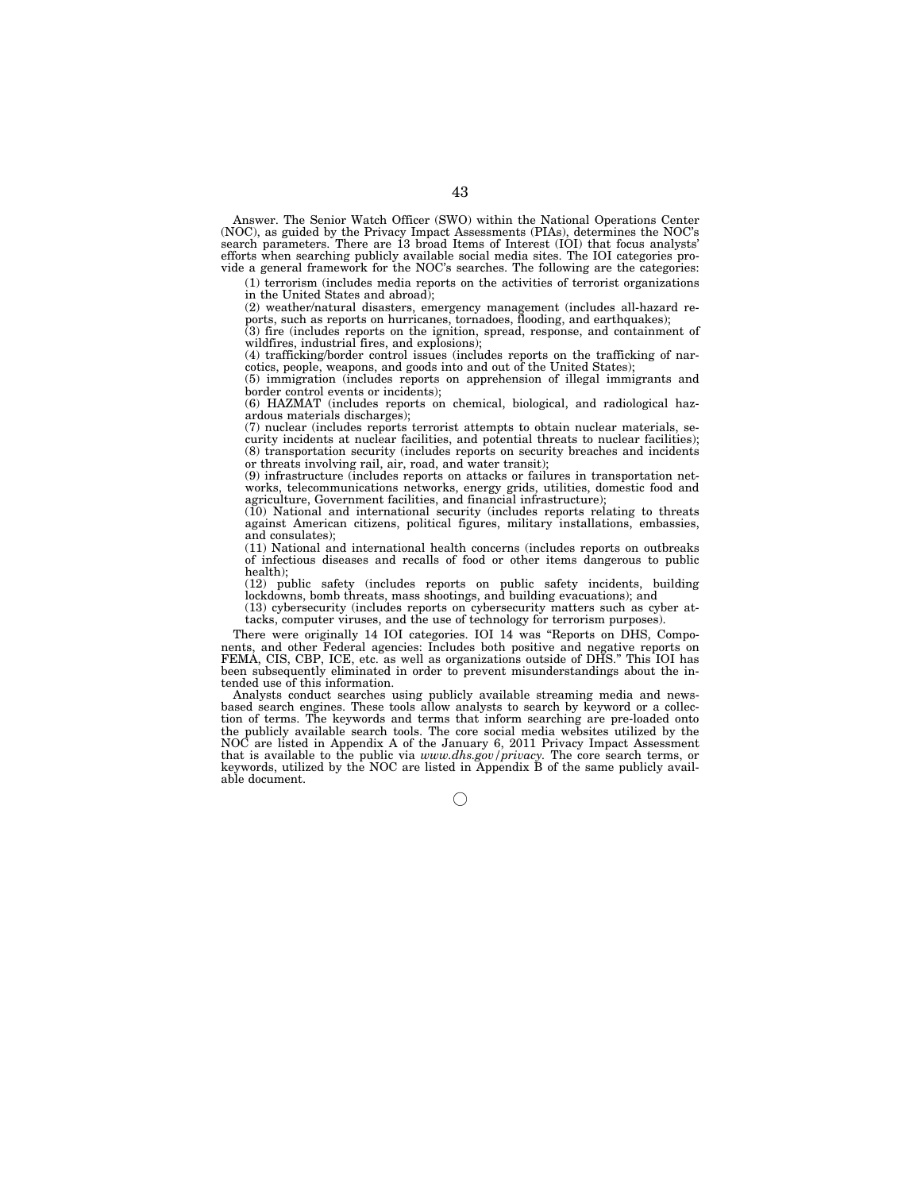Answer. The Senior Watch Officer (SWO) within the National Operations Center (NOC), as guided by the Privacy Impact Assessments (PIAs), determines the NOC's search parameters. There are 13 broad Items of Interest (IOI) that focus analysts' efforts when searching publicly available social media sites. The IOI categories provide a general framework for the NOC's searches. The following are the categories:

(1) terrorism (includes media reports on the activities of terrorist organizations in the United States and abroad);

(2) weather/natural disasters, emergency management (includes all-hazard reports, such as reports on hurricanes, tornadoes, flooding, and earthquakes);

(3) fire (includes reports on the ignition, spread, response, and containment of wildfires, industrial fires, and explosions);

(4) trafficking/border control issues (includes reports on the trafficking of narcotics, people, weapons, and goods into and out of the United States);

(5) immigration (includes reports on apprehension of illegal immigrants and border control events or incidents);

(6) HAZMAT (includes reports on chemical, biological, and radiological hazardous materials discharges);

(7) nuclear (includes reports terrorist attempts to obtain nuclear materials, security incidents at nuclear facilities, and potential threats to nuclear facilities);

(8) transportation security (includes reports on security breaches and incidents or threats involving rail, air, road, and water transit);

(9) infrastructure (includes reports on attacks or failures in transportation networks, telecommunications networks, energy grids, utilities, domestic food and agriculture, Government facilities, and financial infrastructure);

(10) National and international security (includes reports relating to threats against American citizens, political figures, military installations, embassies, and consulates);

(11) National and international health concerns (includes reports on outbreaks of infectious diseases and recalls of food or other items dangerous to public health);

(12) public safety (includes reports on public safety incidents, building lockdowns, bomb threats, mass shootings, and building evacuations); and

(13) cybersecurity (includes reports on cybersecurity matters such as cyber attacks, computer viruses, and the use of technology for terrorism purposes).

There were originally 14 IOI categories. IOI 14 was "Reports on DHS, Components, and other Federal agencies: Includes both positive and negative reports on FEMA, CIS, CBP, ICE, etc. as well as organizations outside of DHS." This IOI has been subsequently eliminated in order to prevent misunderstandings about the intended use of this information.

Analysts conduct searches using publicly available streaming media and news-based search engines. These tools allow analysts to search by keyword or a collection of terms. The keywords and terms that inform searching are pre-loaded onto the publicly available search tools. The core social media websites utilized by the NOC are listed in Appendix A of the January 6, 2011 Privacy Impact Assessment that is available to the public via *www.dhs.gov/privacy*. The core search terms, or keywords, utilized by the NOC are listed in Appendix B of the same publicly available document.